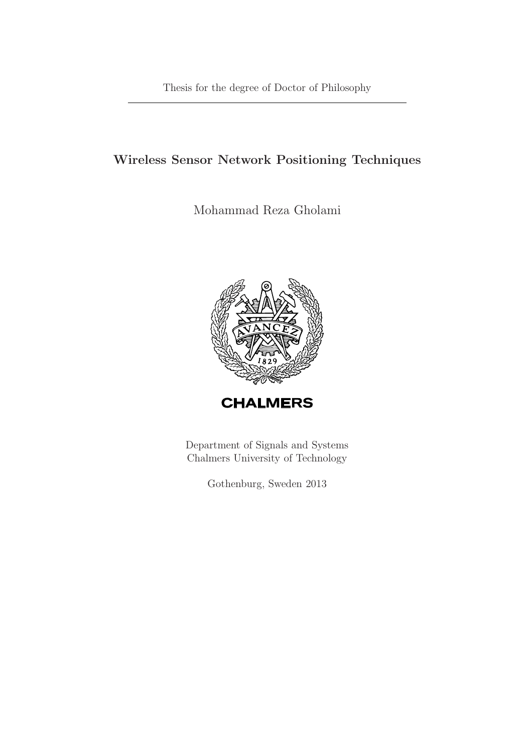Thesis for the degree of Doctor of Philosophy

# Wireless Sensor Network Positioning Techniques

Mohammad Reza Gholami

CHALMERS

Department of Signals and Systems
Chalmers University of Technology

Gothenburg, Sweden 2013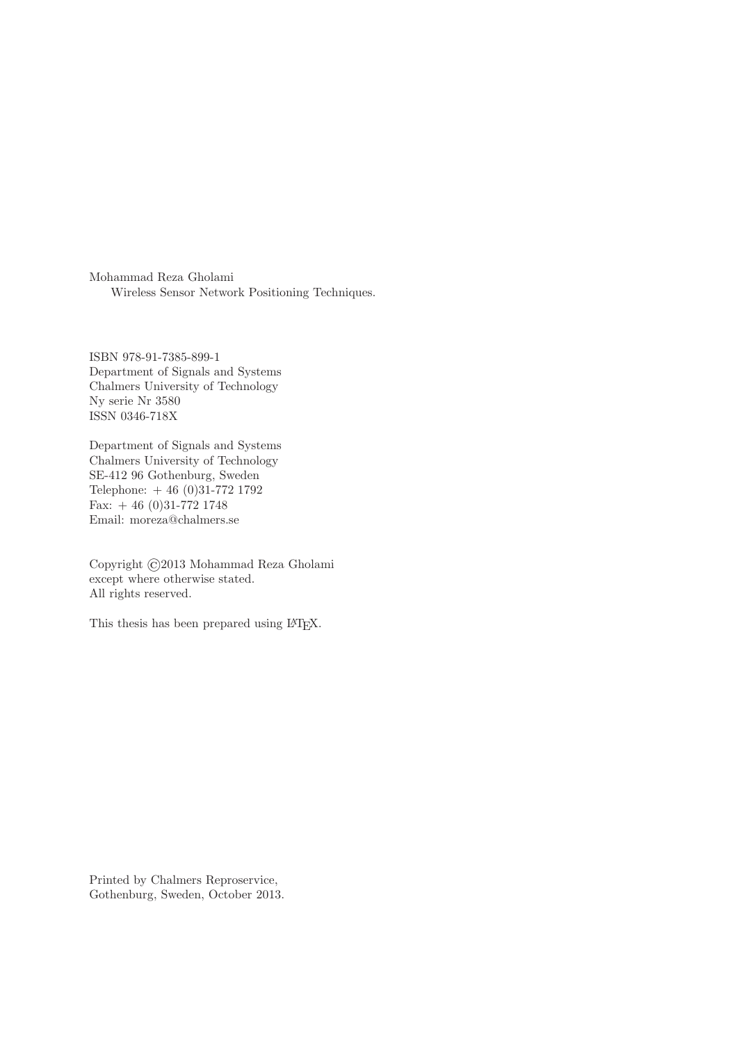Mohammad Reza Gholami
Wireless Sensor Network Positioning Techniques.

ISBN 978-91-7385-899-1
Department of Signals and Systems
Chalmers University of Technology
Ny serie Nr 3580
ISSN 0346-718X

Department of Signals and Systems
Chalmers University of Technology
SE-412 96 Gothenburg, Sweden
Telephone: + 46 (0)31-772 1792
Fax: + 46 (0)31-772 1748
Email: moreza@chalmers.se

Copyright ©2013 Mohammad Reza Gholami
except where otherwise stated.
All rights reserved.

This thesis has been prepared using LaTeX.

Printed by Chalmers Reproservice,
Gothenburg, Sweden, October 2013.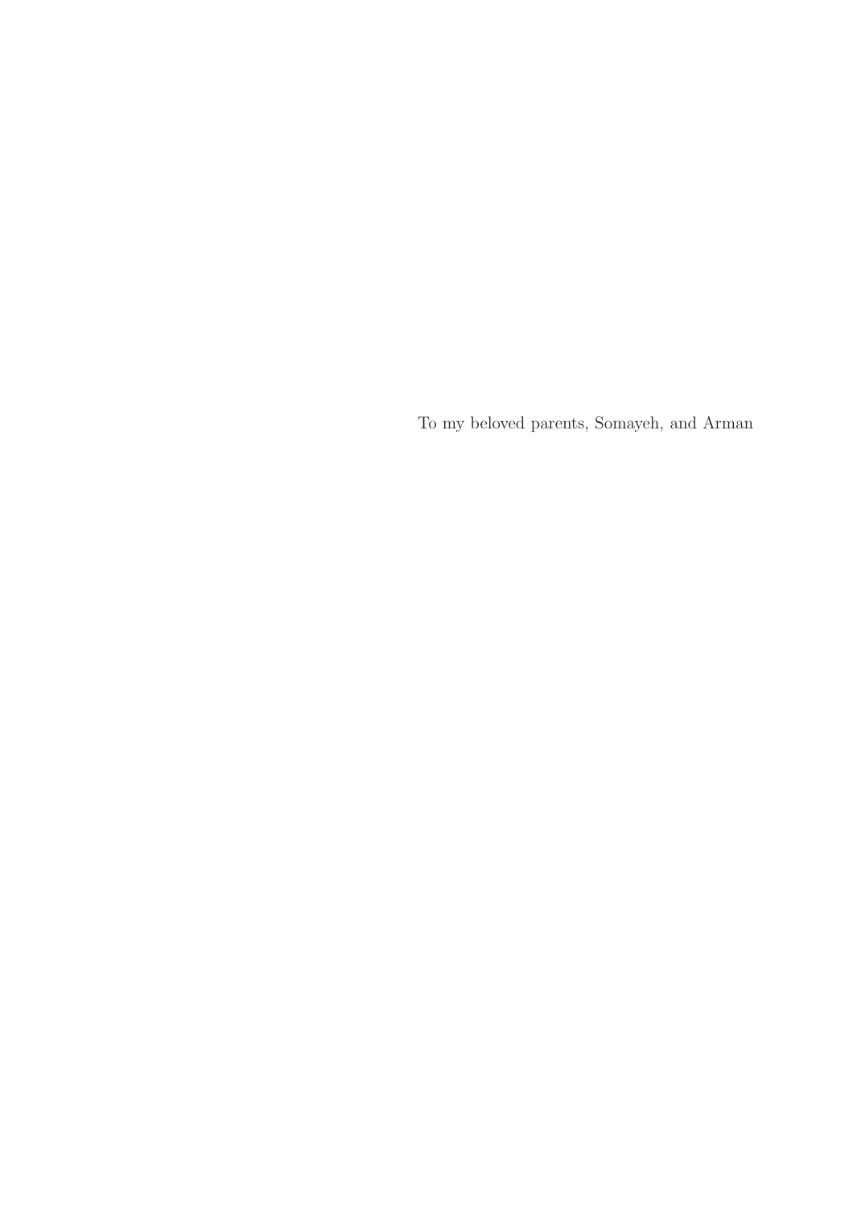To my beloved parents, Somayeh, and Arman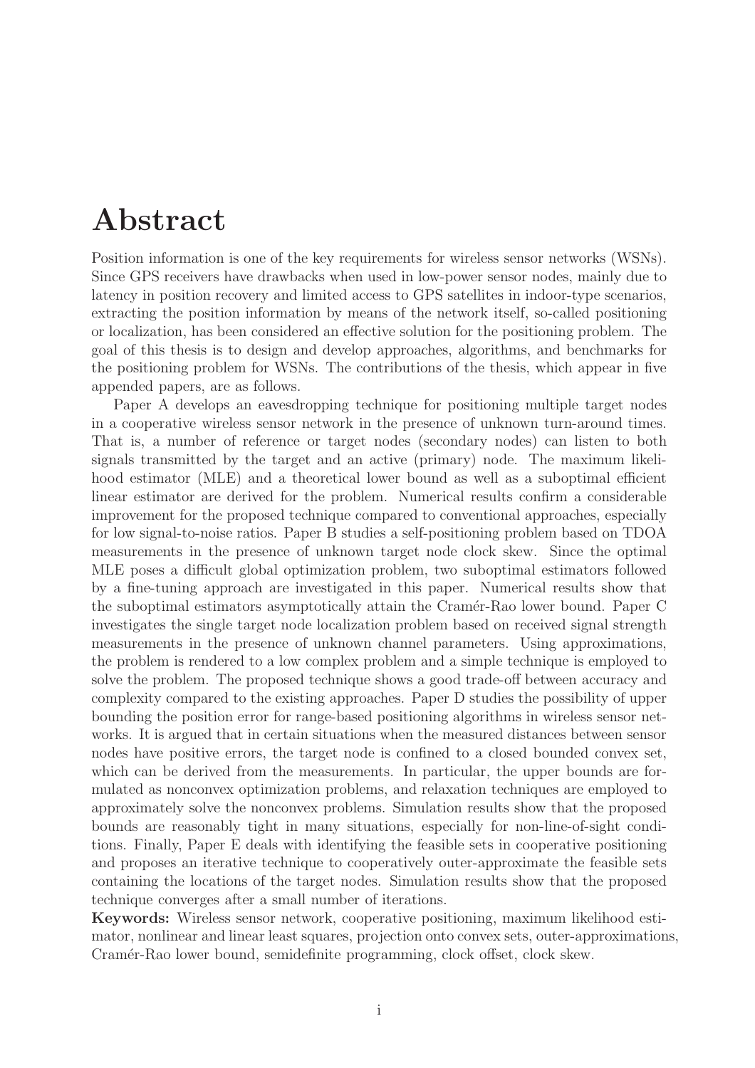# Abstract

Position information is one of the key requirements for wireless sensor networks (WSNs). Since GPS receivers have drawbacks when used in low-power sensor nodes, mainly due to latency in position recovery and limited access to GPS satellites in indoor-type scenarios, extracting the position information by means of the network itself, so-called positioning or localization, has been considered an effective solution for the positioning problem. The goal of this thesis is to design and develop approaches, algorithms, and benchmarks for the positioning problem for WSNs. The contributions of the thesis, which appear in five appended papers, are as follows.

Paper A develops an eavesdropping technique for positioning multiple target nodes in a cooperative wireless sensor network in the presence of unknown turn-around times. That is, a number of reference or target nodes (secondary nodes) can listen to both signals transmitted by the target and an active (primary) node. The maximum likelihood estimator (MLE) and a theoretical lower bound as well as a suboptimal efficient linear estimator are derived for the problem. Numerical results confirm a considerable improvement for the proposed technique compared to conventional approaches, especially for low signal-to-noise ratios. Paper B studies a self-positioning problem based on TDOA measurements in the presence of unknown target node clock skew. Since the optimal MLE poses a difficult global optimization problem, two suboptimal estimators followed by a fine-tuning approach are investigated in this paper. Numerical results show that the suboptimal estimators asymptotically attain the Cramér-Rao lower bound. Paper C investigates the single target node localization problem based on received signal strength measurements in the presence of unknown channel parameters. Using approximations, the problem is rendered to a low complex problem and a simple technique is employed to solve the problem. The proposed technique shows a good trade-off between accuracy and complexity compared to the existing approaches. Paper D studies the possibility of upper bounding the position error for range-based positioning algorithms in wireless sensor networks. It is argued that in certain situations when the measured distances between sensor nodes have positive errors, the target node is confined to a closed bounded convex set, which can be derived from the measurements. In particular, the upper bounds are formulated as nonconvex optimization problems, and relaxation techniques are employed to approximately solve the nonconvex problems. Simulation results show that the proposed bounds are reasonably tight in many situations, especially for non-line-of-sight conditions. Finally, Paper E deals with identifying the feasible sets in cooperative positioning and proposes an iterative technique to cooperatively outer-approximate the feasible sets containing the locations of the target nodes. Simulation results show that the proposed technique converges after a small number of iterations.

**Keywords:** Wireless sensor network, cooperative positioning, maximum likelihood estimator, nonlinear and linear least squares, projection onto convex sets, outer-approximations, Cramér-Rao lower bound, semidefinite programming, clock offset, clock skew.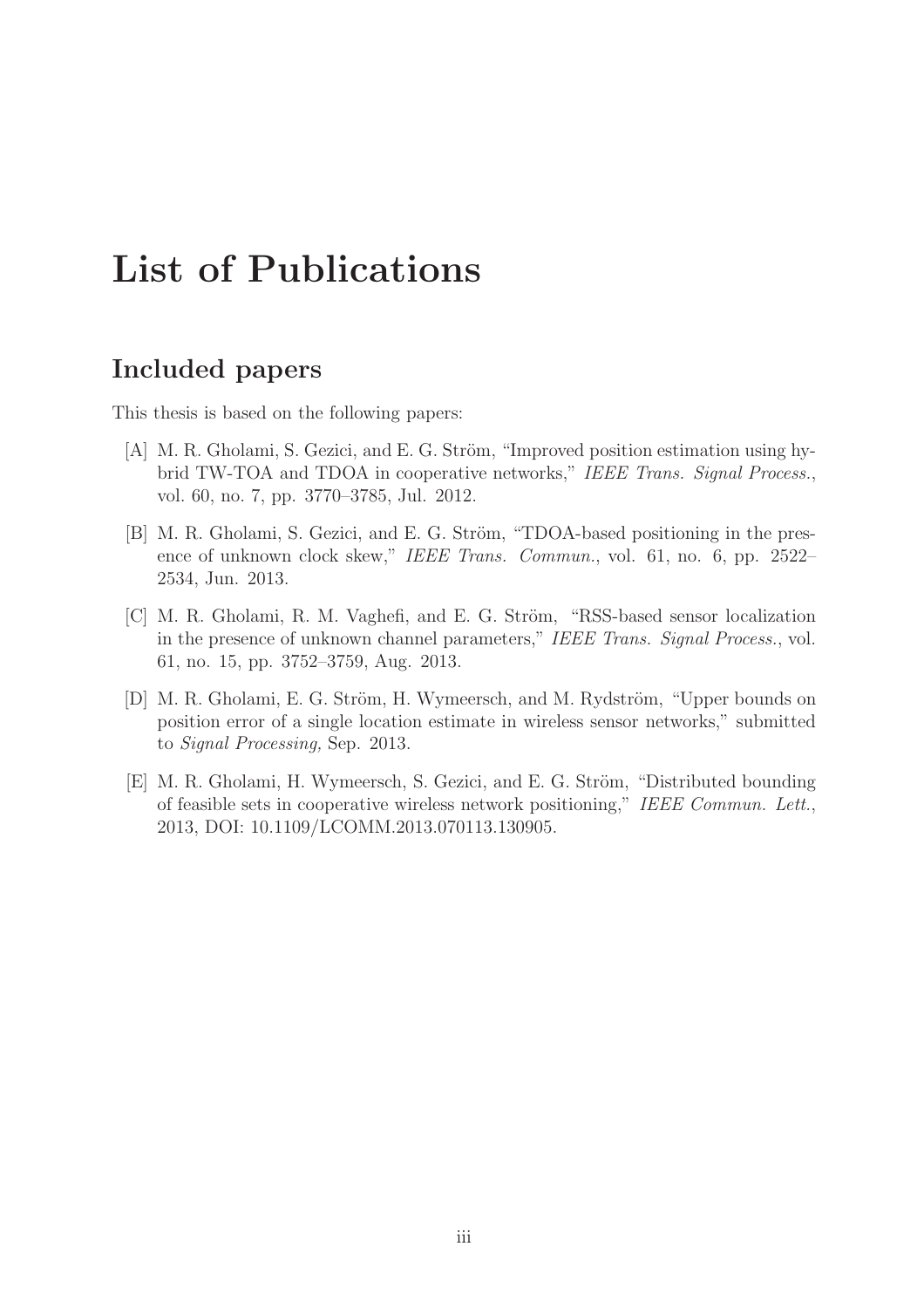# List of Publications

## Included papers

This thesis is based on the following papers:

[A] M. R. Gholami, S. Gezici, and E. G. Ström, "Improved position estimation using hybrid TW-TOA and TDOA in cooperative networks," *IEEE Trans. Signal Process.*, vol. 60, no. 7, pp. 3770–3785, Jul. 2012.

[B] M. R. Gholami, S. Gezici, and E. G. Ström, "TDOA-based positioning in the presence of unknown clock skew," *IEEE Trans. Commun.*, vol. 61, no. 6, pp. 2522–2534, Jun. 2013.

[C] M. R. Gholami, R. M. Vaghefi, and E. G. Ström, "RSS-based sensor localization in the presence of unknown channel parameters," *IEEE Trans. Signal Process.*, vol. 61, no. 15, pp. 3752–3759, Aug. 2013.

[D] M. R. Gholami, E. G. Ström, H. Wymeersch, and M. Rydström, "Upper bounds on position error of a single location estimate in wireless sensor networks," submitted to *Signal Processing,* Sep. 2013.

[E] M. R. Gholami, H. Wymeersch, S. Gezici, and E. G. Ström, "Distributed bounding of feasible sets in cooperative wireless network positioning," *IEEE Commun. Lett.*, 2013, DOI: 10.1109/LCOMM.2013.070113.130905.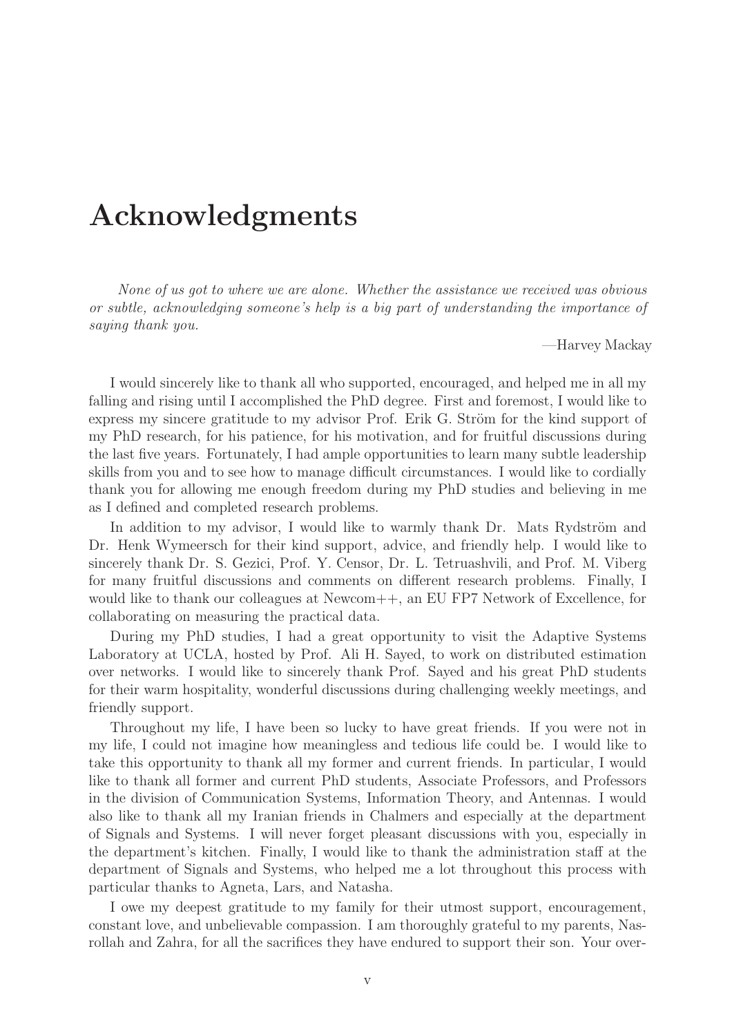# Acknowledgments

*None of us got to where we are alone. Whether the assistance we received was obvious or subtle, acknowledging someone's help is a big part of understanding the importance of saying thank you.*

—Harvey Mackay

I would sincerely like to thank all who supported, encouraged, and helped me in all my falling and rising until I accomplished the PhD degree. First and foremost, I would like to express my sincere gratitude to my advisor Prof. Erik G. Ström for the kind support of my PhD research, for his patience, for his motivation, and for fruitful discussions during the last five years. Fortunately, I had ample opportunities to learn many subtle leadership skills from you and to see how to manage difficult circumstances. I would like to cordially thank you for allowing me enough freedom during my PhD studies and believing in me as I defined and completed research problems.

In addition to my advisor, I would like to warmly thank Dr. Mats Rydström and Dr. Henk Wymeersch for their kind support, advice, and friendly help. I would like to sincerely thank Dr. S. Gezici, Prof. Y. Censor, Dr. L. Tetruashvili, and Prof. M. Viberg for many fruitful discussions and comments on different research problems. Finally, I would like to thank our colleagues at Newcom++, an EU FP7 Network of Excellence, for collaborating on measuring the practical data.

During my PhD studies, I had a great opportunity to visit the Adaptive Systems Laboratory at UCLA, hosted by Prof. Ali H. Sayed, to work on distributed estimation over networks. I would like to sincerely thank Prof. Sayed and his great PhD students for their warm hospitality, wonderful discussions during challenging weekly meetings, and friendly support.

Throughout my life, I have been so lucky to have great friends. If you were not in my life, I could not imagine how meaningless and tedious life could be. I would like to take this opportunity to thank all my former and current friends. In particular, I would like to thank all former and current PhD students, Associate Professors, and Professors in the division of Communication Systems, Information Theory, and Antennas. I would also like to thank all my Iranian friends in Chalmers and especially at the department of Signals and Systems. I will never forget pleasant discussions with you, especially in the department's kitchen. Finally, I would like to thank the administration staff at the department of Signals and Systems, who helped me a lot throughout this process with particular thanks to Agneta, Lars, and Natasha.

I owe my deepest gratitude to my family for their utmost support, encouragement, constant love, and unbelievable compassion. I am thoroughly grateful to my parents, Nasrollah and Zahra, for all the sacrifices they have endured to support their son. Your over-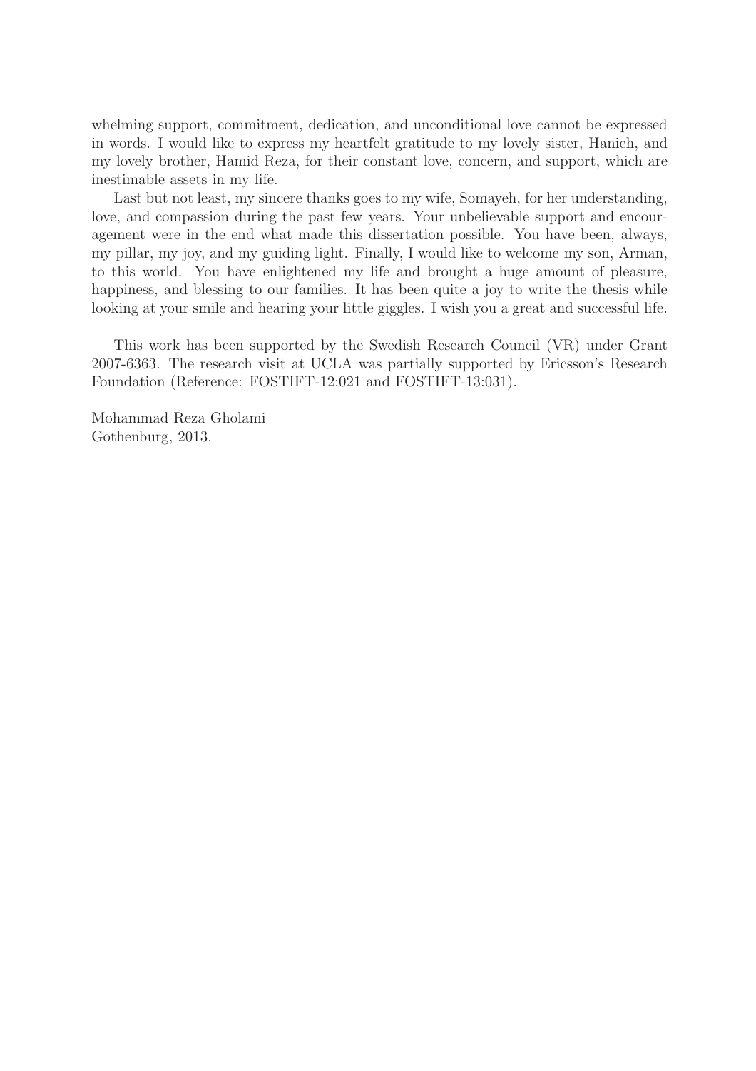whelming support, commitment, dedication, and unconditional love cannot be expressed in words. I would like to express my heartfelt gratitude to my lovely sister, Hanieh, and my lovely brother, Hamid Reza, for their constant love, concern, and support, which are inestimable assets in my life.

Last but not least, my sincere thanks goes to my wife, Somayeh, for her understanding, love, and compassion during the past few years. Your unbelievable support and encouragement were in the end what made this dissertation possible. You have been, always, my pillar, my joy, and my guiding light. Finally, I would like to welcome my son, Arman, to this world. You have enlightened my life and brought a huge amount of pleasure, happiness, and blessing to our families. It has been quite a joy to write the thesis while looking at your smile and hearing your little giggles. I wish you a great and successful life.

This work has been supported by the Swedish Research Council (VR) under Grant 2007-6363. The research visit at UCLA was partially supported by Ericsson's Research Foundation (Reference: FOSTIFT-12:021 and FOSTIFT-13:031).

Mohammad Reza Gholami
Gothenburg, 2013.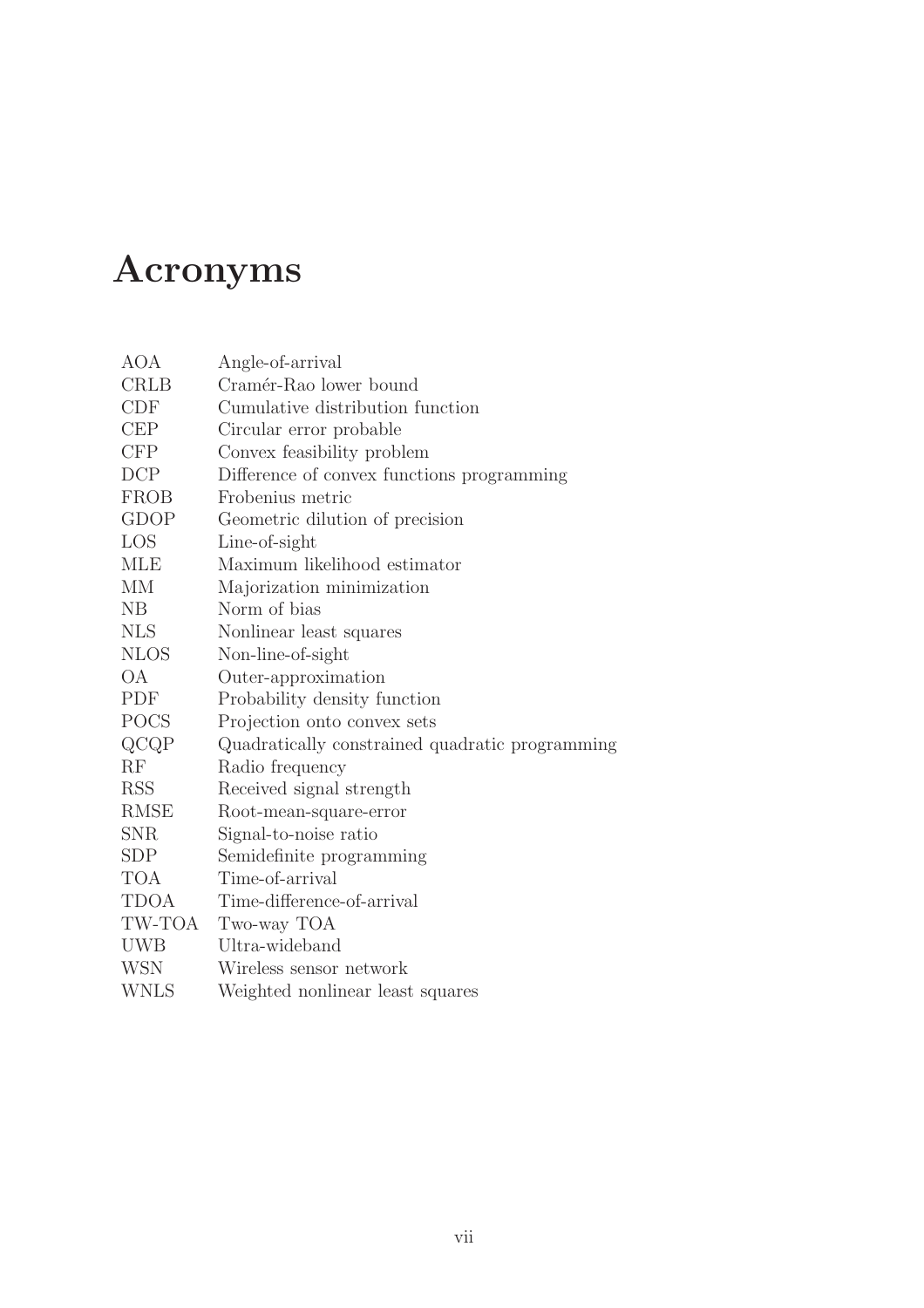# Acronyms

| | |
|---|---|
| AOA | Angle-of-arrival |
| CRLB | Cramér-Rao lower bound |
| CDF | Cumulative distribution function |
| CEP | Circular error probable |
| CFP | Convex feasibility problem |
| DCP | Difference of convex functions programming |
| FROB | Frobenius metric |
| GDOP | Geometric dilution of precision |
| LOS | Line-of-sight |
| MLE | Maximum likelihood estimator |
| MM | Majorization minimization |
| NB | Norm of bias |
| NLS | Nonlinear least squares |
| NLOS | Non-line-of-sight |
| OA | Outer-approximation |
| PDF | Probability density function |
| POCS | Projection onto convex sets |
| QCQP | Quadratically constrained quadratic programming |
| RF | Radio frequency |
| RSS | Received signal strength |
| RMSE | Root-mean-square-error |
| SNR | Signal-to-noise ratio |
| SDP | Semidefinite programming |
| TOA | Time-of-arrival |
| TDOA | Time-difference-of-arrival |
| TW-TOA | Two-way TOA |
| UWB | Ultra-wideband |
| WSN | Wireless sensor network |
| WNLS | Weighted nonlinear least squares |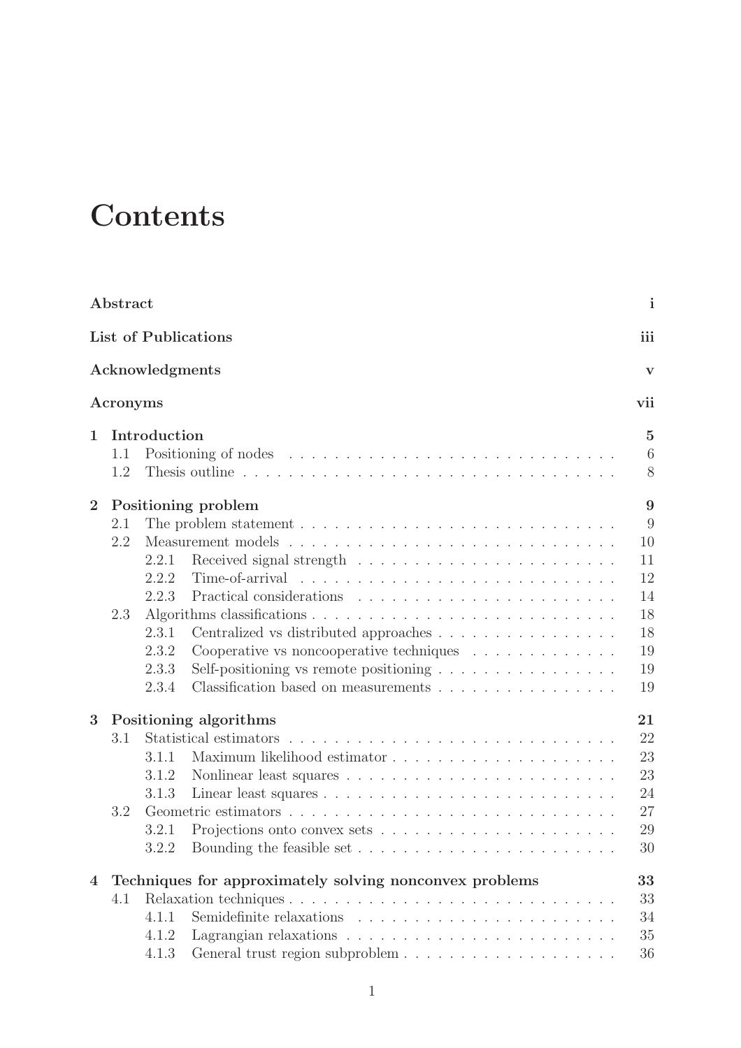# Contents

| | | |
|---|---|---|
| **Abstract** | | **i** |
| **List of Publications** | | **iii** |
| **Acknowledgments** | | **v** |
| **Acronyms** | | **vii** |
| **1** | **Introduction** | **5** |
| 1.1 | Positioning of nodes | 6 |
| 1.2 | Thesis outline | 8 |
| **2** | **Positioning problem** | **9** |
| 2.1 | The problem statement | 9 |
| 2.2 | Measurement models | 10 |
| 2.2.1 | Received signal strength | 11 |
| 2.2.2 | Time-of-arrival | 12 |
| 2.2.3 | Practical considerations | 14 |
| 2.3 | Algorithms classifications | 18 |
| 2.3.1 | Centralized vs distributed approaches | 18 |
| 2.3.2 | Cooperative vs noncooperative techniques | 19 |
| 2.3.3 | Self-positioning vs remote positioning | 19 |
| 2.3.4 | Classification based on measurements | 19 |
| **3** | **Positioning algorithms** | **21** |
| 3.1 | Statistical estimators | 22 |
| 3.1.1 | Maximum likelihood estimator | 23 |
| 3.1.2 | Nonlinear least squares | 23 |
| 3.1.3 | Linear least squares | 24 |
| 3.2 | Geometric estimators | 27 |
| 3.2.1 | Projections onto convex sets | 29 |
| 3.2.2 | Bounding the feasible set | 30 |
| **4** | **Techniques for approximately solving nonconvex problems** | **33** |
| 4.1 | Relaxation techniques | 33 |
| 4.1.1 | Semidefinite relaxations | 34 |
| 4.1.2 | Lagrangian relaxations | 35 |
| 4.1.3 | General trust region subproblem | 36 |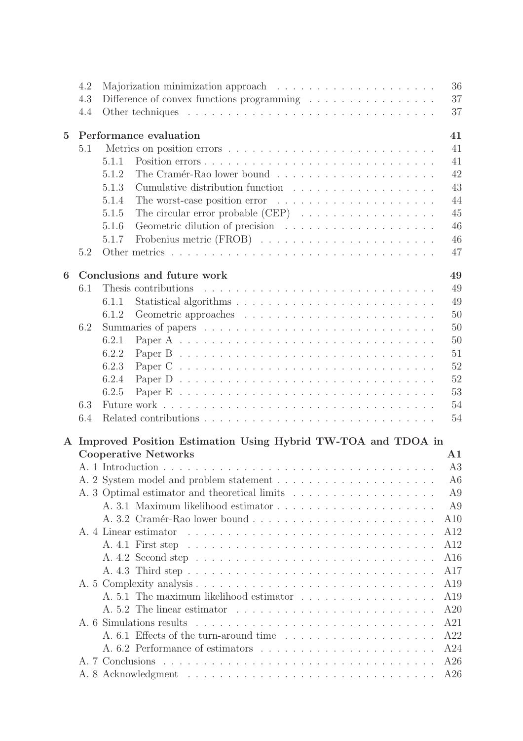4.2 Majorization minimization approach . . . . . 36
4.3 Difference of convex functions programming . . . . . 37
4.4 Other techniques . . . . . 37

**5 Performance evaluation** **41**

5.1 Metrics on position errors . . . . . 41
  5.1.1 Position errors . . . . . 41
  5.1.2 The Cramér-Rao lower bound . . . . . 42
  5.1.3 Cumulative distribution function . . . . . 43
  5.1.4 The worst-case position error . . . . . 44
  5.1.5 The circular error probable (CEP) . . . . . 45
  5.1.6 Geometric dilution of precision . . . . . 46
  5.1.7 Frobenius metric (FROB) . . . . . 46
5.2 Other metrics . . . . . 47

**6 Conclusions and future work** **49**

6.1 Thesis contributions . . . . . 49
  6.1.1 Statistical algorithms . . . . . 49
  6.1.2 Geometric approaches . . . . . 50
6.2 Summaries of papers . . . . . 50
  6.2.1 Paper A . . . . . 50
  6.2.2 Paper B . . . . . 51
  6.2.3 Paper C . . . . . 52
  6.2.4 Paper D . . . . . 52
  6.2.5 Paper E . . . . . 53
6.3 Future work . . . . . 54
6.4 Related contributions . . . . . 54

**A Improved Position Estimation Using Hybrid TW-TOA and TDOA in Cooperative Networks** **A1**

A. 1 Introduction . . . . . A3
A. 2 System model and problem statement . . . . . A6
A. 3 Optimal estimator and theoretical limits . . . . . A9
  A. 3.1 Maximum likelihood estimator . . . . . A9
  A. 3.2 Cramér-Rao lower bound . . . . . A10
A. 4 Linear estimator . . . . . A12
  A. 4.1 First step . . . . . A12
  A. 4.2 Second step . . . . . A16
  A. 4.3 Third step . . . . . A17
A. 5 Complexity analysis . . . . . A19
  A. 5.1 The maximum likelihood estimator . . . . . A19
  A. 5.2 The linear estimator . . . . . A20
A. 6 Simulations results . . . . . A21
  A. 6.1 Effects of the turn-around time . . . . . A22
  A. 6.2 Performance of estimators . . . . . A24
A. 7 Conclusions . . . . . A26
A. 8 Acknowledgment . . . . . A26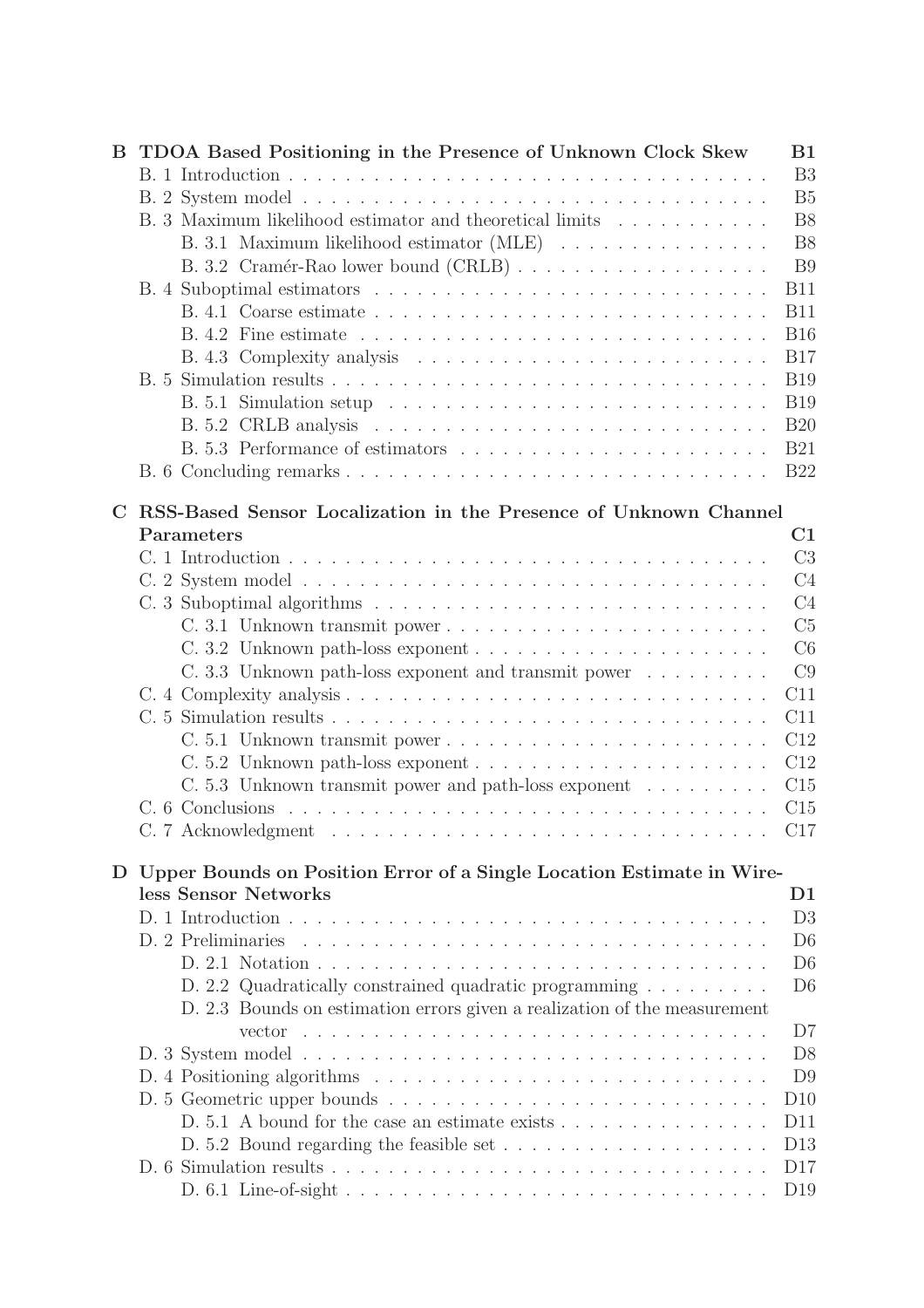**B TDOA Based Positioning in the Presence of Unknown Clock Skew** B1

- B. 1 Introduction . . . . . . . . . . . . . . . . . . . . . . . . . . . . . . . . . . B3
- B. 2 System model . . . . . . . . . . . . . . . . . . . . . . . . . . . . . . . . . B5
- B. 3 Maximum likelihood estimator and theoretical limits . . . . . . . . . . . B8
  - B. 3.1 Maximum likelihood estimator (MLE) . . . . . . . . . . . . . . . B8
  - B. 3.2 Cramér-Rao lower bound (CRLB) . . . . . . . . . . . . . . . . . . B9
- B. 4 Suboptimal estimators . . . . . . . . . . . . . . . . . . . . . . . . . . . . B11
  - B. 4.1 Coarse estimate . . . . . . . . . . . . . . . . . . . . . . . . . . . . B11
  - B. 4.2 Fine estimate . . . . . . . . . . . . . . . . . . . . . . . . . . . . . B16
  - B. 4.3 Complexity analysis . . . . . . . . . . . . . . . . . . . . . . . . . B17
- B. 5 Simulation results . . . . . . . . . . . . . . . . . . . . . . . . . . . . . . B19
  - B. 5.1 Simulation setup . . . . . . . . . . . . . . . . . . . . . . . . . . . B19
  - B. 5.2 CRLB analysis . . . . . . . . . . . . . . . . . . . . . . . . . . . . B20
  - B. 5.3 Performance of estimators . . . . . . . . . . . . . . . . . . . . . . B21
- B. 6 Concluding remarks . . . . . . . . . . . . . . . . . . . . . . . . . . . . . B22

**C RSS-Based Sensor Localization in the Presence of Unknown Channel Parameters** C1

- C. 1 Introduction . . . . . . . . . . . . . . . . . . . . . . . . . . . . . . . . . . C3
- C. 2 System model . . . . . . . . . . . . . . . . . . . . . . . . . . . . . . . . . C4
- C. 3 Suboptimal algorithms . . . . . . . . . . . . . . . . . . . . . . . . . . . . C4
  - C. 3.1 Unknown transmit power . . . . . . . . . . . . . . . . . . . . . . . C5
  - C. 3.2 Unknown path-loss exponent . . . . . . . . . . . . . . . . . . . . . C6
  - C. 3.3 Unknown path-loss exponent and transmit power . . . . . . . . . C9
- C. 4 Complexity analysis . . . . . . . . . . . . . . . . . . . . . . . . . . . . . C11
- C. 5 Simulation results . . . . . . . . . . . . . . . . . . . . . . . . . . . . . . C11
  - C. 5.1 Unknown transmit power . . . . . . . . . . . . . . . . . . . . . . . C12
  - C. 5.2 Unknown path-loss exponent . . . . . . . . . . . . . . . . . . . . . C12
  - C. 5.3 Unknown transmit power and path-loss exponent . . . . . . . . . C15
- C. 6 Conclusions . . . . . . . . . . . . . . . . . . . . . . . . . . . . . . . . . . C15
- C. 7 Acknowledgment . . . . . . . . . . . . . . . . . . . . . . . . . . . . . . . C17

**D Upper Bounds on Position Error of a Single Location Estimate in Wireless Sensor Networks** D1

- D. 1 Introduction . . . . . . . . . . . . . . . . . . . . . . . . . . . . . . . . . . D3
- D. 2 Preliminaries . . . . . . . . . . . . . . . . . . . . . . . . . . . . . . . . . D6
  - D. 2.1 Notation . . . . . . . . . . . . . . . . . . . . . . . . . . . . . . . . . D6
  - D. 2.2 Quadratically constrained quadratic programming . . . . . . . . . D6
  - D. 2.3 Bounds on estimation errors given a realization of the measurement vector . . . . . . . . . . . . . . . . . . . . . . . . . . . . . . . . . D7
- D. 3 System model . . . . . . . . . . . . . . . . . . . . . . . . . . . . . . . . . D8
- D. 4 Positioning algorithms . . . . . . . . . . . . . . . . . . . . . . . . . . . . D9
- D. 5 Geometric upper bounds . . . . . . . . . . . . . . . . . . . . . . . . . . . D10
  - D. 5.1 A bound for the case an estimate exists . . . . . . . . . . . . . . . D11
  - D. 5.2 Bound regarding the feasible set . . . . . . . . . . . . . . . . . . . D13
- D. 6 Simulation results . . . . . . . . . . . . . . . . . . . . . . . . . . . . . . D17
  - D. 6.1 Line-of-sight . . . . . . . . . . . . . . . . . . . . . . . . . . . . . . . D19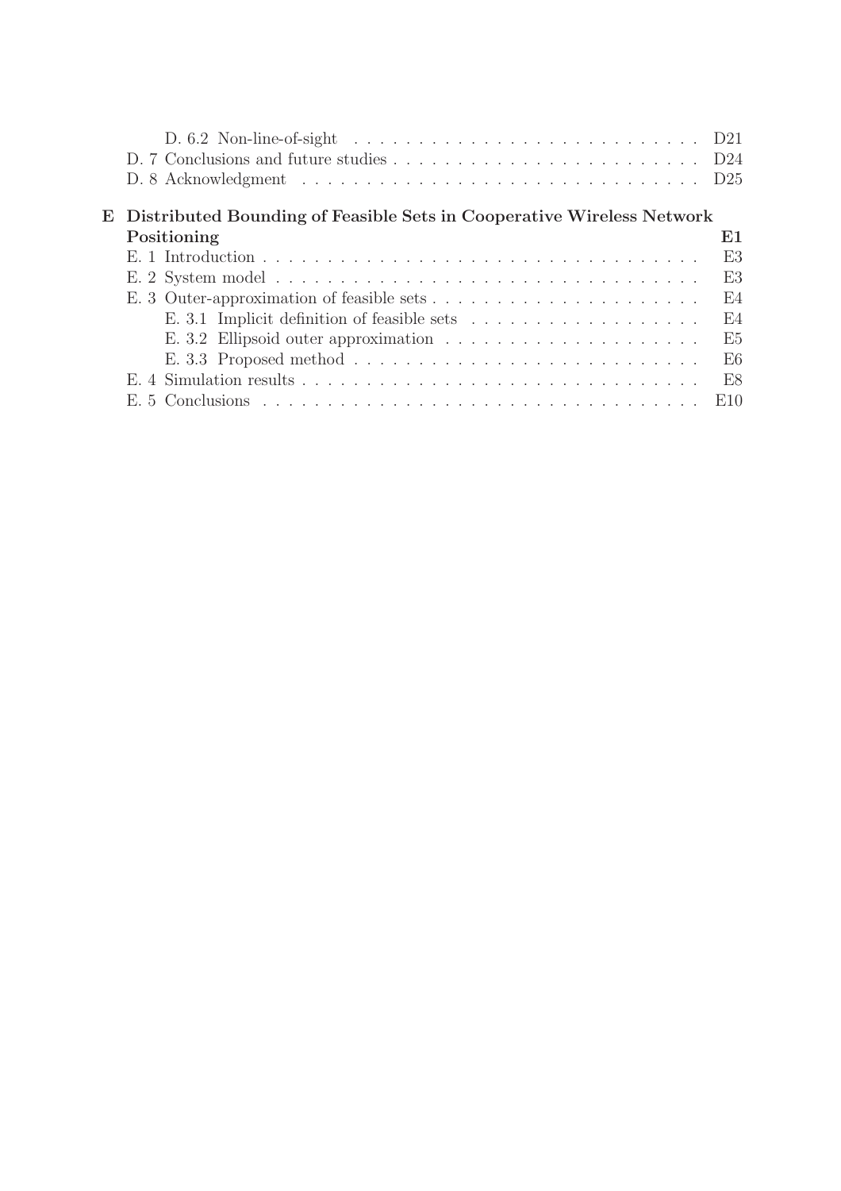D. 6.2 Non-line-of-sight . . . . . . . . . . . . . . . . . . . . . . . . . . . D21

D. 7 Conclusions and future studies . . . . . . . . . . . . . . . . . . . . . . . . D24

D. 8 Acknowledgment . . . . . . . . . . . . . . . . . . . . . . . . . . . . . . . D25

**E Distributed Bounding of Feasible Sets in Cooperative Wireless Network Positioning** **E1**

E. 1 Introduction . . . . . . . . . . . . . . . . . . . . . . . . . . . . . . . . . . E3

E. 2 System model . . . . . . . . . . . . . . . . . . . . . . . . . . . . . . . . . E3

E. 3 Outer-approximation of feasible sets . . . . . . . . . . . . . . . . . . . . . . E4

E. 3.1 Implicit definition of feasible sets . . . . . . . . . . . . . . . . . . . E4

E. 3.2 Ellipsoid outer approximation . . . . . . . . . . . . . . . . . . . . . E5

E. 3.3 Proposed method . . . . . . . . . . . . . . . . . . . . . . . . . . . E6

E. 4 Simulation results . . . . . . . . . . . . . . . . . . . . . . . . . . . . . . . E8

E. 5 Conclusions . . . . . . . . . . . . . . . . . . . . . . . . . . . . . . . . . . E10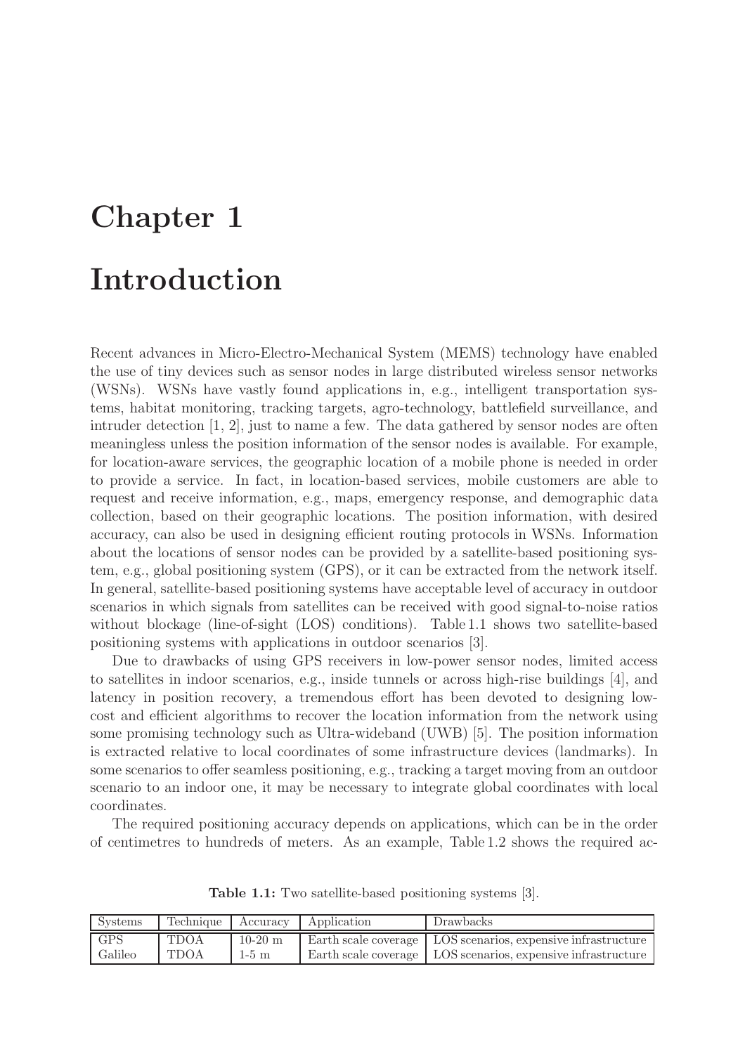# Chapter 1

# Introduction

Recent advances in Micro-Electro-Mechanical System (MEMS) technology have enabled the use of tiny devices such as sensor nodes in large distributed wireless sensor networks (WSNs). WSNs have vastly found applications in, e.g., intelligent transportation systems, habitat monitoring, tracking targets, agro-technology, battlefield surveillance, and intruder detection [1, 2], just to name a few. The data gathered by sensor nodes are often meaningless unless the position information of the sensor nodes is available. For example, for location-aware services, the geographic location of a mobile phone is needed in order to provide a service. In fact, in location-based services, mobile customers are able to request and receive information, e.g., maps, emergency response, and demographic data collection, based on their geographic locations. The position information, with desired accuracy, can also be used in designing efficient routing protocols in WSNs. Information about the locations of sensor nodes can be provided by a satellite-based positioning system, e.g., global positioning system (GPS), or it can be extracted from the network itself. In general, satellite-based positioning systems have acceptable level of accuracy in outdoor scenarios in which signals from satellites can be received with good signal-to-noise ratios without blockage (line-of-sight (LOS) conditions). Table 1.1 shows two satellite-based positioning systems with applications in outdoor scenarios [3].

Due to drawbacks of using GPS receivers in low-power sensor nodes, limited access to satellites in indoor scenarios, e.g., inside tunnels or across high-rise buildings [4], and latency in position recovery, a tremendous effort has been devoted to designing low-cost and efficient algorithms to recover the location information from the network using some promising technology such as Ultra-wideband (UWB) [5]. The position information is extracted relative to local coordinates of some infrastructure devices (landmarks). In some scenarios to offer seamless positioning, e.g., tracking a target moving from an outdoor scenario to an indoor one, it may be necessary to integrate global coordinates with local coordinates.

The required positioning accuracy depends on applications, which can be in the order of centimetres to hundreds of meters. As an example, Table 1.2 shows the required ac-

**Table 1.1:** Two satellite-based positioning systems [3].

| Systems | Technique | Accuracy | Application | Drawbacks |
|---|---|---|---|---|
| GPS | TDOA | 10-20 m | Earth scale coverage | LOS scenarios, expensive infrastructure |
| Galileo | TDOA | 1-5 m | Earth scale coverage | LOS scenarios, expensive infrastructure |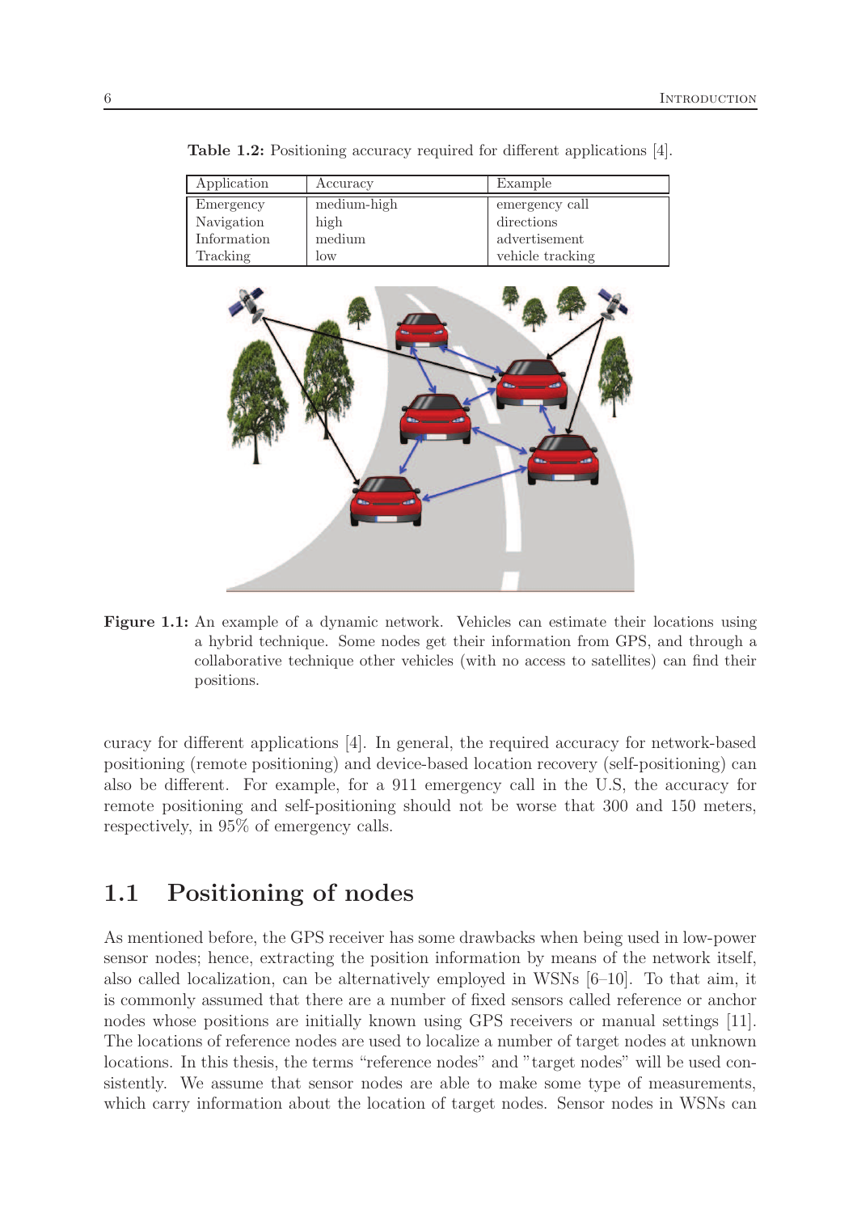**Table 1.2:** Positioning accuracy required for different applications [4].

| Application | Accuracy | Example |
|---|---|---|
| Emergency | medium-high | emergency call |
| Navigation | high | directions |
| Information | medium | advertisement |
| Tracking | low | vehicle tracking |

**Figure 1.1:** An example of a dynamic network. Vehicles can estimate their locations using a hybrid technique. Some nodes get their information from GPS, and through a collaborative technique other vehicles (with no access to satellites) can find their positions.

curacy for different applications [4]. In general, the required accuracy for network-based positioning (remote positioning) and device-based location recovery (self-positioning) can also be different. For example, for a 911 emergency call in the U.S, the accuracy for remote positioning and self-positioning should not be worse that 300 and 150 meters, respectively, in 95% of emergency calls.

## 1.1 Positioning of nodes

As mentioned before, the GPS receiver has some drawbacks when being used in low-power sensor nodes; hence, extracting the position information by means of the network itself, also called localization, can be alternatively employed in WSNs [6–10]. To that aim, it is commonly assumed that there are a number of fixed sensors called reference or anchor nodes whose positions are initially known using GPS receivers or manual settings [11]. The locations of reference nodes are used to localize a number of target nodes at unknown locations. In this thesis, the terms "reference nodes" and "target nodes" will be used consistently. We assume that sensor nodes are able to make some type of measurements, which carry information about the location of target nodes. Sensor nodes in WSNs can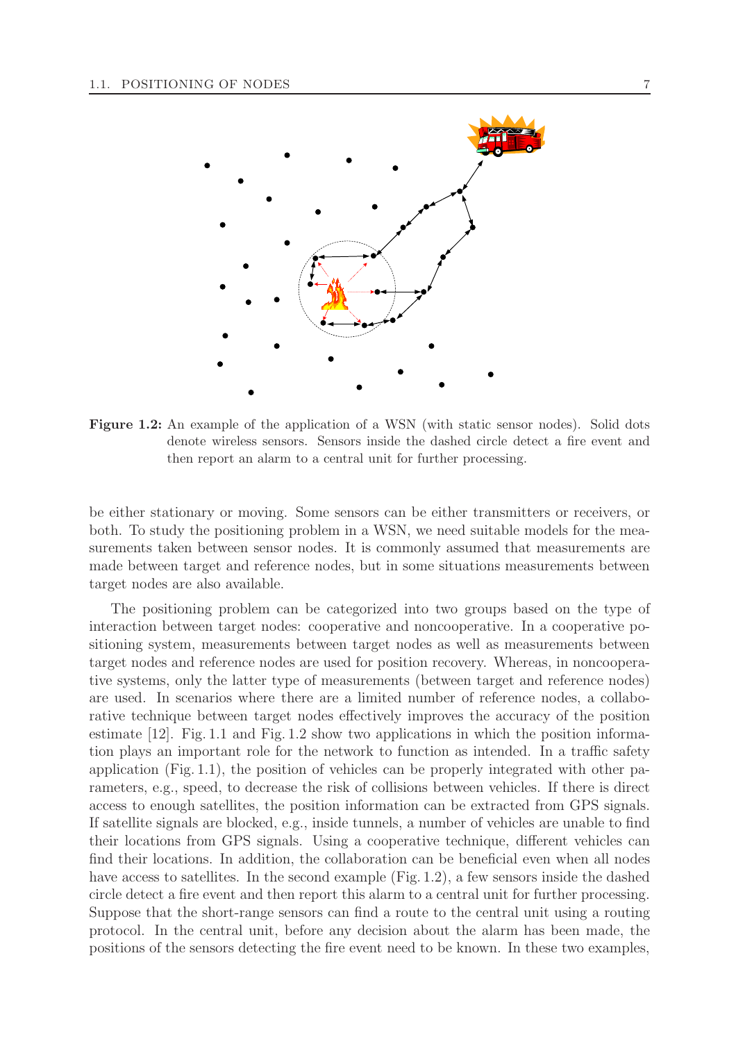**Figure 1.2:** An example of the application of a WSN (with static sensor nodes). Solid dots denote wireless sensors. Sensors inside the dashed circle detect a fire event and then report an alarm to a central unit for further processing.

be either stationary or moving. Some sensors can be either transmitters or receivers, or both. To study the positioning problem in a WSN, we need suitable models for the measurements taken between sensor nodes. It is commonly assumed that measurements are made between target and reference nodes, but in some situations measurements between target nodes are also available.

The positioning problem can be categorized into two groups based on the type of interaction between target nodes: cooperative and noncooperative. In a cooperative positioning system, measurements between target nodes as well as measurements between target nodes and reference nodes are used for position recovery. Whereas, in noncooperative systems, only the latter type of measurements (between target and reference nodes) are used. In scenarios where there are a limited number of reference nodes, a collaborative technique between target nodes effectively improves the accuracy of the position estimate [12]. Fig. 1.1 and Fig. 1.2 show two applications in which the position information plays an important role for the network to function as intended. In a traffic safety application (Fig. 1.1), the position of vehicles can be properly integrated with other parameters, e.g., speed, to decrease the risk of collisions between vehicles. If there is direct access to enough satellites, the position information can be extracted from GPS signals. If satellite signals are blocked, e.g., inside tunnels, a number of vehicles are unable to find their locations from GPS signals. Using a cooperative technique, different vehicles can find their locations. In addition, the collaboration can be beneficial even when all nodes have access to satellites. In the second example (Fig. 1.2), a few sensors inside the dashed circle detect a fire event and then report this alarm to a central unit for further processing. Suppose that the short-range sensors can find a route to the central unit using a routing protocol. In the central unit, before any decision about the alarm has been made, the positions of the sensors detecting the fire event need to be known. In these two examples,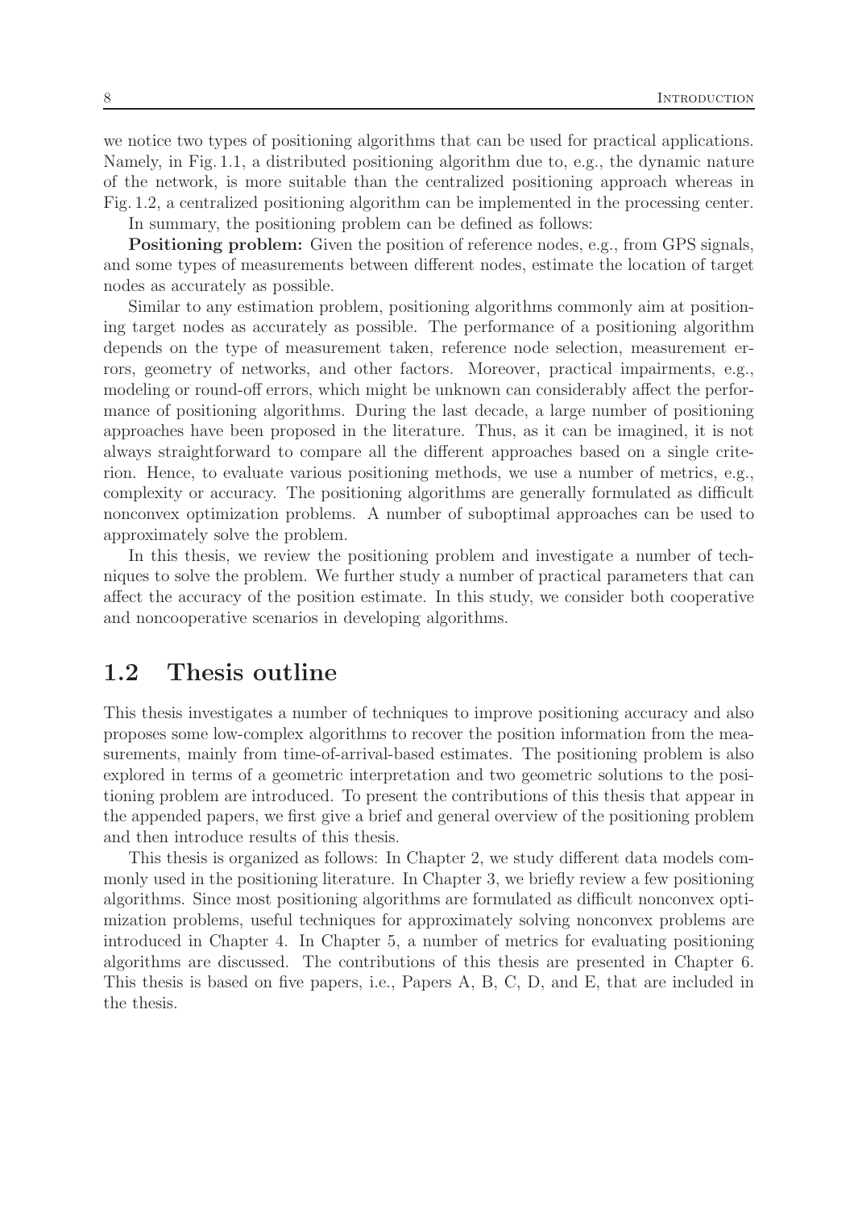we notice two types of positioning algorithms that can be used for practical applications. Namely, in Fig. 1.1, a distributed positioning algorithm due to, e.g., the dynamic nature of the network, is more suitable than the centralized positioning approach whereas in Fig. 1.2, a centralized positioning algorithm can be implemented in the processing center.

In summary, the positioning problem can be defined as follows:

**Positioning problem:** Given the position of reference nodes, e.g., from GPS signals, and some types of measurements between different nodes, estimate the location of target nodes as accurately as possible.

Similar to any estimation problem, positioning algorithms commonly aim at positioning target nodes as accurately as possible. The performance of a positioning algorithm depends on the type of measurement taken, reference node selection, measurement errors, geometry of networks, and other factors. Moreover, practical impairments, e.g., modeling or round-off errors, which might be unknown can considerably affect the performance of positioning algorithms. During the last decade, a large number of positioning approaches have been proposed in the literature. Thus, as it can be imagined, it is not always straightforward to compare all the different approaches based on a single criterion. Hence, to evaluate various positioning methods, we use a number of metrics, e.g., complexity or accuracy. The positioning algorithms are generally formulated as difficult nonconvex optimization problems. A number of suboptimal approaches can be used to approximately solve the problem.

In this thesis, we review the positioning problem and investigate a number of techniques to solve the problem. We further study a number of practical parameters that can affect the accuracy of the position estimate. In this study, we consider both cooperative and noncooperative scenarios in developing algorithms.

## 1.2 Thesis outline

This thesis investigates a number of techniques to improve positioning accuracy and also proposes some low-complex algorithms to recover the position information from the measurements, mainly from time-of-arrival-based estimates. The positioning problem is also explored in terms of a geometric interpretation and two geometric solutions to the positioning problem are introduced. To present the contributions of this thesis that appear in the appended papers, we first give a brief and general overview of the positioning problem and then introduce results of this thesis.

This thesis is organized as follows: In Chapter 2, we study different data models commonly used in the positioning literature. In Chapter 3, we briefly review a few positioning algorithms. Since most positioning algorithms are formulated as difficult nonconvex optimization problems, useful techniques for approximately solving nonconvex problems are introduced in Chapter 4. In Chapter 5, a number of metrics for evaluating positioning algorithms are discussed. The contributions of this thesis are presented in Chapter 6. This thesis is based on five papers, i.e., Papers A, B, C, D, and E, that are included in the thesis.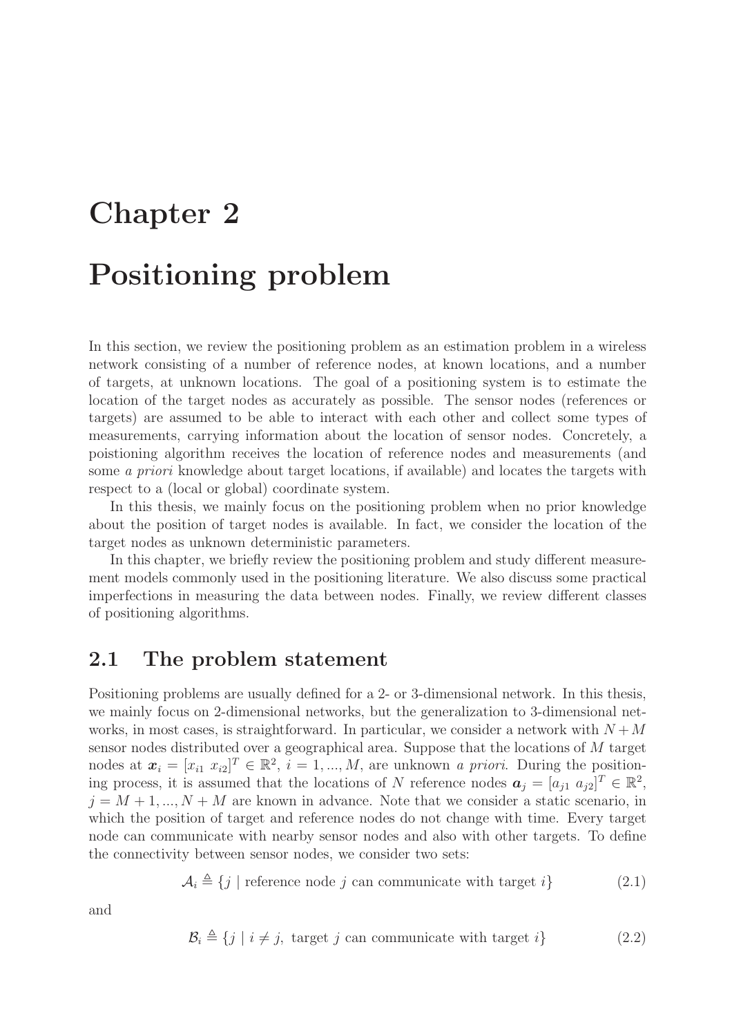# Chapter 2

# Positioning problem

In this section, we review the positioning problem as an estimation problem in a wireless network consisting of a number of reference nodes, at known locations, and a number of targets, at unknown locations. The goal of a positioning system is to estimate the location of the target nodes as accurately as possible. The sensor nodes (references or targets) are assumed to be able to interact with each other and collect some types of measurements, carrying information about the location of sensor nodes. Concretely, a poistioning algorithm receives the location of reference nodes and measurements (and some *a priori* knowledge about target locations, if available) and locates the targets with respect to a (local or global) coordinate system.

In this thesis, we mainly focus on the positioning problem when no prior knowledge about the position of target nodes is available. In fact, we consider the location of the target nodes as unknown deterministic parameters.

In this chapter, we briefly review the positioning problem and study different measurement models commonly used in the positioning literature. We also discuss some practical imperfections in measuring the data between nodes. Finally, we review different classes of positioning algorithms.

## 2.1 The problem statement

Positioning problems are usually defined for a 2- or 3-dimensional network. In this thesis, we mainly focus on 2-dimensional networks, but the generalization to 3-dimensional networks, in most cases, is straightforward. In particular, we consider a network with $N+M$ sensor nodes distributed over a geographical area. Suppose that the locations of $M$ target nodes at $\boldsymbol{x}_i = [x_{i1}\ x_{i2}]^T \in \mathbb{R}^2$, $i = 1, ..., M$, are unknown *a priori*. During the positioning process, it is assumed that the locations of $N$ reference nodes $\boldsymbol{a}_j = [a_{j1}\ a_{j2}]^T \in \mathbb{R}^2$, $j = M+1, ..., N+M$ are known in advance. Note that we consider a static scenario, in which the position of target and reference nodes do not change with time. Every target node can communicate with nearby sensor nodes and also with other targets. To define the connectivity between sensor nodes, we consider two sets:

$$\mathcal{A}_i \triangleq \{j \mid \text{reference node } j \text{ can communicate with target } i\} \tag{2.1}$$

and

$$\mathcal{B}_i \triangleq \{j \mid i \neq j,\ \text{target } j \text{ can communicate with target } i\} \tag{2.2}$$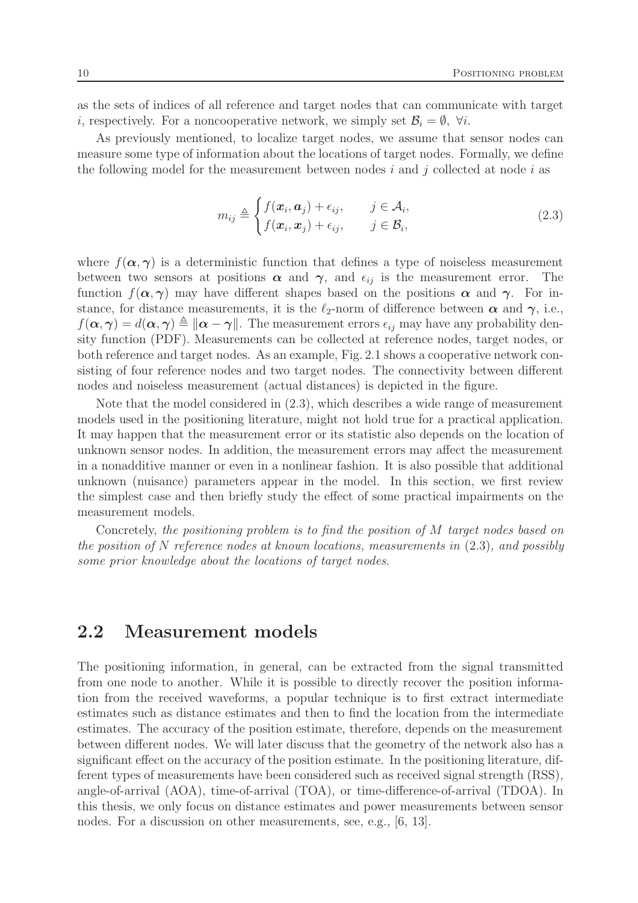as the sets of indices of all reference and target nodes that can communicate with target $i$, respectively. For a noncooperative network, we simply set $\mathcal{B}_i = \emptyset, \ \forall i$.

As previously mentioned, to localize target nodes, we assume that sensor nodes can measure some type of information about the locations of target nodes. Formally, we define the following model for the measurement between nodes $i$ and $j$ collected at node $i$ as

$$m_{ij} \triangleq \begin{cases} f(\boldsymbol{x}_i, \boldsymbol{a}_j) + \epsilon_{ij}, & j \in \mathcal{A}_i, \\ f(\boldsymbol{x}_i, \boldsymbol{x}_j) + \epsilon_{ij}, & j \in \mathcal{B}_i, \end{cases} \tag{2.3}$$

where $f(\boldsymbol{\alpha}, \boldsymbol{\gamma})$ is a deterministic function that defines a type of noiseless measurement between two sensors at positions $\boldsymbol{\alpha}$ and $\boldsymbol{\gamma}$, and $\epsilon_{ij}$ is the measurement error. The function $f(\boldsymbol{\alpha}, \boldsymbol{\gamma})$ may have different shapes based on the positions $\boldsymbol{\alpha}$ and $\boldsymbol{\gamma}$. For instance, for distance measurements, it is the $\ell_2$-norm of difference between $\boldsymbol{\alpha}$ and $\boldsymbol{\gamma}$, i.e., $f(\boldsymbol{\alpha}, \boldsymbol{\gamma}) = d(\boldsymbol{\alpha}, \boldsymbol{\gamma}) \triangleq \|\boldsymbol{\alpha} - \boldsymbol{\gamma}\|$. The measurement errors $\epsilon_{ij}$ may have any probability density function (PDF). Measurements can be collected at reference nodes, target nodes, or both reference and target nodes. As an example, Fig. 2.1 shows a cooperative network consisting of four reference nodes and two target nodes. The connectivity between different nodes and noiseless measurement (actual distances) is depicted in the figure.

Note that the model considered in (2.3), which describes a wide range of measurement models used in the positioning literature, might not hold true for a practical application. It may happen that the measurement error or its statistic also depends on the location of unknown sensor nodes. In addition, the measurement errors may affect the measurement in a nonadditive manner or even in a nonlinear fashion. It is also possible that additional unknown (nuisance) parameters appear in the model. In this section, we first review the simplest case and then briefly study the effect of some practical impairments on the measurement models.

Concretely, *the positioning problem is to find the position of $M$ target nodes based on the position of $N$ reference nodes at known locations, measurements in* (2.3)*, and possibly some prior knowledge about the locations of target nodes.*

## 2.2 Measurement models

The positioning information, in general, can be extracted from the signal transmitted from one node to another. While it is possible to directly recover the position information from the received waveforms, a popular technique is to first extract intermediate estimates such as distance estimates and then to find the location from the intermediate estimates. The accuracy of the position estimate, therefore, depends on the measurement between different nodes. We will later discuss that the geometry of the network also has a significant effect on the accuracy of the position estimate. In the positioning literature, different types of measurements have been considered such as received signal strength (RSS), angle-of-arrival (AOA), time-of-arrival (TOA), or time-difference-of-arrival (TDOA). In this thesis, we only focus on distance estimates and power measurements between sensor nodes. For a discussion on other measurements, see, e.g., [6, 13].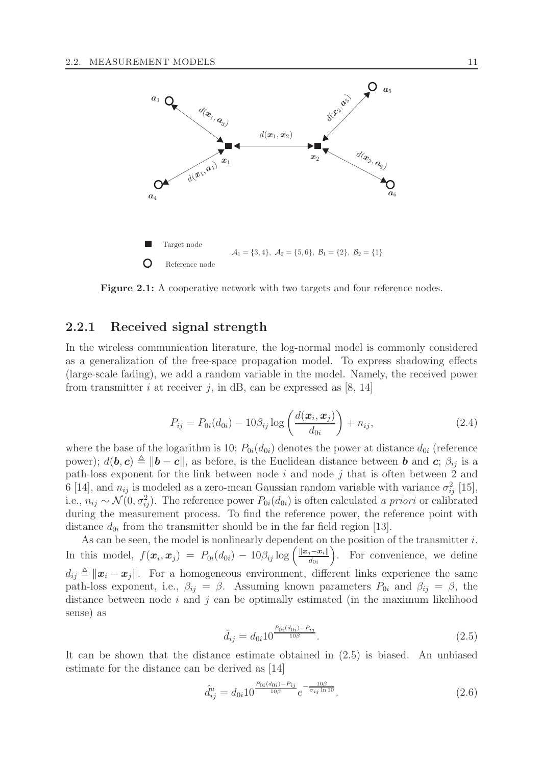**Figure 2.1:** A cooperative network with two targets and four reference nodes.

### 2.2.1 Received signal strength

In the wireless communication literature, the log-normal model is commonly considered as a generalization of the free-space propagation model. To express shadowing effects (large-scale fading), we add a random variable in the model. Namely, the received power from transmitter $i$ at receiver $j$, in dB, can be expressed as [8, 14]

$$P_{ij} = P_{0i}(d_{0i}) - 10\beta_{ij} \log\left(\frac{d(\boldsymbol{x}_i, \boldsymbol{x}_j)}{d_{0i}}\right) + n_{ij}, \tag{2.4}$$

where the base of the logarithm is 10; $P_{0i}(d_{0i})$ denotes the power at distance $d_{0i}$ (reference power); $d(\boldsymbol{b}, \boldsymbol{c}) \triangleq \|\boldsymbol{b} - \boldsymbol{c}\|$, as before, is the Euclidean distance between $\boldsymbol{b}$ and $\boldsymbol{c}$; $\beta_{ij}$ is a path-loss exponent for the link between node $i$ and node $j$ that is often between 2 and 6 [14], and $n_{ij}$ is modeled as a zero-mean Gaussian random variable with variance $\sigma_{ij}^2$ [15], i.e., $n_{ij} \sim \mathcal{N}(0, \sigma_{ij}^2)$. The reference power $P_{0i}(d_{0i})$ is often calculated *a priori* or calibrated during the measurement process. To find the reference power, the reference point with distance $d_{0i}$ from the transmitter should be in the far field region [13].

As can be seen, the model is nonlinearly dependent on the position of the transmitter $i$. In this model, $f(\boldsymbol{x}_i, \boldsymbol{x}_j) = P_{0i}(d_{0i}) - 10\beta_{ij} \log\left(\frac{\|\boldsymbol{x}_j - \boldsymbol{x}_i\|}{d_{0i}}\right)$. For convenience, we define $d_{ij} \triangleq \|\boldsymbol{x}_i - \boldsymbol{x}_j\|$. For a homogeneous environment, different links experience the same path-loss exponent, i.e., $\beta_{ij} = \beta$. Assuming known parameters $P_{0i}$ and $\beta_{ij} = \beta$, the distance between node $i$ and $j$ can be optimally estimated (in the maximum likelihood sense) as

$$\hat{d}_{ij} = d_{0i} 10^{\frac{P_{0i}(d_{0i}) - P_{ij}}{10\beta}}. \tag{2.5}$$

It can be shown that the distance estimate obtained in (2.5) is biased. An unbiased estimate for the distance can be derived as [14]

$$\hat{d}_{ij}^u = d_{0i} 10^{\frac{P_{0i}(d_{0i}) - P_{ij}}{10\beta}} e^{-\frac{10\beta}{\sigma_{ij} \ln 10}}. \tag{2.6}$$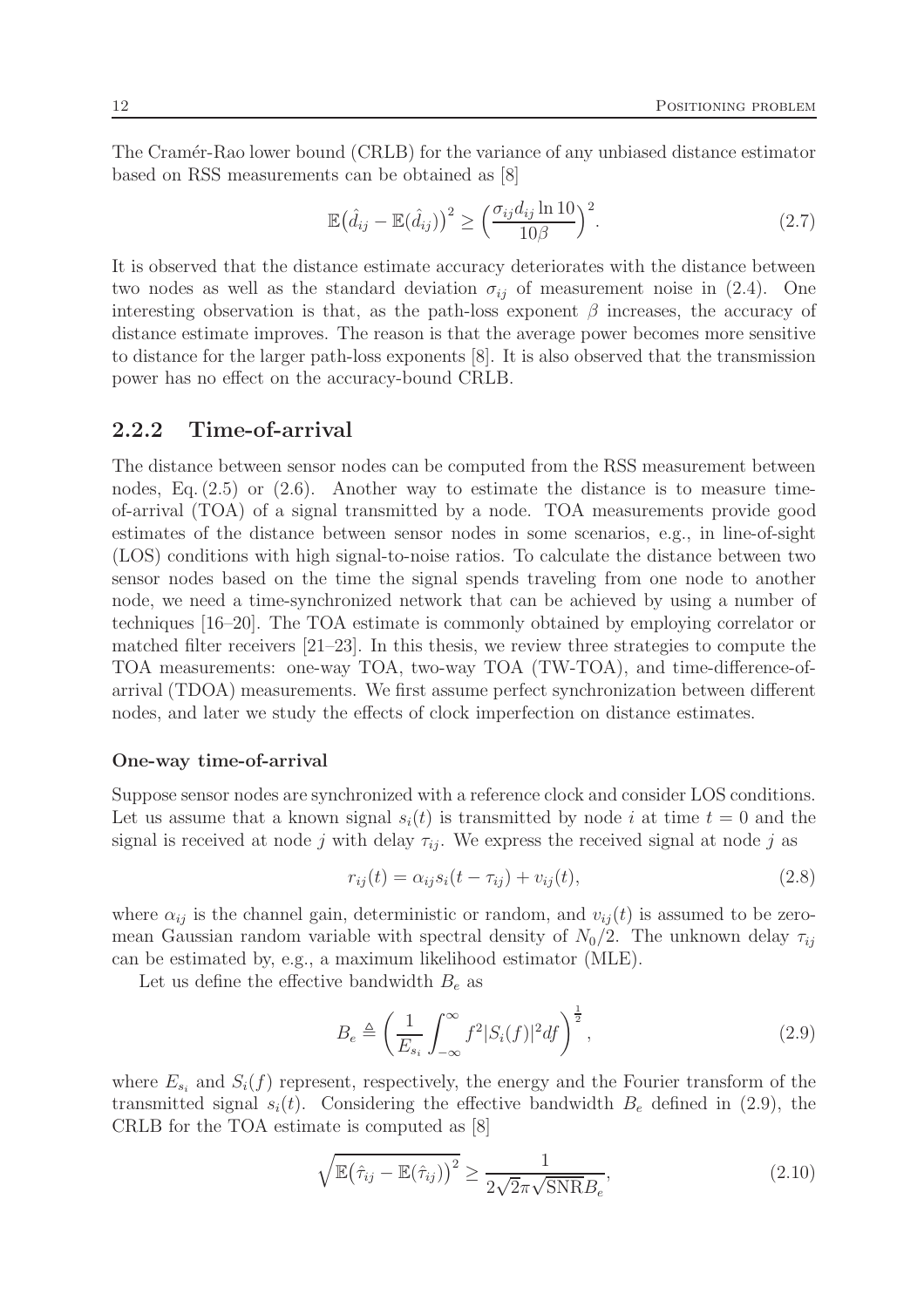The Cramér-Rao lower bound (CRLB) for the variance of any unbiased distance estimator based on RSS measurements can be obtained as [8]

$$\mathbb{E}\big(\hat{d}_{ij} - \mathbb{E}(\hat{d}_{ij})\big)^2 \geq \Big(\frac{\sigma_{ij} d_{ij} \ln 10}{10\beta}\Big)^2. \tag{2.7}$$

It is observed that the distance estimate accuracy deteriorates with the distance between two nodes as well as the standard deviation $\sigma_{ij}$ of measurement noise in (2.4). One interesting observation is that, as the path-loss exponent $\beta$ increases, the accuracy of distance estimate improves. The reason is that the average power becomes more sensitive to distance for the larger path-loss exponents [8]. It is also observed that the transmission power has no effect on the accuracy-bound CRLB.

### 2.2.2 Time-of-arrival

The distance between sensor nodes can be computed from the RSS measurement between nodes, Eq. (2.5) or (2.6). Another way to estimate the distance is to measure time-of-arrival (TOA) of a signal transmitted by a node. TOA measurements provide good estimates of the distance between sensor nodes in some scenarios, e.g., in line-of-sight (LOS) conditions with high signal-to-noise ratios. To calculate the distance between two sensor nodes based on the time the signal spends traveling from one node to another node, we need a time-synchronized network that can be achieved by using a number of techniques [16–20]. The TOA estimate is commonly obtained by employing correlator or matched filter receivers [21–23]. In this thesis, we review three strategies to compute the TOA measurements: one-way TOA, two-way TOA (TW-TOA), and time-difference-of-arrival (TDOA) measurements. We first assume perfect synchronization between different nodes, and later we study the effects of clock imperfection on distance estimates.

#### One-way time-of-arrival

Suppose sensor nodes are synchronized with a reference clock and consider LOS conditions. Let us assume that a known signal $s_i(t)$ is transmitted by node $i$ at time $t = 0$ and the signal is received at node $j$ with delay $\tau_{ij}$. We express the received signal at node $j$ as

$$r_{ij}(t) = \alpha_{ij} s_i(t - \tau_{ij}) + v_{ij}(t), \tag{2.8}$$

where $\alpha_{ij}$ is the channel gain, deterministic or random, and $v_{ij}(t)$ is assumed to be zero-mean Gaussian random variable with spectral density of $N_0/2$. The unknown delay $\tau_{ij}$ can be estimated by, e.g., a maximum likelihood estimator (MLE).

Let us define the effective bandwidth $B_e$ as

$$B_e \triangleq \left(\frac{1}{E_{s_i}} \int_{-\infty}^{\infty} f^2 |S_i(f)|^2 df\right)^{\frac{1}{2}}, \tag{2.9}$$

where $E_{s_i}$ and $S_i(f)$ represent, respectively, the energy and the Fourier transform of the transmitted signal $s_i(t)$. Considering the effective bandwidth $B_e$ defined in (2.9), the CRLB for the TOA estimate is computed as [8]

$$\sqrt{\mathbb{E}\big(\hat{\tau}_{ij} - \mathbb{E}(\hat{\tau}_{ij})\big)^2} \geq \frac{1}{2\sqrt{2}\pi\sqrt{\mathrm{SNR}}B_e}, \tag{2.10}$$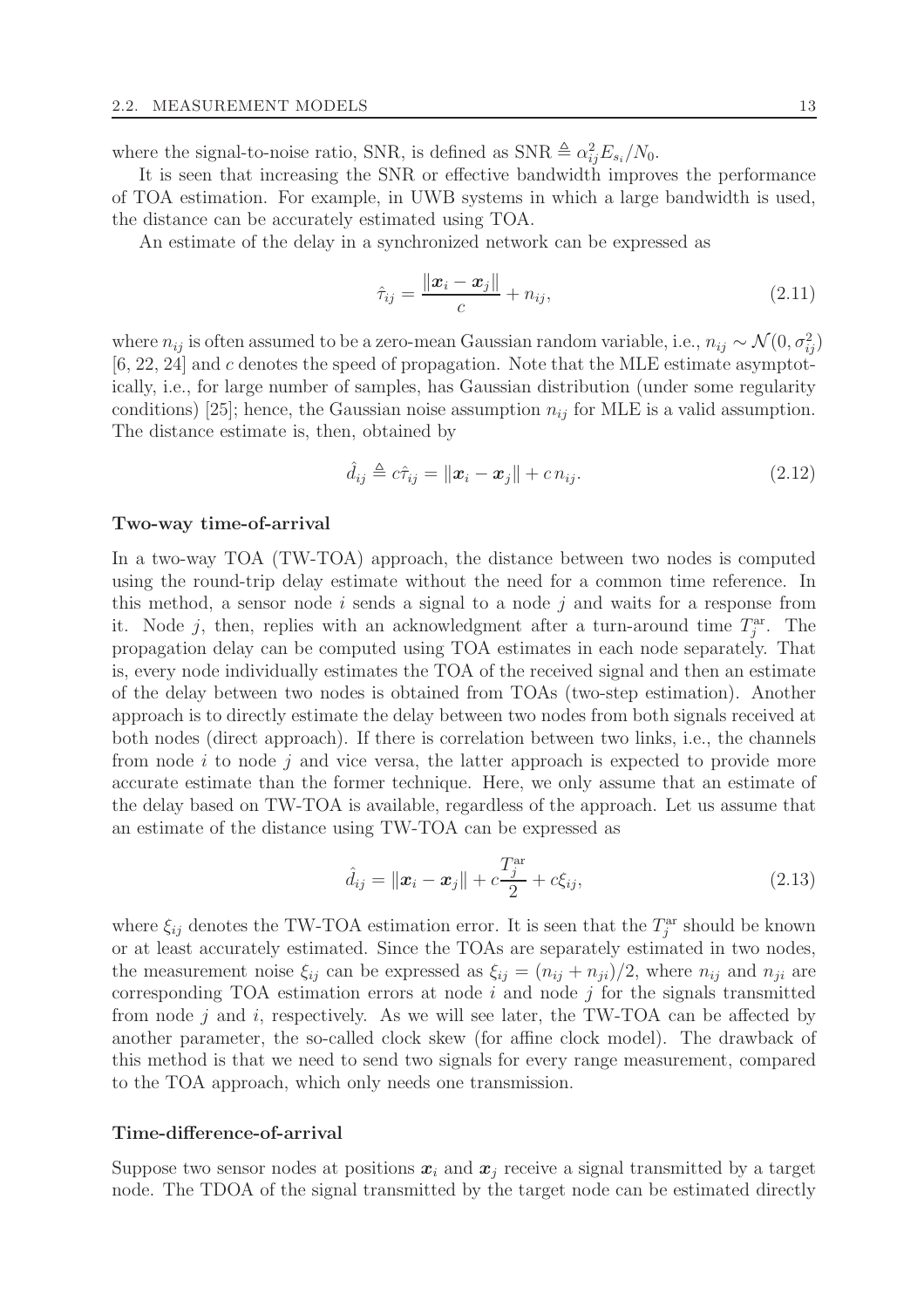where the signal-to-noise ratio, SNR, is defined as $\text{SNR} \triangleq \alpha_{ij}^2 E_{s_i}/N_0$.

It is seen that increasing the SNR or effective bandwidth improves the performance of TOA estimation. For example, in UWB systems in which a large bandwidth is used, the distance can be accurately estimated using TOA.

An estimate of the delay in a synchronized network can be expressed as

$$\hat{\tau}_{ij} = \frac{\|\boldsymbol{x}_i - \boldsymbol{x}_j\|}{c} + n_{ij}, \tag{2.11}$$

where $n_{ij}$ is often assumed to be a zero-mean Gaussian random variable, i.e., $n_{ij} \sim \mathcal{N}(0, \sigma_{ij}^2)$ [6, 22, 24] and $c$ denotes the speed of propagation. Note that the MLE estimate asymptotically, i.e., for large number of samples, has Gaussian distribution (under some regularity conditions) [25]; hence, the Gaussian noise assumption $n_{ij}$ for MLE is a valid assumption. The distance estimate is, then, obtained by

$$\hat{d}_{ij} \triangleq c\hat{\tau}_{ij} = \|\boldsymbol{x}_i - \boldsymbol{x}_j\| + c\, n_{ij}. \tag{2.12}$$

#### Two-way time-of-arrival

In a two-way TOA (TW-TOA) approach, the distance between two nodes is computed using the round-trip delay estimate without the need for a common time reference. In this method, a sensor node $i$ sends a signal to a node $j$ and waits for a response from it. Node $j$, then, replies with an acknowledgment after a turn-around time $T_j^{\text{ar}}$. The propagation delay can be computed using TOA estimates in each node separately. That is, every node individually estimates the TOA of the received signal and then an estimate of the delay between two nodes is obtained from TOAs (two-step estimation). Another approach is to directly estimate the delay between two nodes from both signals received at both nodes (direct approach). If there is correlation between two links, i.e., the channels from node $i$ to node $j$ and vice versa, the latter approach is expected to provide more accurate estimate than the former technique. Here, we only assume that an estimate of the delay based on TW-TOA is available, regardless of the approach. Let us assume that an estimate of the distance using TW-TOA can be expressed as

$$\hat{d}_{ij} = \|\boldsymbol{x}_i - \boldsymbol{x}_j\| + c\frac{T_j^{\text{ar}}}{2} + c\xi_{ij}, \tag{2.13}$$

where $\xi_{ij}$ denotes the TW-TOA estimation error. It is seen that the $T_j^{\text{ar}}$ should be known or at least accurately estimated. Since the TOAs are separately estimated in two nodes, the measurement noise $\xi_{ij}$ can be expressed as $\xi_{ij} = (n_{ij} + n_{ji})/2$, where $n_{ij}$ and $n_{ji}$ are corresponding TOA estimation errors at node $i$ and node $j$ for the signals transmitted from node $j$ and $i$, respectively. As we will see later, the TW-TOA can be affected by another parameter, the so-called clock skew (for affine clock model). The drawback of this method is that we need to send two signals for every range measurement, compared to the TOA approach, which only needs one transmission.

#### Time-difference-of-arrival

Suppose two sensor nodes at positions $\boldsymbol{x}_i$ and $\boldsymbol{x}_j$ receive a signal transmitted by a target node. The TDOA of the signal transmitted by the target node can be estimated directly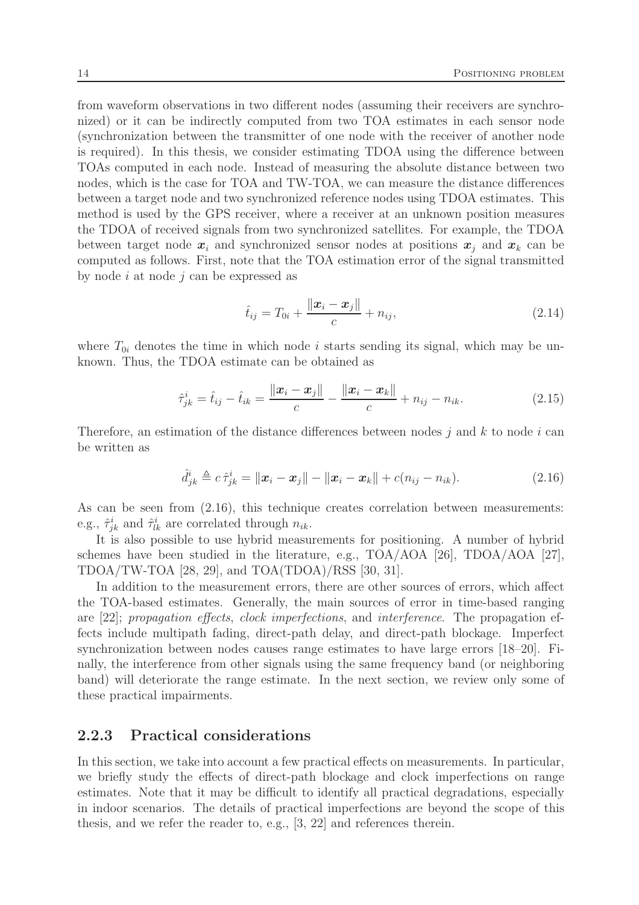from waveform observations in two different nodes (assuming their receivers are synchronized) or it can be indirectly computed from two TOA estimates in each sensor node (synchronization between the transmitter of one node with the receiver of another node is required). In this thesis, we consider estimating TDOA using the difference between TOAs computed in each node. Instead of measuring the absolute distance between two nodes, which is the case for TOA and TW-TOA, we can measure the distance differences between a target node and two synchronized reference nodes using TDOA estimates. This method is used by the GPS receiver, where a receiver at an unknown position measures the TDOA of received signals from two synchronized satellites. For example, the TDOA between target node $\boldsymbol{x}_i$ and synchronized sensor nodes at positions $\boldsymbol{x}_j$ and $\boldsymbol{x}_k$ can be computed as follows. First, note that the TOA estimation error of the signal transmitted by node $i$ at node $j$ can be expressed as

$$\hat{t}_{ij} = T_{0i} + \frac{\|\boldsymbol{x}_i - \boldsymbol{x}_j\|}{c} + n_{ij}, \tag{2.14}$$

where $T_{0i}$ denotes the time in which node $i$ starts sending its signal, which may be unknown. Thus, the TDOA estimate can be obtained as

$$\hat{\tau}^i_{jk} = \hat{t}_{ij} - \hat{t}_{ik} = \frac{\|\boldsymbol{x}_i - \boldsymbol{x}_j\|}{c} - \frac{\|\boldsymbol{x}_i - \boldsymbol{x}_k\|}{c} + n_{ij} - n_{ik}. \tag{2.15}$$

Therefore, an estimation of the distance differences between nodes $j$ and $k$ to node $i$ can be written as

$$\hat{d}^i_{jk} \triangleq c\,\hat{\tau}^i_{jk} = \|\boldsymbol{x}_i - \boldsymbol{x}_j\| - \|\boldsymbol{x}_i - \boldsymbol{x}_k\| + c(n_{ij} - n_{ik}). \tag{2.16}$$

As can be seen from (2.16), this technique creates correlation between measurements: e.g., $\hat{\tau}^i_{jk}$ and $\hat{\tau}^i_{lk}$ are correlated through $n_{ik}$.

It is also possible to use hybrid measurements for positioning. A number of hybrid schemes have been studied in the literature, e.g., TOA/AOA [26], TDOA/AOA [27], TDOA/TW-TOA [28, 29], and TOA(TDOA)/RSS [30, 31].

In addition to the measurement errors, there are other sources of errors, which affect the TOA-based estimates. Generally, the main sources of error in time-based ranging are [22]; *propagation effects*, *clock imperfections*, and *interference*. The propagation effects include multipath fading, direct-path delay, and direct-path blockage. Imperfect synchronization between nodes causes range estimates to have large errors [18–20]. Finally, the interference from other signals using the same frequency band (or neighboring band) will deteriorate the range estimate. In the next section, we review only some of these practical impairments.

### 2.2.3 Practical considerations

In this section, we take into account a few practical effects on measurements. In particular, we briefly study the effects of direct-path blockage and clock imperfections on range estimates. Note that it may be difficult to identify all practical degradations, especially in indoor scenarios. The details of practical imperfections are beyond the scope of this thesis, and we refer the reader to, e.g., [3, 22] and references therein.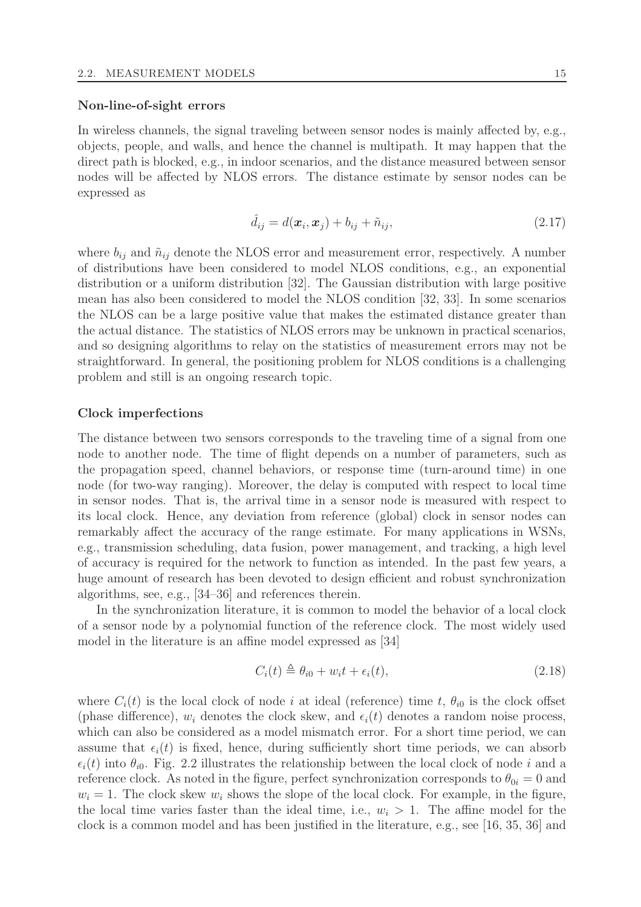#### Non-line-of-sight errors

In wireless channels, the signal traveling between sensor nodes is mainly affected by, e.g., objects, people, and walls, and hence the channel is multipath. It may happen that the direct path is blocked, e.g., in indoor scenarios, and the distance measured between sensor nodes will be affected by NLOS errors. The distance estimate by sensor nodes can be expressed as

$$\hat{d}_{ij} = d(\boldsymbol{x}_i, \boldsymbol{x}_j) + b_{ij} + \tilde{n}_{ij}, \tag{2.17}$$

where $b_{ij}$ and $\tilde{n}_{ij}$ denote the NLOS error and measurement error, respectively. A number of distributions have been considered to model NLOS conditions, e.g., an exponential distribution or a uniform distribution [32]. The Gaussian distribution with large positive mean has also been considered to model the NLOS condition [32, 33]. In some scenarios the NLOS can be a large positive value that makes the estimated distance greater than the actual distance. The statistics of NLOS errors may be unknown in practical scenarios, and so designing algorithms to relay on the statistics of measurement errors may not be straightforward. In general, the positioning problem for NLOS conditions is a challenging problem and still is an ongoing research topic.

#### Clock imperfections

The distance between two sensors corresponds to the traveling time of a signal from one node to another node. The time of flight depends on a number of parameters, such as the propagation speed, channel behaviors, or response time (turn-around time) in one node (for two-way ranging). Moreover, the delay is computed with respect to local time in sensor nodes. That is, the arrival time in a sensor node is measured with respect to its local clock. Hence, any deviation from reference (global) clock in sensor nodes can remarkably affect the accuracy of the range estimate. For many applications in WSNs, e.g., transmission scheduling, data fusion, power management, and tracking, a high level of accuracy is required for the network to function as intended. In the past few years, a huge amount of research has been devoted to design efficient and robust synchronization algorithms, see, e.g., [34–36] and references therein.

In the synchronization literature, it is common to model the behavior of a local clock of a sensor node by a polynomial function of the reference clock. The most widely used model in the literature is an affine model expressed as [34]

$$C_i(t) \triangleq \theta_{i0} + w_i t + \epsilon_i(t), \tag{2.18}$$

where $C_i(t)$ is the local clock of node $i$ at ideal (reference) time $t$, $\theta_{i0}$ is the clock offset (phase difference), $w_i$ denotes the clock skew, and $\epsilon_i(t)$ denotes a random noise process, which can also be considered as a model mismatch error. For a short time period, we can assume that $\epsilon_i(t)$ is fixed, hence, during sufficiently short time periods, we can absorb $\epsilon_i(t)$ into $\theta_{i0}$. Fig. 2.2 illustrates the relationship between the local clock of node $i$ and a reference clock. As noted in the figure, perfect synchronization corresponds to $\theta_{0i} = 0$ and $w_i = 1$. The clock skew $w_i$ shows the slope of the local clock. For example, in the figure, the local time varies faster than the ideal time, i.e., $w_i > 1$. The affine model for the clock is a common model and has been justified in the literature, e.g., see [16, 35, 36] and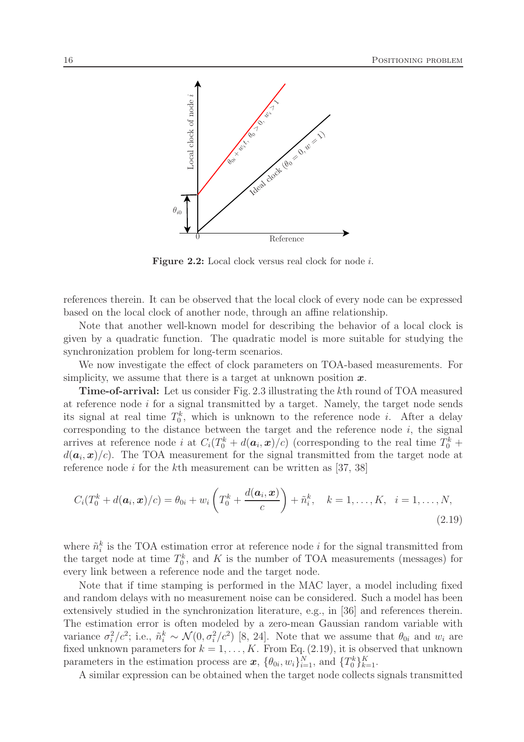Figure 2.2: Local clock versus real clock for node $i$.

references therein. It can be observed that the local clock of every node can be expressed based on the local clock of another node, through an affine relationship.

Note that another well-known model for describing the behavior of a local clock is given by a quadratic function. The quadratic model is more suitable for studying the synchronization problem for long-term scenarios.

We now investigate the effect of clock parameters on TOA-based measurements. For simplicity, we assume that there is a target at unknown position $\boldsymbol{x}$.

**Time-of-arrival:** Let us consider Fig. 2.3 illustrating the $k$th round of TOA measured at reference node $i$ for a signal transmitted by a target. Namely, the target node sends its signal at real time $T_0^k$, which is unknown to the reference node $i$. After a delay corresponding to the distance between the target and the reference node $i$, the signal arrives at reference node $i$ at $C_i(T_0^k + d(\boldsymbol{a}_i, \boldsymbol{x})/c)$ (corresponding to the real time $T_0^k + d(\boldsymbol{a}_i, \boldsymbol{x})/c$). The TOA measurement for the signal transmitted from the target node at reference node $i$ for the $k$th measurement can be written as [37, 38]

$$C_i(T_0^k + d(\boldsymbol{a}_i, \boldsymbol{x})/c) = \theta_{0i} + w_i \left( T_0^k + \frac{d(\boldsymbol{a}_i, \boldsymbol{x})}{c} \right) + \tilde{n}_i^k, \quad k = 1, \ldots, K, \quad i = 1, \ldots, N, \tag{2.19}$$

where $\tilde{n}_i^k$ is the TOA estimation error at reference node $i$ for the signal transmitted from the target node at time $T_0^k$, and $K$ is the number of TOA measurements (messages) for every link between a reference node and the target node.

Note that if time stamping is performed in the MAC layer, a model including fixed and random delays with no measurement noise can be considered. Such a model has been extensively studied in the synchronization literature, e.g., in [36] and references therein. The estimation error is often modeled by a zero-mean Gaussian random variable with variance $\sigma_i^2/c^2$; i.e., $\tilde{n}_i^k \sim \mathcal{N}(0, \sigma_i^2/c^2)$ [8, 24]. Note that we assume that $\theta_{0i}$ and $w_i$ are fixed unknown parameters for $k = 1, \ldots, K$. From Eq. (2.19), it is observed that unknown parameters in the estimation process are $\boldsymbol{x}$, $\{\theta_{0i}, w_i\}_{i=1}^N$, and $\{T_0^k\}_{k=1}^K$.

A similar expression can be obtained when the target node collects signals transmitted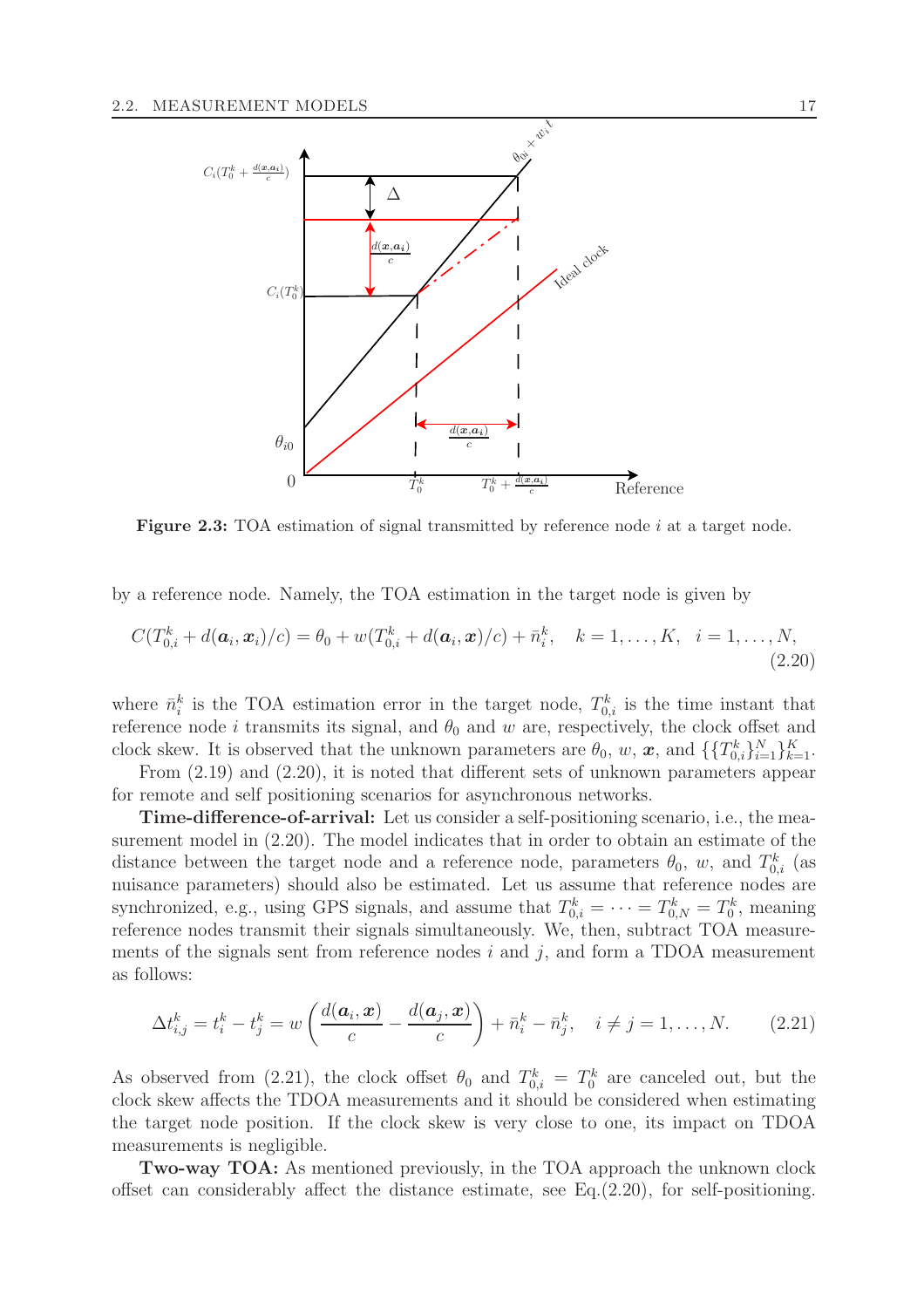**Figure 2.3:** TOA estimation of signal transmitted by reference node $i$ at a target node.

by a reference node. Namely, the TOA estimation in the target node is given by

$$C(T_{0,i}^k + d(\boldsymbol{a}_i, \boldsymbol{x}_i)/c) = \theta_0 + w(T_{0,i}^k + d(\boldsymbol{a}_i, \boldsymbol{x})/c) + \bar{n}_i^k, \quad k = 1, \ldots, K, \quad i = 1, \ldots, N, \tag{2.20}$$

where $\bar{n}_i^k$ is the TOA estimation error in the target node, $T_{0,i}^k$ is the time instant that reference node $i$ transmits its signal, and $\theta_0$ and $w$ are, respectively, the clock offset and clock skew. It is observed that the unknown parameters are $\theta_0$, $w$, $\boldsymbol{x}$, and $\{\{T_{0,i}^k\}_{i=1}^N\}_{k=1}^K$.

From (2.19) and (2.20), it is noted that different sets of unknown parameters appear for remote and self positioning scenarios for asynchronous networks.

**Time-difference-of-arrival:** Let us consider a self-positioning scenario, i.e., the measurement model in (2.20). The model indicates that in order to obtain an estimate of the distance between the target node and a reference node, parameters $\theta_0$, $w$, and $T_{0,i}^k$ (as nuisance parameters) should also be estimated. Let us assume that reference nodes are synchronized, e.g., using GPS signals, and assume that $T_{0,i}^k = \cdots = T_{0,N}^k = T_0^k$, meaning reference nodes transmit their signals simultaneously. We, then, subtract TOA measurements of the signals sent from reference nodes $i$ and $j$, and form a TDOA measurement as follows:

$$\Delta t_{i,j}^k = t_i^k - t_j^k = w\left(\frac{d(\boldsymbol{a}_i, \boldsymbol{x})}{c} - \frac{d(\boldsymbol{a}_j, \boldsymbol{x})}{c}\right) + \bar{n}_i^k - \bar{n}_j^k, \quad i \neq j = 1, \ldots, N. \tag{2.21}$$

As observed from (2.21), the clock offset $\theta_0$ and $T_{0,i}^k = T_0^k$ are canceled out, but the clock skew affects the TDOA measurements and it should be considered when estimating the target node position. If the clock skew is very close to one, its impact on TDOA measurements is negligible.

**Two-way TOA:** As mentioned previously, in the TOA approach the unknown clock offset can considerably affect the distance estimate, see Eq.(2.20), for self-positioning.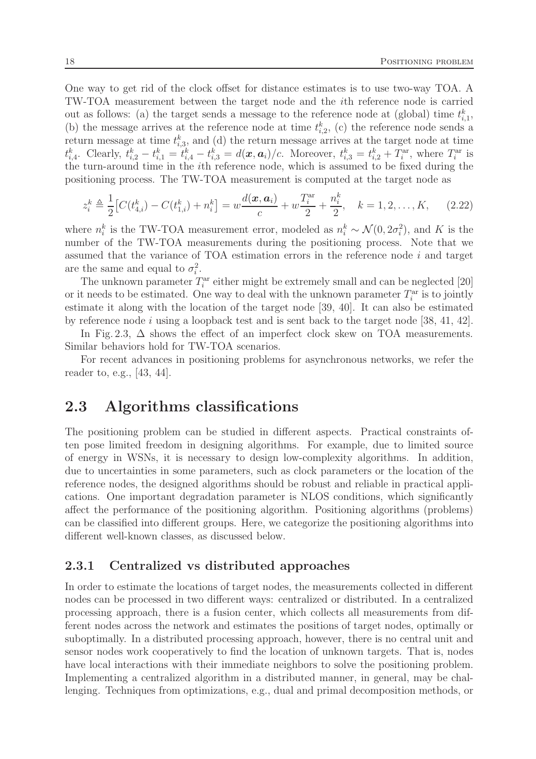One way to get rid of the clock offset for distance estimates is to use two-way TOA. A TW-TOA measurement between the target node and the $i$th reference node is carried out as follows: (a) the target sends a message to the reference node at (global) time $t_{i,1}^k$, (b) the message arrives at the reference node at time $t_{i,2}^k$, (c) the reference node sends a return message at time $t_{i,3}^k$, and (d) the return message arrives at the target node at time $t_{i,4}^k$. Clearly, $t_{i,2}^k - t_{i,1}^k = t_{i,4}^k - t_{i,3}^k = d(\boldsymbol{x}, \boldsymbol{a}_i)/c$. Moreover, $t_{i,3}^k = t_{i,2}^k + T_i^{\text{ar}}$, where $T_i^{\text{ar}}$ is the turn-around time in the $i$th reference node, which is assumed to be fixed during the positioning process. The TW-TOA measurement is computed at the target node as

$$z_i^k \triangleq \frac{1}{2}\big[C(t_{4,i}^k) - C(t_{1,i}^k) + n_i^k\big] = w\frac{d(\boldsymbol{x}, \boldsymbol{a}_i)}{c} + w\frac{T_i^{\text{ar}}}{2} + \frac{n_i^k}{2}, \quad k = 1, 2, \ldots, K, \tag{2.22}$$

where $n_i^k$ is the TW-TOA measurement error, modeled as $n_i^k \sim \mathcal{N}(0, 2\sigma_i^2)$, and $K$ is the number of the TW-TOA measurements during the positioning process. Note that we assumed that the variance of TOA estimation errors in the reference node $i$ and target are the same and equal to $\sigma_i^2$.

The unknown parameter $T_i^{\text{ar}}$ either might be extremely small and can be neglected [20] or it needs to be estimated. One way to deal with the unknown parameter $T_i^{\text{ar}}$ is to jointly estimate it along with the location of the target node [39, 40]. It can also be estimated by reference node $i$ using a loopback test and is sent back to the target node [38, 41, 42].

In Fig. 2.3, $\Delta$ shows the effect of an imperfect clock skew on TOA measurements. Similar behaviors hold for TW-TOA scenarios.

For recent advances in positioning problems for asynchronous networks, we refer the reader to, e.g., [43, 44].

## 2.3 Algorithms classifications

The positioning problem can be studied in different aspects. Practical constraints often pose limited freedom in designing algorithms. For example, due to limited source of energy in WSNs, it is necessary to design low-complexity algorithms. In addition, due to uncertainties in some parameters, such as clock parameters or the location of the reference nodes, the designed algorithms should be robust and reliable in practical applications. One important degradation parameter is NLOS conditions, which significantly affect the performance of the positioning algorithm. Positioning algorithms (problems) can be classified into different groups. Here, we categorize the positioning algorithms into different well-known classes, as discussed below.

### 2.3.1 Centralized vs distributed approaches

In order to estimate the locations of target nodes, the measurements collected in different nodes can be processed in two different ways: centralized or distributed. In a centralized processing approach, there is a fusion center, which collects all measurements from different nodes across the network and estimates the positions of target nodes, optimally or suboptimally. In a distributed processing approach, however, there is no central unit and sensor nodes work cooperatively to find the location of unknown targets. That is, nodes have local interactions with their immediate neighbors to solve the positioning problem. Implementing a centralized algorithm in a distributed manner, in general, may be challenging. Techniques from optimizations, e.g., dual and primal decomposition methods, or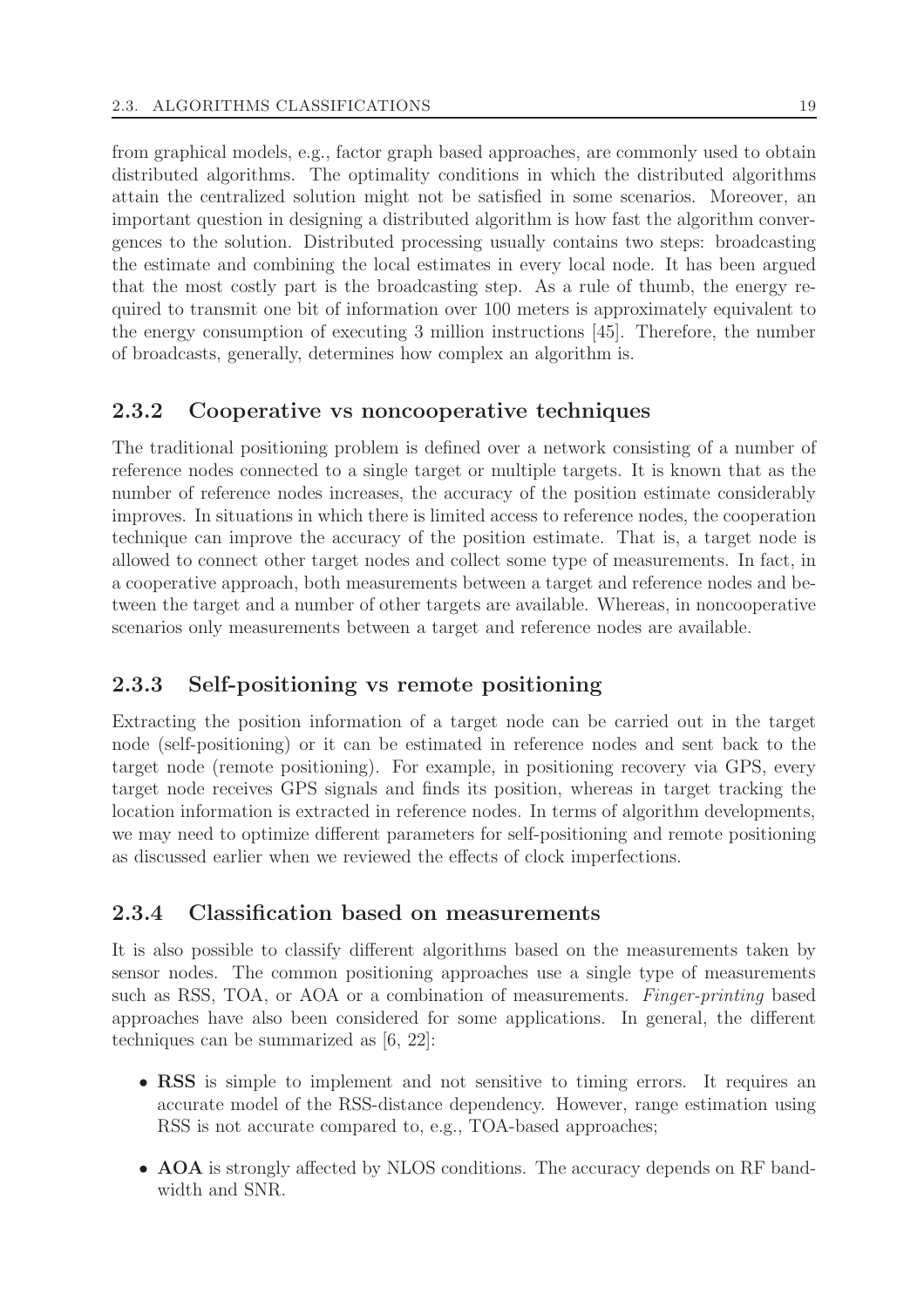from graphical models, e.g., factor graph based approaches, are commonly used to obtain distributed algorithms. The optimality conditions in which the distributed algorithms attain the centralized solution might not be satisfied in some scenarios. Moreover, an important question in designing a distributed algorithm is how fast the algorithm convergences to the solution. Distributed processing usually contains two steps: broadcasting the estimate and combining the local estimates in every local node. It has been argued that the most costly part is the broadcasting step. As a rule of thumb, the energy required to transmit one bit of information over 100 meters is approximately equivalent to the energy consumption of executing 3 million instructions [45]. Therefore, the number of broadcasts, generally, determines how complex an algorithm is.

### 2.3.2 Cooperative vs noncooperative techniques

The traditional positioning problem is defined over a network consisting of a number of reference nodes connected to a single target or multiple targets. It is known that as the number of reference nodes increases, the accuracy of the position estimate considerably improves. In situations in which there is limited access to reference nodes, the cooperation technique can improve the accuracy of the position estimate. That is, a target node is allowed to connect other target nodes and collect some type of measurements. In fact, in a cooperative approach, both measurements between a target and reference nodes and between the target and a number of other targets are available. Whereas, in noncooperative scenarios only measurements between a target and reference nodes are available.

### 2.3.3 Self-positioning vs remote positioning

Extracting the position information of a target node can be carried out in the target node (self-positioning) or it can be estimated in reference nodes and sent back to the target node (remote positioning). For example, in positioning recovery via GPS, every target node receives GPS signals and finds its position, whereas in target tracking the location information is extracted in reference nodes. In terms of algorithm developments, we may need to optimize different parameters for self-positioning and remote positioning as discussed earlier when we reviewed the effects of clock imperfections.

### 2.3.4 Classification based on measurements

It is also possible to classify different algorithms based on the measurements taken by sensor nodes. The common positioning approaches use a single type of measurements such as RSS, TOA, or AOA or a combination of measurements. *Finger-printing* based approaches have also been considered for some applications. In general, the different techniques can be summarized as [6, 22]:

- **RSS** is simple to implement and not sensitive to timing errors. It requires an accurate model of the RSS-distance dependency. However, range estimation using RSS is not accurate compared to, e.g., TOA-based approaches;
- **AOA** is strongly affected by NLOS conditions. The accuracy depends on RF bandwidth and SNR.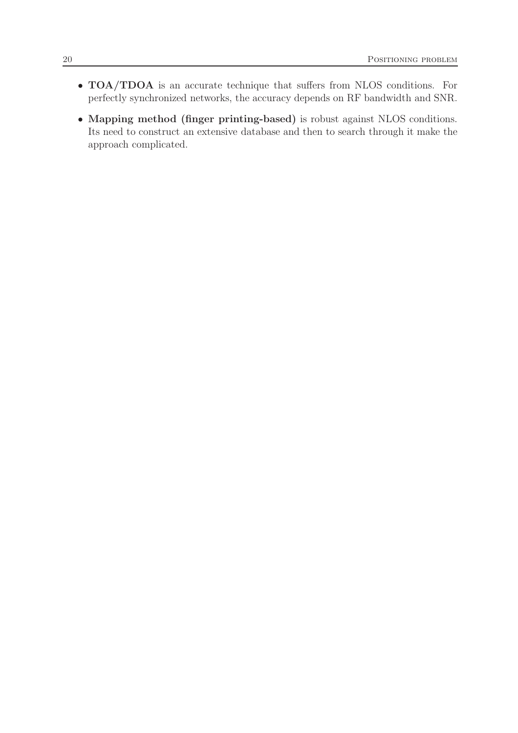- **TOA/TDOA** is an accurate technique that suffers from NLOS conditions. For perfectly synchronized networks, the accuracy depends on RF bandwidth and SNR.
- **Mapping method (finger printing-based)** is robust against NLOS conditions. Its need to construct an extensive database and then to search through it make the approach complicated.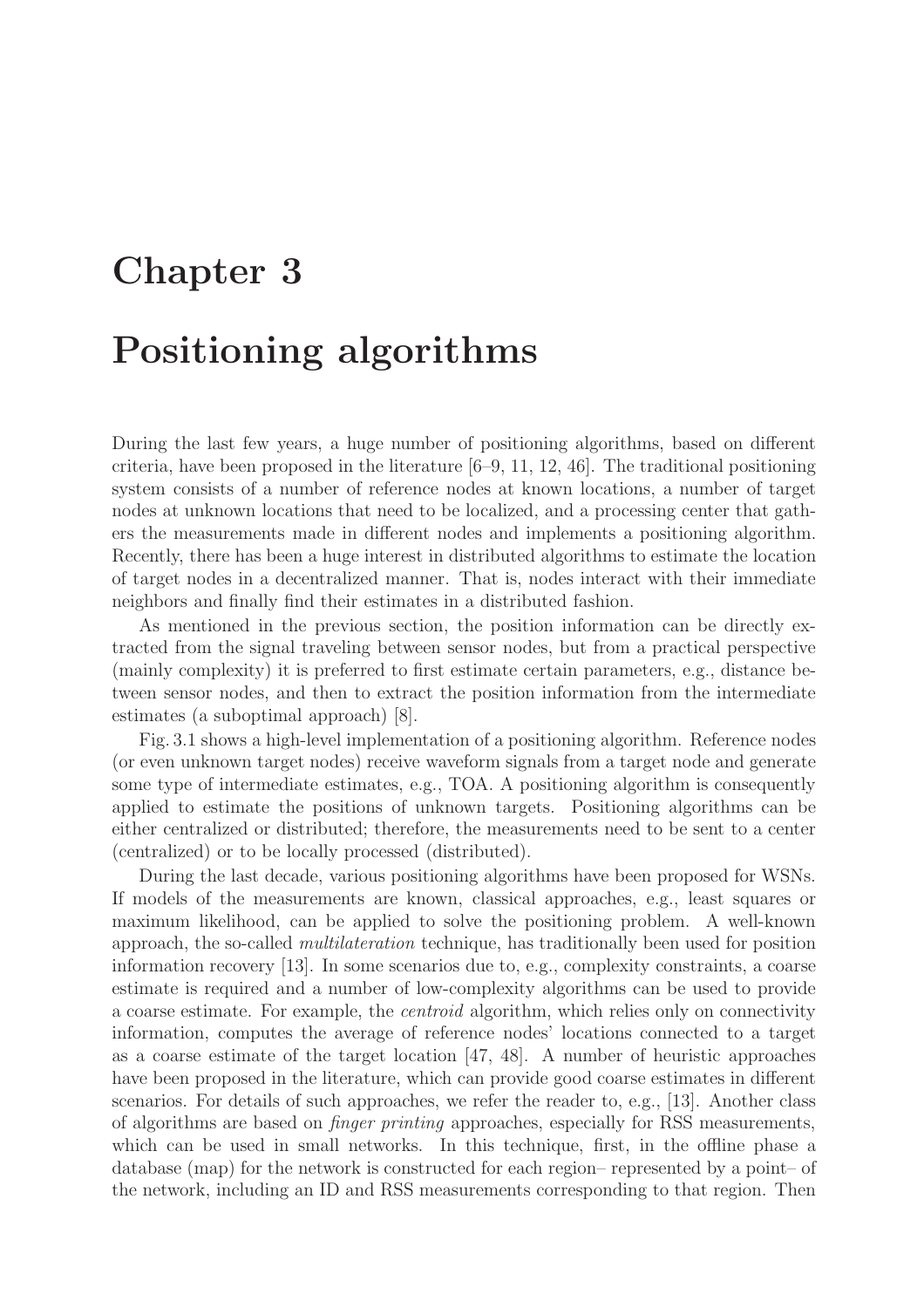# Chapter 3

# Positioning algorithms

During the last few years, a huge number of positioning algorithms, based on different criteria, have been proposed in the literature [6–9, 11, 12, 46]. The traditional positioning system consists of a number of reference nodes at known locations, a number of target nodes at unknown locations that need to be localized, and a processing center that gathers the measurements made in different nodes and implements a positioning algorithm. Recently, there has been a huge interest in distributed algorithms to estimate the location of target nodes in a decentralized manner. That is, nodes interact with their immediate neighbors and finally find their estimates in a distributed fashion.

As mentioned in the previous section, the position information can be directly extracted from the signal traveling between sensor nodes, but from a practical perspective (mainly complexity) it is preferred to first estimate certain parameters, e.g., distance between sensor nodes, and then to extract the position information from the intermediate estimates (a suboptimal approach) [8].

Fig. 3.1 shows a high-level implementation of a positioning algorithm. Reference nodes (or even unknown target nodes) receive waveform signals from a target node and generate some type of intermediate estimates, e.g., TOA. A positioning algorithm is consequently applied to estimate the positions of unknown targets. Positioning algorithms can be either centralized or distributed; therefore, the measurements need to be sent to a center (centralized) or to be locally processed (distributed).

During the last decade, various positioning algorithms have been proposed for WSNs. If models of the measurements are known, classical approaches, e.g., least squares or maximum likelihood, can be applied to solve the positioning problem. A well-known approach, the so-called *multilateration* technique, has traditionally been used for position information recovery [13]. In some scenarios due to, e.g., complexity constraints, a coarse estimate is required and a number of low-complexity algorithms can be used to provide a coarse estimate. For example, the *centroid* algorithm, which relies only on connectivity information, computes the average of reference nodes' locations connected to a target as a coarse estimate of the target location [47, 48]. A number of heuristic approaches have been proposed in the literature, which can provide good coarse estimates in different scenarios. For details of such approaches, we refer the reader to, e.g., [13]. Another class of algorithms are based on *finger printing* approaches, especially for RSS measurements, which can be used in small networks. In this technique, first, in the offline phase a database (map) for the network is constructed for each region– represented by a point– of the network, including an ID and RSS measurements corresponding to that region. Then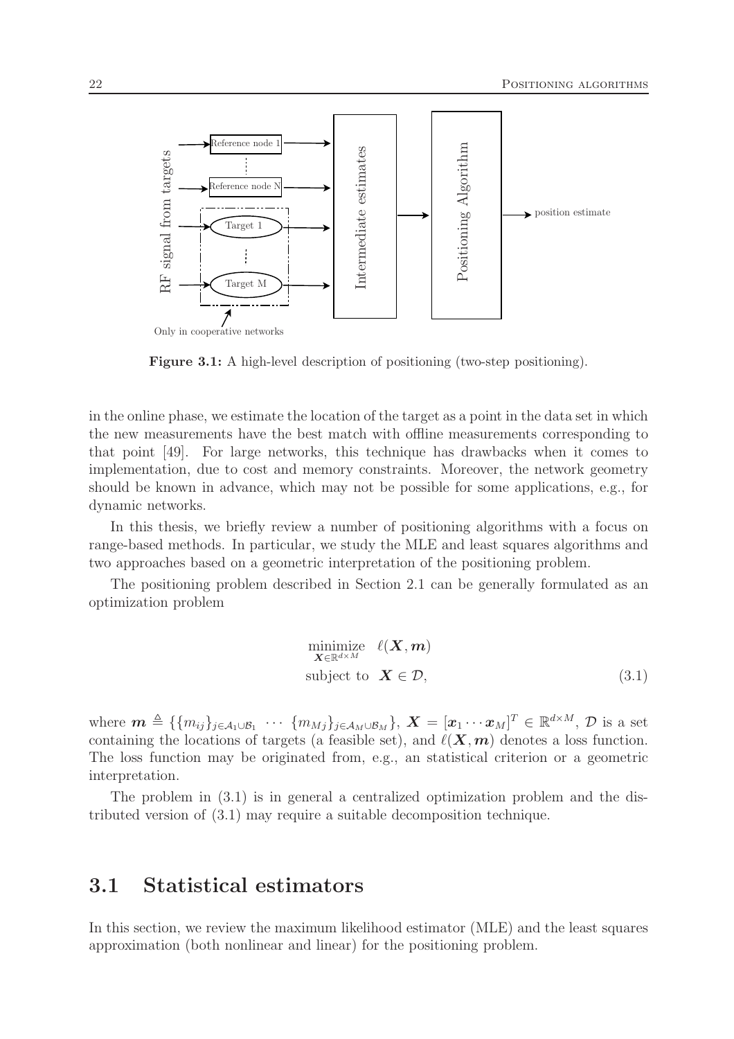**Figure 3.1:** A high-level description of positioning (two-step positioning).

in the online phase, we estimate the location of the target as a point in the data set in which the new measurements have the best match with offline measurements corresponding to that point [49]. For large networks, this technique has drawbacks when it comes to implementation, due to cost and memory constraints. Moreover, the network geometry should be known in advance, which may not be possible for some applications, e.g., for dynamic networks.

In this thesis, we briefly review a number of positioning algorithms with a focus on range-based methods. In particular, we study the MLE and least squares algorithms and two approaches based on a geometric interpretation of the positioning problem.

The positioning problem described in Section 2.1 can be generally formulated as an optimization problem

$$
\begin{aligned}
&\underset{\boldsymbol{X}\in\mathbb{R}^{d\times M}}{\text{minimize}} \quad \ell(\boldsymbol{X},\boldsymbol{m}) \\
&\text{subject to} \quad \boldsymbol{X}\in\mathcal{D},
\end{aligned} \tag{3.1}
$$

where $\boldsymbol{m} \triangleq \{\{m_{ij}\}_{j\in\mathcal{A}_1\cup\mathcal{B}_1} \ \cdots \ \{m_{Mj}\}_{j\in\mathcal{A}_M\cup\mathcal{B}_M}\}$, $\boldsymbol{X} = [\boldsymbol{x}_1\cdots\boldsymbol{x}_M]^T \in \mathbb{R}^{d\times M}$, $\mathcal{D}$ is a set containing the locations of targets (a feasible set), and $\ell(\boldsymbol{X},\boldsymbol{m})$ denotes a loss function. The loss function may be originated from, e.g., an statistical criterion or a geometric interpretation.

The problem in (3.1) is in general a centralized optimization problem and the distributed version of (3.1) may require a suitable decomposition technique.

## 3.1 Statistical estimators

In this section, we review the maximum likelihood estimator (MLE) and the least squares approximation (both nonlinear and linear) for the positioning problem.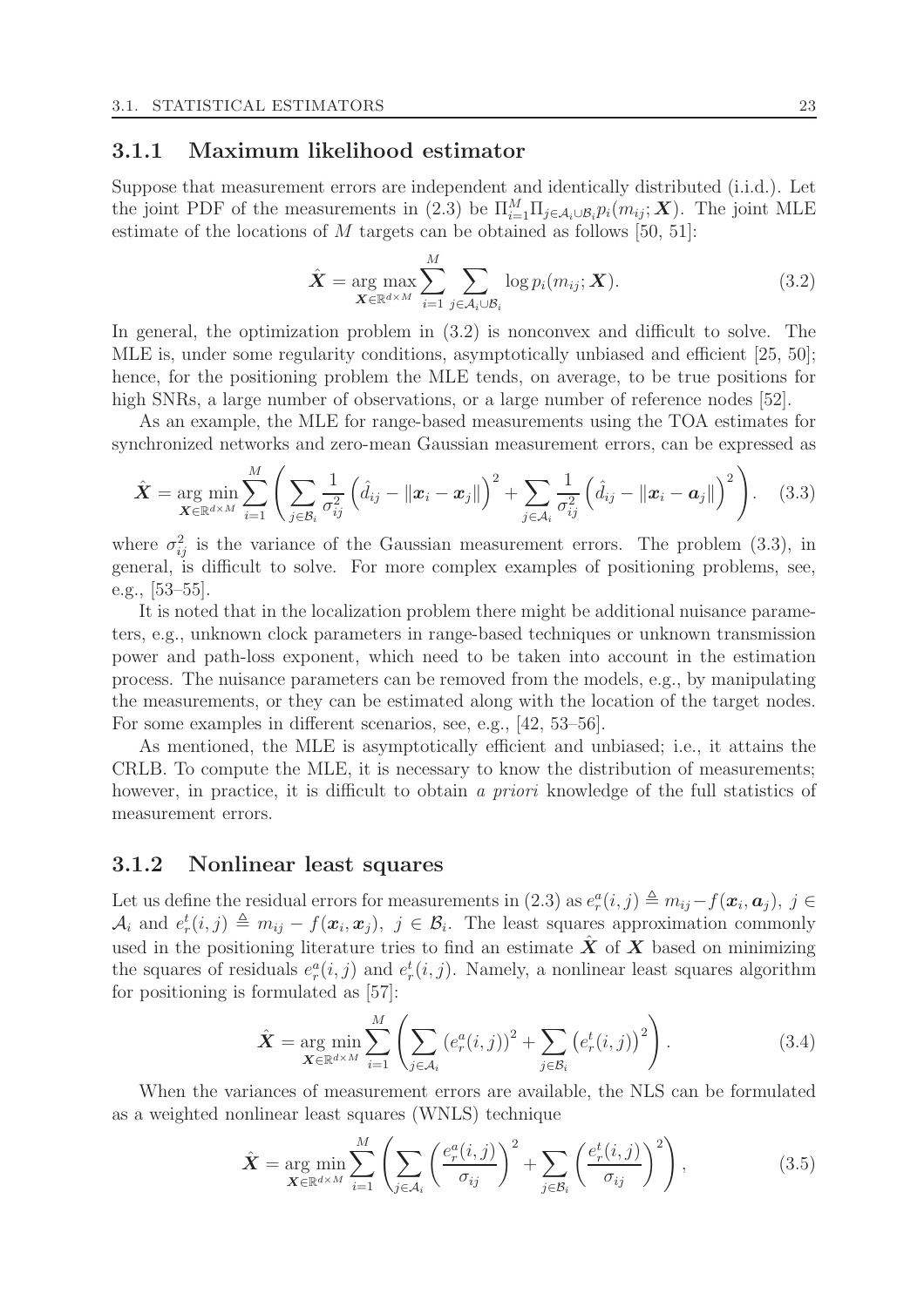### 3.1.1 Maximum likelihood estimator

Suppose that measurement errors are independent and identically distributed (i.i.d.). Let the joint PDF of the measurements in (2.3) be $\Pi_{i=1}^{M}\Pi_{j\in\mathcal{A}_i\cup\mathcal{B}_i}p_i(m_{ij};\boldsymbol{X})$. The joint MLE estimate of the locations of $M$ targets can be obtained as follows [50, 51]:

$$\hat{\boldsymbol{X}} = \underset{\boldsymbol{X}\in\mathbb{R}^{d\times M}}{\arg\max}\sum_{i=1}^{M}\sum_{j\in\mathcal{A}_i\cup\mathcal{B}_i}\log p_i(m_{ij};\boldsymbol{X}). \tag{3.2}$$

In general, the optimization problem in (3.2) is nonconvex and difficult to solve. The MLE is, under some regularity conditions, asymptotically unbiased and efficient [25, 50]; hence, for the positioning problem the MLE tends, on average, to be true positions for high SNRs, a large number of observations, or a large number of reference nodes [52].

As an example, the MLE for range-based measurements using the TOA estimates for synchronized networks and zero-mean Gaussian measurement errors, can be expressed as

$$\hat{\boldsymbol{X}} = \underset{\boldsymbol{X}\in\mathbb{R}^{d\times M}}{\arg\min}\sum_{i=1}^{M}\left(\sum_{j\in\mathcal{B}_i}\frac{1}{\sigma_{ij}^2}\left(\hat{d}_{ij}-\|\boldsymbol{x}_i-\boldsymbol{x}_j\|\right)^2+\sum_{j\in\mathcal{A}_i}\frac{1}{\sigma_{ij}^2}\left(\hat{d}_{ij}-\|\boldsymbol{x}_i-\boldsymbol{a}_j\|\right)^2\right). \tag{3.3}$$

where $\sigma_{ij}^2$ is the variance of the Gaussian measurement errors. The problem (3.3), in general, is difficult to solve. For more complex examples of positioning problems, see, e.g., [53–55].

It is noted that in the localization problem there might be additional nuisance parameters, e.g., unknown clock parameters in range-based techniques or unknown transmission power and path-loss exponent, which need to be taken into account in the estimation process. The nuisance parameters can be removed from the models, e.g., by manipulating the measurements, or they can be estimated along with the location of the target nodes. For some examples in different scenarios, see, e.g., [42, 53–56].

As mentioned, the MLE is asymptotically efficient and unbiased; i.e., it attains the CRLB. To compute the MLE, it is necessary to know the distribution of measurements; however, in practice, it is difficult to obtain *a priori* knowledge of the full statistics of measurement errors.

### 3.1.2 Nonlinear least squares

Let us define the residual errors for measurements in (2.3) as $e_r^a(i,j) \triangleq m_{ij}-f(\boldsymbol{x}_i,\boldsymbol{a}_j),\ j\in\mathcal{A}_i$ and $e_r^t(i,j) \triangleq m_{ij}-f(\boldsymbol{x}_i,\boldsymbol{x}_j),\ j\in\mathcal{B}_i$. The least squares approximation commonly used in the positioning literature tries to find an estimate $\hat{\boldsymbol{X}}$ of $\boldsymbol{X}$ based on minimizing the squares of residuals $e_r^a(i,j)$ and $e_r^t(i,j)$. Namely, a nonlinear least squares algorithm for positioning is formulated as [57]:

$$\hat{\boldsymbol{X}} = \underset{\boldsymbol{X}\in\mathbb{R}^{d\times M}}{\arg\min}\sum_{i=1}^{M}\left(\sum_{j\in\mathcal{A}_i}\left(e_r^a(i,j)\right)^2+\sum_{j\in\mathcal{B}_i}\left(e_r^t(i,j)\right)^2\right). \tag{3.4}$$

When the variances of measurement errors are available, the NLS can be formulated as a weighted nonlinear least squares (WNLS) technique

$$\hat{\boldsymbol{X}} = \underset{\boldsymbol{X}\in\mathbb{R}^{d\times M}}{\arg\min}\sum_{i=1}^{M}\left(\sum_{j\in\mathcal{A}_i}\left(\frac{e_r^a(i,j)}{\sigma_{ij}}\right)^2+\sum_{j\in\mathcal{B}_i}\left(\frac{e_r^t(i,j)}{\sigma_{ij}}\right)^2\right), \tag{3.5}$$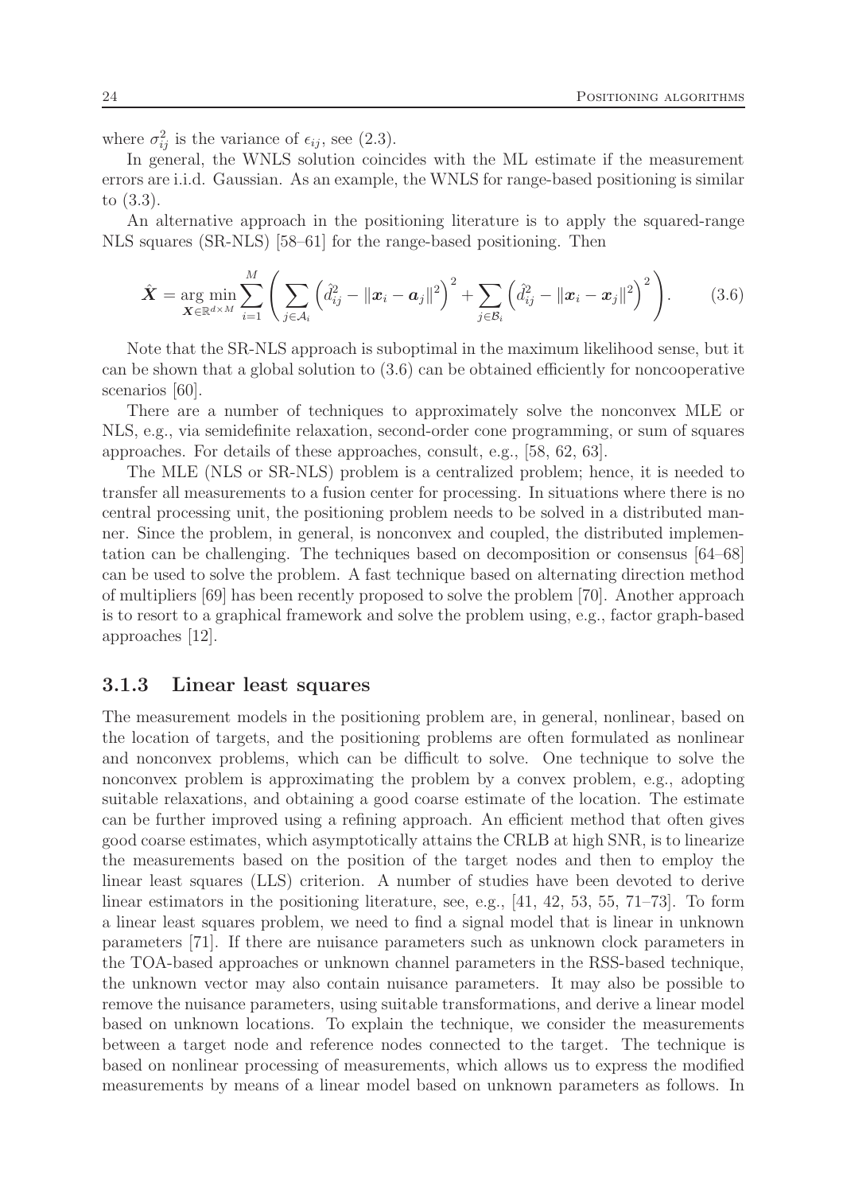where $\sigma_{ij}^2$ is the variance of $\epsilon_{ij}$, see (2.3).

In general, the WNLS solution coincides with the ML estimate if the measurement errors are i.i.d. Gaussian. As an example, the WNLS for range-based positioning is similar to (3.3).

An alternative approach in the positioning literature is to apply the squared-range NLS squares (SR-NLS) [58–61] for the range-based positioning. Then

$$\hat{\boldsymbol{X}} = \underset{\boldsymbol{X} \in \mathbb{R}^{d \times M}}{\arg\min} \sum_{i=1}^{M} \left( \sum_{j \in \mathcal{A}_i} \left( \hat{d}_{ij}^2 - \|\boldsymbol{x}_i - \boldsymbol{a}_j\|^2 \right)^2 + \sum_{j \in \mathcal{B}_i} \left( \hat{d}_{ij}^2 - \|\boldsymbol{x}_i - \boldsymbol{x}_j\|^2 \right)^2 \right). \tag{3.6}$$

Note that the SR-NLS approach is suboptimal in the maximum likelihood sense, but it can be shown that a global solution to (3.6) can be obtained efficiently for noncooperative scenarios [60].

There are a number of techniques to approximately solve the nonconvex MLE or NLS, e.g., via semidefinite relaxation, second-order cone programming, or sum of squares approaches. For details of these approaches, consult, e.g., [58, 62, 63].

The MLE (NLS or SR-NLS) problem is a centralized problem; hence, it is needed to transfer all measurements to a fusion center for processing. In situations where there is no central processing unit, the positioning problem needs to be solved in a distributed manner. Since the problem, in general, is nonconvex and coupled, the distributed implementation can be challenging. The techniques based on decomposition or consensus [64–68] can be used to solve the problem. A fast technique based on alternating direction method of multipliers [69] has been recently proposed to solve the problem [70]. Another approach is to resort to a graphical framework and solve the problem using, e.g., factor graph-based approaches [12].

### 3.1.3 Linear least squares

The measurement models in the positioning problem are, in general, nonlinear, based on the location of targets, and the positioning problems are often formulated as nonlinear and nonconvex problems, which can be difficult to solve. One technique to solve the nonconvex problem is approximating the problem by a convex problem, e.g., adopting suitable relaxations, and obtaining a good coarse estimate of the location. The estimate can be further improved using a refining approach. An efficient method that often gives good coarse estimates, which asymptotically attains the CRLB at high SNR, is to linearize the measurements based on the position of the target nodes and then to employ the linear least squares (LLS) criterion. A number of studies have been devoted to derive linear estimators in the positioning literature, see, e.g., [41, 42, 53, 55, 71–73]. To form a linear least squares problem, we need to find a signal model that is linear in unknown parameters [71]. If there are nuisance parameters such as unknown clock parameters in the TOA-based approaches or unknown channel parameters in the RSS-based technique, the unknown vector may also contain nuisance parameters. It may also be possible to remove the nuisance parameters, using suitable transformations, and derive a linear model based on unknown locations. To explain the technique, we consider the measurements between a target node and reference nodes connected to the target. The technique is based on nonlinear processing of measurements, which allows us to express the modified measurements by means of a linear model based on unknown parameters as follows. In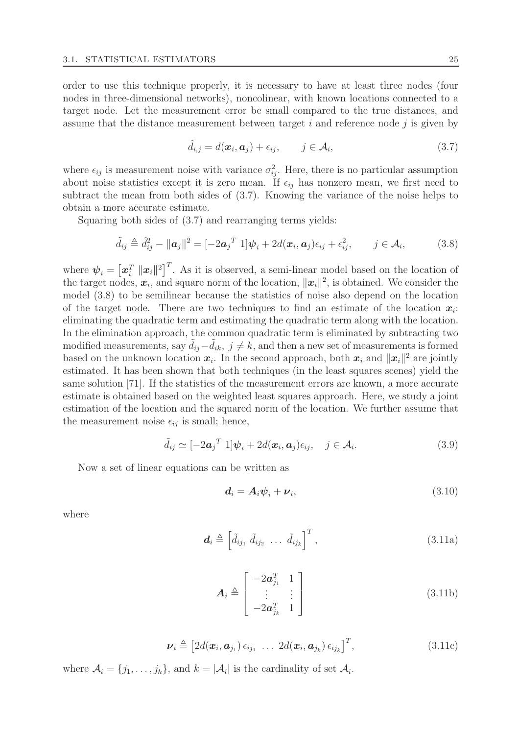order to use this technique properly, it is necessary to have at least three nodes (four nodes in three-dimensional networks), noncolinear, with known locations connected to a target node. Let the measurement error be small compared to the true distances, and assume that the distance measurement between target $i$ and reference node $j$ is given by

$$\hat{d}_{i,j} = d(\boldsymbol{x}_i, \boldsymbol{a}_j) + \epsilon_{ij}, \qquad j \in \mathcal{A}_i, \tag{3.7}$$

where $\epsilon_{ij}$ is measurement noise with variance $\sigma_{ij}^2$. Here, there is no particular assumption about noise statistics except it is zero mean. If $\epsilon_{ij}$ has nonzero mean, we first need to subtract the mean from both sides of (3.7). Knowing the variance of the noise helps to obtain a more accurate estimate.

Squaring both sides of (3.7) and rearranging terms yields:

$$\tilde{d}_{ij} \triangleq \hat{d}_{ij}^2 - \|\boldsymbol{a}_j\|^2 = [-2\boldsymbol{a}_j{}^T \ 1]\boldsymbol{\psi}_i + 2d(\boldsymbol{x}_i, \boldsymbol{a}_j)\epsilon_{ij} + \epsilon_{ij}^2, \qquad j \in \mathcal{A}_i, \tag{3.8}$$

where $\boldsymbol{\psi}_i = \left[\boldsymbol{x}_i^T \ \|\boldsymbol{x}_i\|^2\right]^T$. As it is observed, a semi-linear model based on the location of the target nodes, $\boldsymbol{x}_i$, and square norm of the location, $\|\boldsymbol{x}_i\|^2$, is obtained. We consider the model (3.8) to be semilinear because the statistics of noise also depend on the location of the target node. There are two techniques to find an estimate of the location $\boldsymbol{x}_i$: eliminating the quadratic term and estimating the quadratic term along with the location. In the elimination approach, the common quadratic term is eliminated by subtracting two modified measurements, say $\tilde{d}_{ij} - \tilde{d}_{ik}, \ j \neq k$, and then a new set of measurements is formed based on the unknown location $\boldsymbol{x}_i$. In the second approach, both $\boldsymbol{x}_i$ and $\|\boldsymbol{x}_i\|^2$ are jointly estimated. It has been shown that both techniques (in the least squares scenes) yield the same solution [71]. If the statistics of the measurement errors are known, a more accurate estimate is obtained based on the weighted least squares approach. Here, we study a joint estimation of the location and the squared norm of the location. We further assume that the measurement noise $\epsilon_{ij}$ is small; hence,

$$\tilde{d}_{ij} \simeq [-2\boldsymbol{a}_j{}^T \ 1]\boldsymbol{\psi}_i + 2d(\boldsymbol{x}_i, \boldsymbol{a}_j)\epsilon_{ij}, \quad j \in \mathcal{A}_i. \tag{3.9}$$

Now a set of linear equations can be written as

$$\boldsymbol{d}_i = \boldsymbol{A}_i \boldsymbol{\psi}_i + \boldsymbol{\nu}_i, \tag{3.10}$$

where

$$\boldsymbol{d}_i \triangleq \left[\tilde{d}_{ij_1} \ \tilde{d}_{ij_2} \ \ldots \ \tilde{d}_{ij_k}\right]^T, \tag{3.11a}$$

$$\boldsymbol{A}_i \triangleq \begin{bmatrix} -2\boldsymbol{a}_{j_1}^T & 1 \\ \vdots & \vdots \\ -2\boldsymbol{a}_{j_k}^T & 1 \end{bmatrix} \tag{3.11b}$$

$$\boldsymbol{\nu}_i \triangleq \left[2d(\boldsymbol{x}_i, \boldsymbol{a}_{j_1})\,\epsilon_{ij_1} \ \ldots \ 2d(\boldsymbol{x}_i, \boldsymbol{a}_{j_k})\,\epsilon_{ij_k}\right]^T, \tag{3.11c}$$

where $\mathcal{A}_i = \{j_1, \ldots, j_k\}$, and $k = |\mathcal{A}_i|$ is the cardinality of set $\mathcal{A}_i$.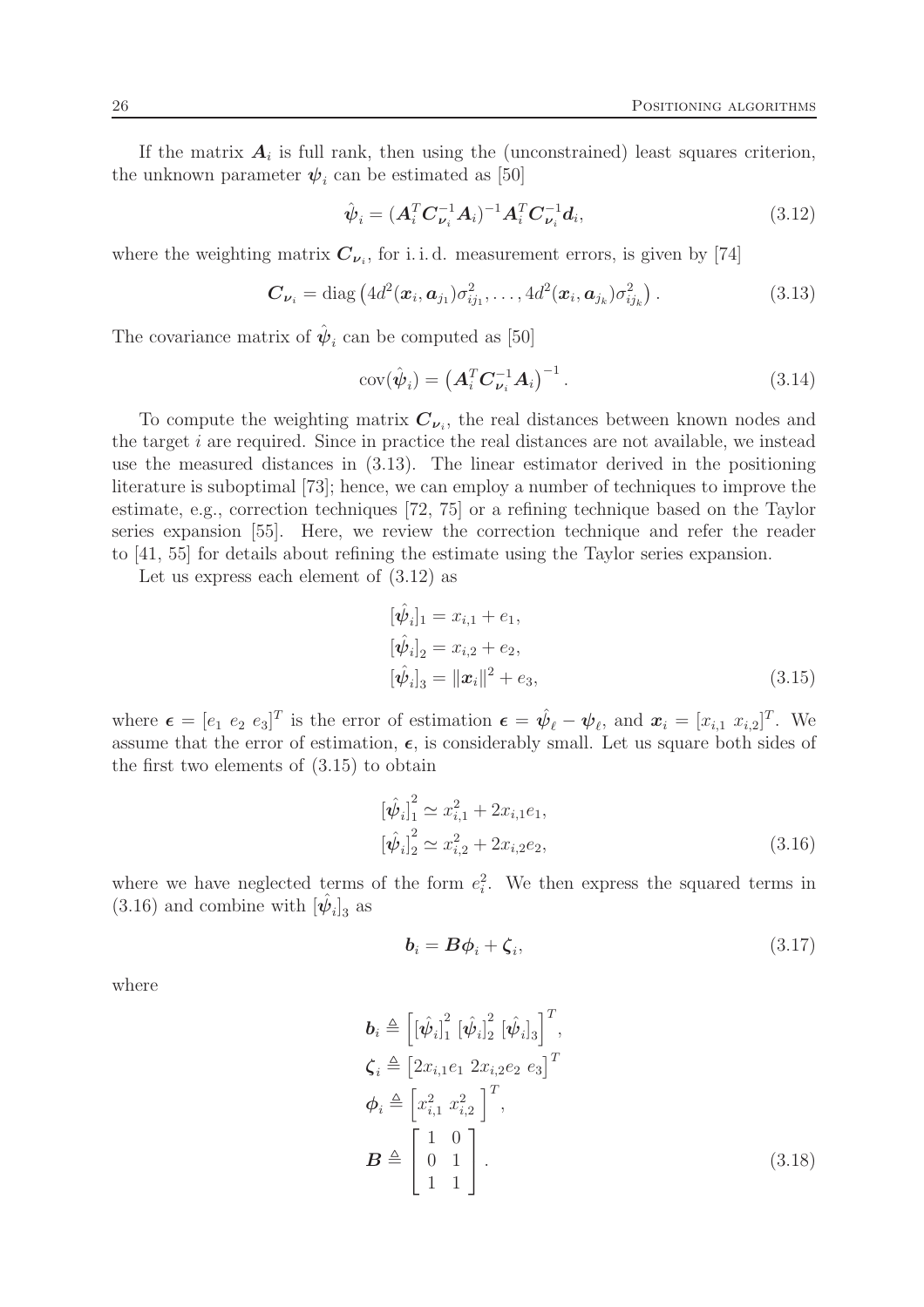If the matrix $\boldsymbol{A}_i$ is full rank, then using the (unconstrained) least squares criterion, the unknown parameter $\boldsymbol{\psi}_i$ can be estimated as [50]

$$\hat{\boldsymbol{\psi}}_i = (\boldsymbol{A}_i^T \boldsymbol{C}_{\boldsymbol{\nu}_i}^{-1} \boldsymbol{A}_i)^{-1} \boldsymbol{A}_i^T \boldsymbol{C}_{\boldsymbol{\nu}_i}^{-1} \boldsymbol{d}_i, \tag{3.12}$$

where the weighting matrix $\boldsymbol{C}_{\boldsymbol{\nu}_i}$, for i. i. d. measurement errors, is given by [74]

$$\boldsymbol{C}_{\boldsymbol{\nu}_i} = \operatorname{diag}\left(4d^2(\boldsymbol{x}_i, \boldsymbol{a}_{j_1})\sigma_{ij_1}^2, \ldots, 4d^2(\boldsymbol{x}_i, \boldsymbol{a}_{j_k})\sigma_{ij_k}^2\right). \tag{3.13}$$

The covariance matrix of $\hat{\boldsymbol{\psi}}_i$ can be computed as [50]

$$\operatorname{cov}(\hat{\boldsymbol{\psi}}_i) = \left(\boldsymbol{A}_i^T \boldsymbol{C}_{\boldsymbol{\nu}_i}^{-1} \boldsymbol{A}_i\right)^{-1}. \tag{3.14}$$

To compute the weighting matrix $\boldsymbol{C}_{\boldsymbol{\nu}_i}$, the real distances between known nodes and the target $i$ are required. Since in practice the real distances are not available, we instead use the measured distances in (3.13). The linear estimator derived in the positioning literature is suboptimal [73]; hence, we can employ a number of techniques to improve the estimate, e.g., correction techniques [72, 75] or a refining technique based on the Taylor series expansion [55]. Here, we review the correction technique and refer the reader to [41, 55] for details about refining the estimate using the Taylor series expansion.

Let us express each element of (3.12) as

$$\begin{aligned}
[\hat{\boldsymbol{\psi}}_i]_1 &= x_{i,1} + e_1, \\
[\hat{\boldsymbol{\psi}}_i]_2 &= x_{i,2} + e_2, \\
[\hat{\boldsymbol{\psi}}_i]_3 &= \|\boldsymbol{x}_i\|^2 + e_3,
\end{aligned} \tag{3.15}$$

where $\boldsymbol{\epsilon} = [e_1 \ e_2 \ e_3]^T$ is the error of estimation $\boldsymbol{\epsilon} = \hat{\boldsymbol{\psi}}_\ell - \boldsymbol{\psi}_\ell$, and $\boldsymbol{x}_i = [x_{i,1} \ x_{i,2}]^T$. We assume that the error of estimation, $\boldsymbol{\epsilon}$, is considerably small. Let us square both sides of the first two elements of (3.15) to obtain

$$\begin{aligned}
[\hat{\boldsymbol{\psi}}_i]_1^2 &\simeq x_{i,1}^2 + 2x_{i,1}e_1, \\
[\hat{\boldsymbol{\psi}}_i]_2^2 &\simeq x_{i,2}^2 + 2x_{i,2}e_2,
\end{aligned} \tag{3.16}$$

where we have neglected terms of the form $e_i^2$. We then express the squared terms in (3.16) and combine with $[\hat{\boldsymbol{\psi}}_i]_3$ as

$$\boldsymbol{b}_i = \boldsymbol{B}\boldsymbol{\phi}_i + \boldsymbol{\zeta}_i, \tag{3.17}$$

where

$$\begin{aligned}
\boldsymbol{b}_i &\triangleq \left[[\hat{\boldsymbol{\psi}}_i]_1^2 \ [\hat{\boldsymbol{\psi}}_i]_2^2 \ [\hat{\boldsymbol{\psi}}_i]_3\right]^T, \\
\boldsymbol{\zeta}_i &\triangleq \left[2x_{i,1}e_1 \ 2x_{i,2}e_2 \ e_3\right]^T \\
\boldsymbol{\phi}_i &\triangleq \left[x_{i,1}^2 \ x_{i,2}^2\right]^T, \\
\boldsymbol{B} &\triangleq \begin{bmatrix} 1 & 0 \\ 0 & 1 \\ 1 & 1 \end{bmatrix}.
\end{aligned} \tag{3.18}$$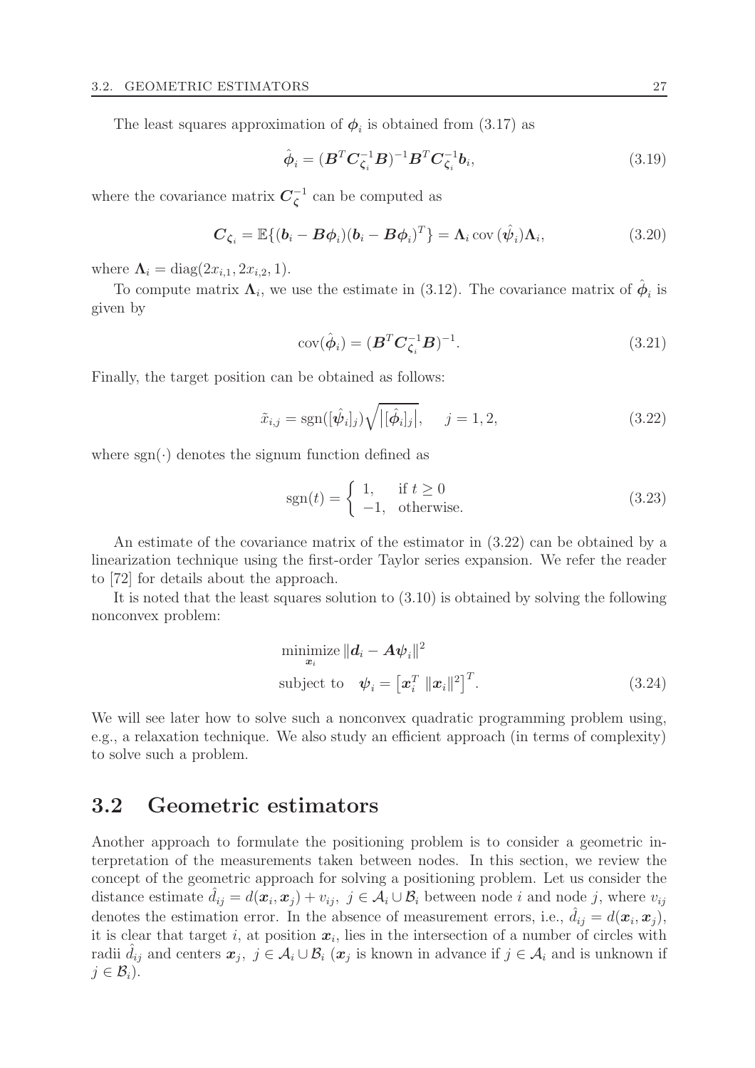The least squares approximation of $\boldsymbol{\phi}_i$ is obtained from (3.17) as

$$\hat{\boldsymbol{\phi}}_i = (\boldsymbol{B}^T \boldsymbol{C}_{\boldsymbol{\zeta}_i}^{-1} \boldsymbol{B})^{-1} \boldsymbol{B}^T \boldsymbol{C}_{\boldsymbol{\zeta}_i}^{-1} \boldsymbol{b}_i, \tag{3.19}$$

where the covariance matrix $\boldsymbol{C}_{\boldsymbol{\zeta}}^{-1}$ can be computed as

$$\boldsymbol{C}_{\boldsymbol{\zeta}_i} = \mathbb{E}\{(\boldsymbol{b}_i - \boldsymbol{B}\boldsymbol{\phi}_i)(\boldsymbol{b}_i - \boldsymbol{B}\boldsymbol{\phi}_i)^T\} = \boldsymbol{\Lambda}_i \operatorname{cov}(\hat{\boldsymbol{\psi}}_i) \boldsymbol{\Lambda}_i, \tag{3.20}$$

where $\boldsymbol{\Lambda}_i = \operatorname{diag}(2x_{i,1}, 2x_{i,2}, 1)$.

To compute matrix $\boldsymbol{\Lambda}_i$, we use the estimate in (3.12). The covariance matrix of $\hat{\boldsymbol{\phi}}_i$ is given by

$$\operatorname{cov}(\hat{\boldsymbol{\phi}}_i) = (\boldsymbol{B}^T \boldsymbol{C}_{\boldsymbol{\zeta}_i}^{-1} \boldsymbol{B})^{-1}. \tag{3.21}$$

Finally, the target position can be obtained as follows:

$$\tilde{x}_{i,j} = \operatorname{sgn}([\hat{\boldsymbol{\psi}}_i]_j) \sqrt{\left|[\hat{\boldsymbol{\phi}}_i]_j\right|}, \quad j = 1, 2, \tag{3.22}$$

where $\operatorname{sgn}(\cdot)$ denotes the signum function defined as

$$\operatorname{sgn}(t) = \begin{cases} 1, & \text{if } t \geq 0 \\ -1, & \text{otherwise.} \end{cases} \tag{3.23}$$

An estimate of the covariance matrix of the estimator in (3.22) can be obtained by a linearization technique using the first-order Taylor series expansion. We refer the reader to [72] for details about the approach.

It is noted that the least squares solution to (3.10) is obtained by solving the following nonconvex problem:

$$\begin{aligned} &\underset{\boldsymbol{x}_i}{\text{minimize}} \; \|\boldsymbol{d}_i - \boldsymbol{A}\boldsymbol{\psi}_i\|^2 \\ &\text{subject to} \quad \boldsymbol{\psi}_i = \left[\boldsymbol{x}_i^T \; \|\boldsymbol{x}_i\|^2\right]^T. \end{aligned} \tag{3.24}$$

We will see later how to solve such a nonconvex quadratic programming problem using, e.g., a relaxation technique. We also study an efficient approach (in terms of complexity) to solve such a problem.

## 3.2 Geometric estimators

Another approach to formulate the positioning problem is to consider a geometric interpretation of the measurements taken between nodes. In this section, we review the concept of the geometric approach for solving a positioning problem. Let us consider the distance estimate $\hat{d}_{ij} = d(\boldsymbol{x}_i, \boldsymbol{x}_j) + v_{ij},\ j \in \mathcal{A}_i \cup \mathcal{B}_i$ between node $i$ and node $j$, where $v_{ij}$ denotes the estimation error. In the absence of measurement errors, i.e., $\hat{d}_{ij} = d(\boldsymbol{x}_i, \boldsymbol{x}_j)$, it is clear that target $i$, at position $\boldsymbol{x}_i$, lies in the intersection of a number of circles with radii $\hat{d}_{ij}$ and centers $\boldsymbol{x}_j,\ j \in \mathcal{A}_i \cup \mathcal{B}_i$ ($\boldsymbol{x}_j$ is known in advance if $j \in \mathcal{A}_i$ and is unknown if $j \in \mathcal{B}_i$).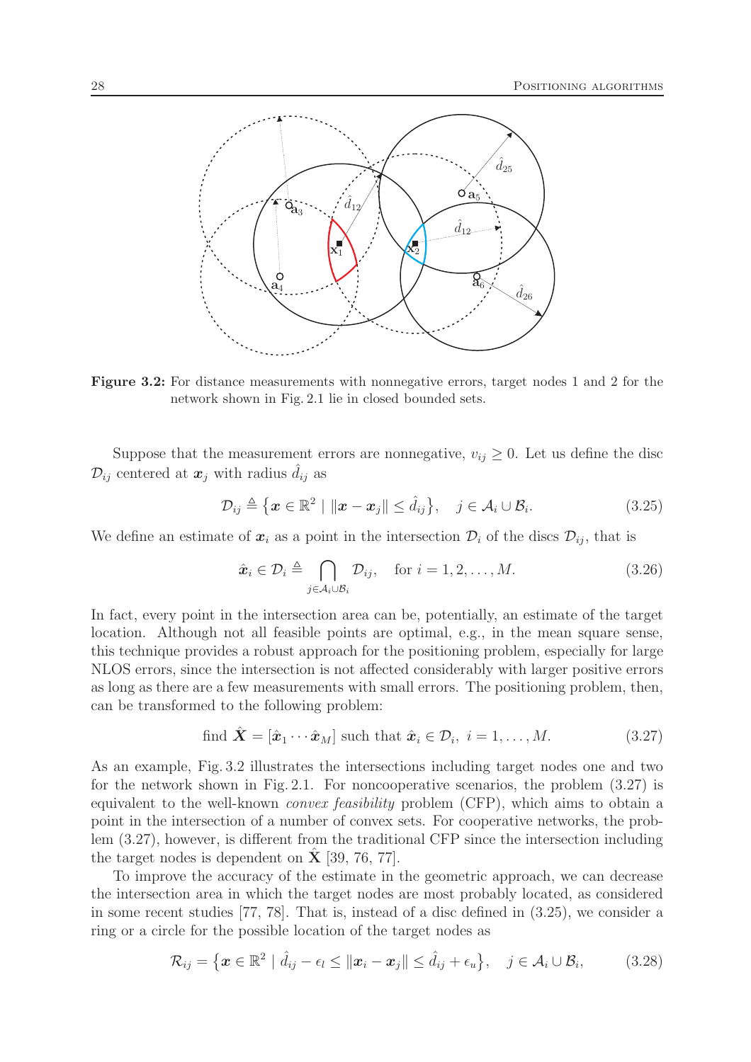**Figure 3.2:** For distance measurements with nonnegative errors, target nodes 1 and 2 for the network shown in Fig. 2.1 lie in closed bounded sets.

Suppose that the measurement errors are nonnegative, $v_{ij} \geq 0$. Let us define the disc $\mathcal{D}_{ij}$ centered at $\boldsymbol{x}_j$ with radius $\hat{d}_{ij}$ as

$$\mathcal{D}_{ij} \triangleq \left\{ \boldsymbol{x} \in \mathbb{R}^2 \mid \|\boldsymbol{x} - \boldsymbol{x}_j\| \leq \hat{d}_{ij} \right\}, \quad j \in \mathcal{A}_i \cup \mathcal{B}_i. \tag{3.25}$$

We define an estimate of $\boldsymbol{x}_i$ as a point in the intersection $\mathcal{D}_i$ of the discs $\mathcal{D}_{ij}$, that is

$$\hat{\boldsymbol{x}}_i \in \mathcal{D}_i \triangleq \bigcap_{j \in \mathcal{A}_i \cup \mathcal{B}_i} \mathcal{D}_{ij}, \quad \text{for } i = 1, 2, \ldots, M. \tag{3.26}$$

In fact, every point in the intersection area can be, potentially, an estimate of the target location. Although not all feasible points are optimal, e.g., in the mean square sense, this technique provides a robust approach for the positioning problem, especially for large NLOS errors, since the intersection is not affected considerably with larger positive errors as long as there are a few measurements with small errors. The positioning problem, then, can be transformed to the following problem:

$$\text{find } \hat{\boldsymbol{X}} = [\hat{\boldsymbol{x}}_1 \cdots \hat{\boldsymbol{x}}_M] \text{ such that } \hat{\boldsymbol{x}}_i \in \mathcal{D}_i, \ i = 1, \ldots, M. \tag{3.27}$$

As an example, Fig. 3.2 illustrates the intersections including target nodes one and two for the network shown in Fig. 2.1. For noncooperative scenarios, the problem (3.27) is equivalent to the well-known *convex feasibility* problem (CFP), which aims to obtain a point in the intersection of a number of convex sets. For cooperative networks, the problem (3.27), however, is different from the traditional CFP since the intersection including the target nodes is dependent on $\hat{\mathbf{X}}$ [39, 76, 77].

To improve the accuracy of the estimate in the geometric approach, we can decrease the intersection area in which the target nodes are most probably located, as considered in some recent studies [77, 78]. That is, instead of a disc defined in (3.25), we consider a ring or a circle for the possible location of the target nodes as

$$\mathcal{R}_{ij} = \left\{ \boldsymbol{x} \in \mathbb{R}^2 \mid \hat{d}_{ij} - \epsilon_l \leq \|\boldsymbol{x}_i - \boldsymbol{x}_j\| \leq \hat{d}_{ij} + \epsilon_u \right\}, \quad j \in \mathcal{A}_i \cup \mathcal{B}_i, \tag{3.28}$$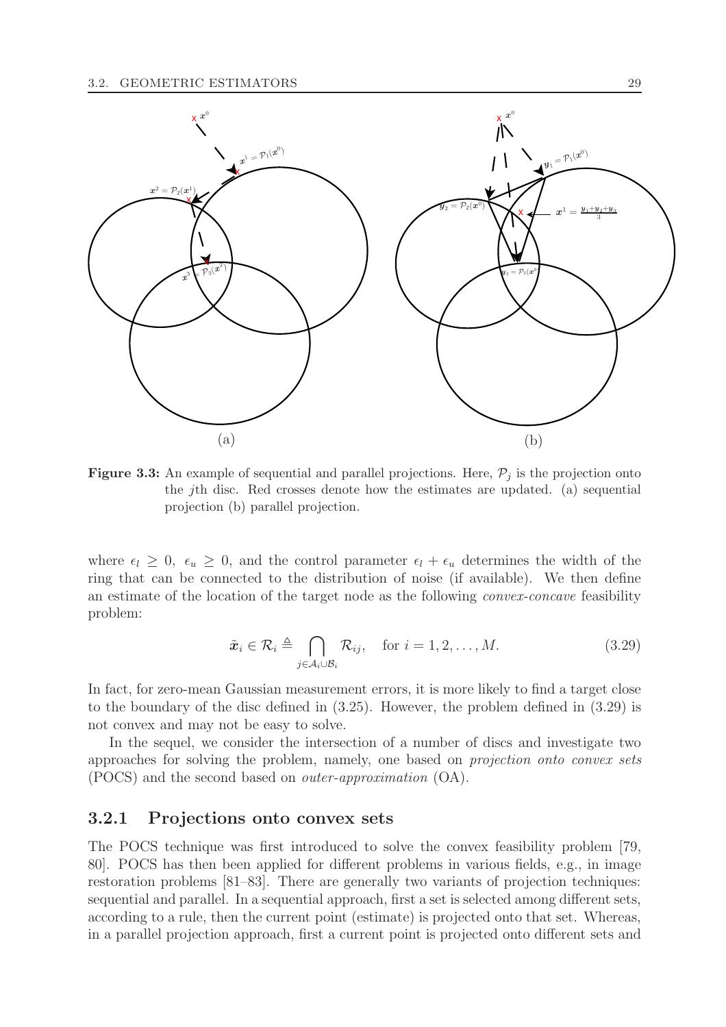Figure 3.3: An example of sequential and parallel projections. Here, $\mathcal{P}_j$ is the projection onto the $j$th disc. Red crosses denote how the estimates are updated. (a) sequential projection (b) parallel projection.

where $\epsilon_l \geq 0$, $\epsilon_u \geq 0$, and the control parameter $\epsilon_l + \epsilon_u$ determines the width of the ring that can be connected to the distribution of noise (if available). We then define an estimate of the location of the target node as the following *convex-concave* feasibility problem:

$$\tilde{\boldsymbol{x}}_i \in \mathcal{R}_i \triangleq \bigcap_{j \in \mathcal{A}_i \cup \mathcal{B}_i} \mathcal{R}_{ij}, \quad \text{for } i = 1, 2, \ldots, M. \tag{3.29}$$

In fact, for zero-mean Gaussian measurement errors, it is more likely to find a target close to the boundary of the disc defined in (3.25). However, the problem defined in (3.29) is not convex and may not be easy to solve.

In the sequel, we consider the intersection of a number of discs and investigate two approaches for solving the problem, namely, one based on *projection onto convex sets* (POCS) and the second based on *outer-approximation* (OA).

### 3.2.1 Projections onto convex sets

The POCS technique was first introduced to solve the convex feasibility problem [79, 80]. POCS has then been applied for different problems in various fields, e.g., in image restoration problems [81–83]. There are generally two variants of projection techniques: sequential and parallel. In a sequential approach, first a set is selected among different sets, according to a rule, then the current point (estimate) is projected onto that set. Whereas, in a parallel projection approach, first a current point is projected onto different sets and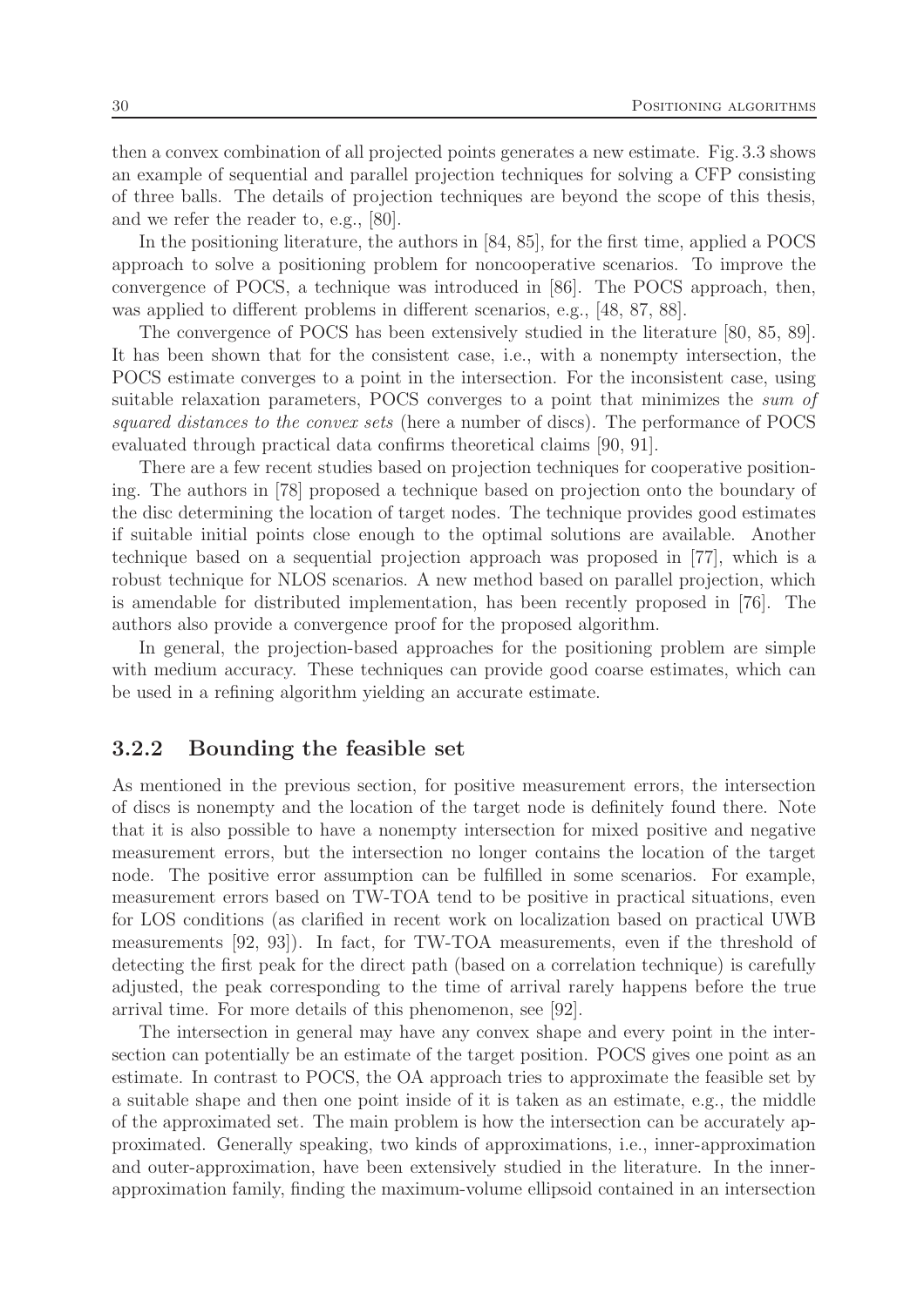then a convex combination of all projected points generates a new estimate. Fig. 3.3 shows an example of sequential and parallel projection techniques for solving a CFP consisting of three balls. The details of projection techniques are beyond the scope of this thesis, and we refer the reader to, e.g., [80].

In the positioning literature, the authors in [84, 85], for the first time, applied a POCS approach to solve a positioning problem for noncooperative scenarios. To improve the convergence of POCS, a technique was introduced in [86]. The POCS approach, then, was applied to different problems in different scenarios, e.g., [48, 87, 88].

The convergence of POCS has been extensively studied in the literature [80, 85, 89]. It has been shown that for the consistent case, i.e., with a nonempty intersection, the POCS estimate converges to a point in the intersection. For the inconsistent case, using suitable relaxation parameters, POCS converges to a point that minimizes the *sum of squared distances to the convex sets* (here a number of discs). The performance of POCS evaluated through practical data confirms theoretical claims [90, 91].

There are a few recent studies based on projection techniques for cooperative positioning. The authors in [78] proposed a technique based on projection onto the boundary of the disc determining the location of target nodes. The technique provides good estimates if suitable initial points close enough to the optimal solutions are available. Another technique based on a sequential projection approach was proposed in [77], which is a robust technique for NLOS scenarios. A new method based on parallel projection, which is amendable for distributed implementation, has been recently proposed in [76]. The authors also provide a convergence proof for the proposed algorithm.

In general, the projection-based approaches for the positioning problem are simple with medium accuracy. These techniques can provide good coarse estimates, which can be used in a refining algorithm yielding an accurate estimate.

### 3.2.2 Bounding the feasible set

As mentioned in the previous section, for positive measurement errors, the intersection of discs is nonempty and the location of the target node is definitely found there. Note that it is also possible to have a nonempty intersection for mixed positive and negative measurement errors, but the intersection no longer contains the location of the target node. The positive error assumption can be fulfilled in some scenarios. For example, measurement errors based on TW-TOA tend to be positive in practical situations, even for LOS conditions (as clarified in recent work on localization based on practical UWB measurements [92, 93]). In fact, for TW-TOA measurements, even if the threshold of detecting the first peak for the direct path (based on a correlation technique) is carefully adjusted, the peak corresponding to the time of arrival rarely happens before the true arrival time. For more details of this phenomenon, see [92].

The intersection in general may have any convex shape and every point in the intersection can potentially be an estimate of the target position. POCS gives one point as an estimate. In contrast to POCS, the OA approach tries to approximate the feasible set by a suitable shape and then one point inside of it is taken as an estimate, e.g., the middle of the approximated set. The main problem is how the intersection can be accurately approximated. Generally speaking, two kinds of approximations, i.e., inner-approximation and outer-approximation, have been extensively studied in the literature. In the inner-approximation family, finding the maximum-volume ellipsoid contained in an intersection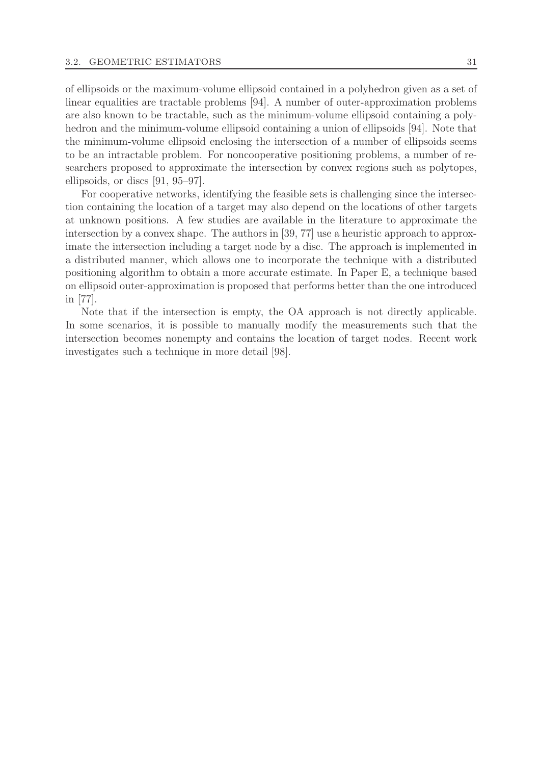of ellipsoids or the maximum-volume ellipsoid contained in a polyhedron given as a set of linear equalities are tractable problems [94]. A number of outer-approximation problems are also known to be tractable, such as the minimum-volume ellipsoid containing a polyhedron and the minimum-volume ellipsoid containing a union of ellipsoids [94]. Note that the minimum-volume ellipsoid enclosing the intersection of a number of ellipsoids seems to be an intractable problem. For noncooperative positioning problems, a number of researchers proposed to approximate the intersection by convex regions such as polytopes, ellipsoids, or discs [91, 95–97].

For cooperative networks, identifying the feasible sets is challenging since the intersection containing the location of a target may also depend on the locations of other targets at unknown positions. A few studies are available in the literature to approximate the intersection by a convex shape. The authors in [39, 77] use a heuristic approach to approximate the intersection including a target node by a disc. The approach is implemented in a distributed manner, which allows one to incorporate the technique with a distributed positioning algorithm to obtain a more accurate estimate. In Paper E, a technique based on ellipsoid outer-approximation is proposed that performs better than the one introduced in [77].

Note that if the intersection is empty, the OA approach is not directly applicable. In some scenarios, it is possible to manually modify the measurements such that the intersection becomes nonempty and contains the location of target nodes. Recent work investigates such a technique in more detail [98].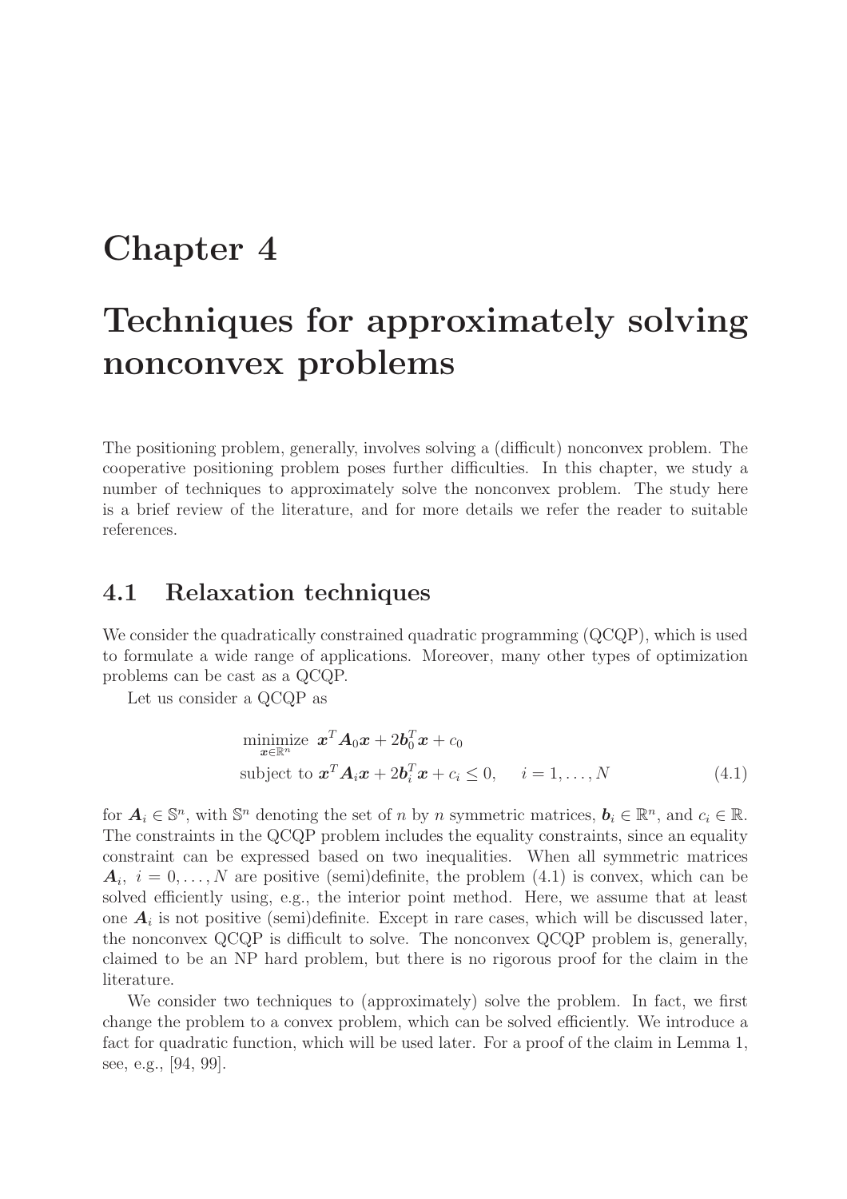# Chapter 4

# Techniques for approximately solving nonconvex problems

The positioning problem, generally, involves solving a (difficult) nonconvex problem. The cooperative positioning problem poses further difficulties. In this chapter, we study a number of techniques to approximately solve the nonconvex problem. The study here is a brief review of the literature, and for more details we refer the reader to suitable references.

## 4.1 Relaxation techniques

We consider the quadratically constrained quadratic programming (QCQP), which is used to formulate a wide range of applications. Moreover, many other types of optimization problems can be cast as a QCQP.

Let us consider a QCQP as

$$
\begin{aligned}
&\underset{\boldsymbol{x}\in\mathbb{R}^n}{\text{minimize}} \;\; \boldsymbol{x}^T\boldsymbol{A}_0\boldsymbol{x} + 2\boldsymbol{b}_0^T\boldsymbol{x} + c_0 \\
&\text{subject to } \boldsymbol{x}^T\boldsymbol{A}_i\boldsymbol{x} + 2\boldsymbol{b}_i^T\boldsymbol{x} + c_i \leq 0, \quad i = 1, \ldots, N
\end{aligned}
\tag{4.1}
$$

for $\boldsymbol{A}_i \in \mathbb{S}^n$, with $\mathbb{S}^n$ denoting the set of $n$ by $n$ symmetric matrices, $\boldsymbol{b}_i \in \mathbb{R}^n$, and $c_i \in \mathbb{R}$. The constraints in the QCQP problem includes the equality constraints, since an equality constraint can be expressed based on two inequalities. When all symmetric matrices $\boldsymbol{A}_i$, $i = 0, \ldots, N$ are positive (semi)definite, the problem (4.1) is convex, which can be solved efficiently using, e.g., the interior point method. Here, we assume that at least one $\boldsymbol{A}_i$ is not positive (semi)definite. Except in rare cases, which will be discussed later, the nonconvex QCQP is difficult to solve. The nonconvex QCQP problem is, generally, claimed to be an NP hard problem, but there is no rigorous proof for the claim in the literature.

We consider two techniques to (approximately) solve the problem. In fact, we first change the problem to a convex problem, which can be solved efficiently. We introduce a fact for quadratic function, which will be used later. For a proof of the claim in Lemma 1, see, e.g., [94, 99].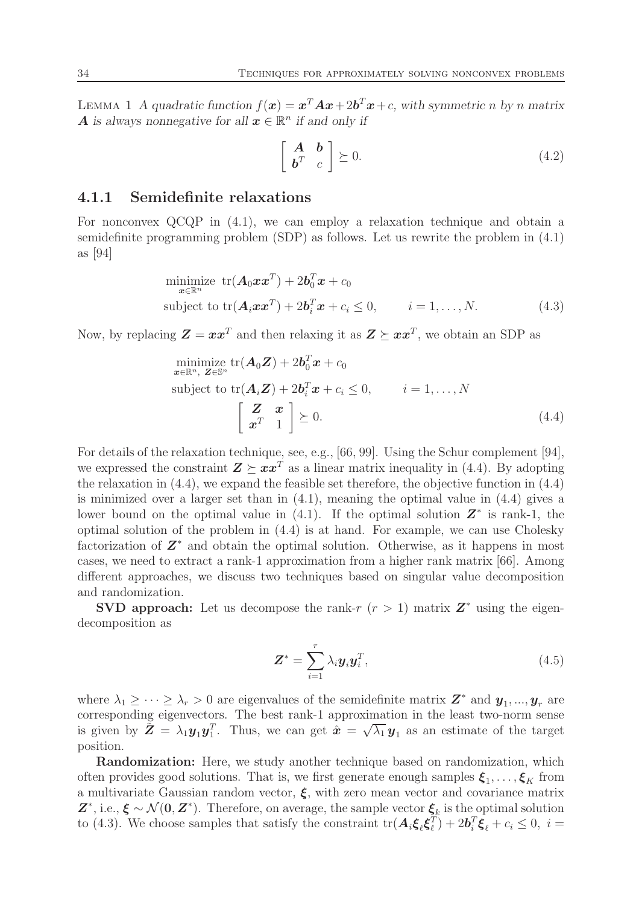LEMMA 1 *A quadratic function* $f(\boldsymbol{x}) = \boldsymbol{x}^T\boldsymbol{A}\boldsymbol{x} + 2\boldsymbol{b}^T\boldsymbol{x} + c$, *with symmetric* $n$ *by* $n$ *matrix* $\boldsymbol{A}$ *is always nonnegative for all* $\boldsymbol{x} \in \mathbb{R}^n$ *if and only if*

$$\begin{bmatrix} \boldsymbol{A} & \boldsymbol{b} \\ \boldsymbol{b}^T & c \end{bmatrix} \succeq 0. \tag{4.2}$$

### 4.1.1 Semidefinite relaxations

For nonconvex QCQP in (4.1), we can employ a relaxation technique and obtain a semidefinite programming problem (SDP) as follows. Let us rewrite the problem in (4.1) as [94]

$$\begin{aligned}
&\underset{\boldsymbol{x}\in\mathbb{R}^n}{\text{minimize}} \;\; \text{tr}(\boldsymbol{A}_0\boldsymbol{x}\boldsymbol{x}^T) + 2\boldsymbol{b}_0^T\boldsymbol{x} + c_0 \\
&\text{subject to } \text{tr}(\boldsymbol{A}_i\boldsymbol{x}\boldsymbol{x}^T) + 2\boldsymbol{b}_i^T\boldsymbol{x} + c_i \leq 0, \qquad i = 1, \ldots, N.
\end{aligned} \tag{4.3}$$

Now, by replacing $\boldsymbol{Z} = \boldsymbol{x}\boldsymbol{x}^T$ and then relaxing it as $\boldsymbol{Z} \succeq \boldsymbol{x}\boldsymbol{x}^T$, we obtain an SDP as

$$\begin{aligned}
&\underset{\boldsymbol{x}\in\mathbb{R}^n,\; \boldsymbol{Z}\in\mathbb{S}^n}{\text{minimize}} \; \text{tr}(\boldsymbol{A}_0\boldsymbol{Z}) + 2\boldsymbol{b}_0^T\boldsymbol{x} + c_0 \\
&\text{subject to } \text{tr}(\boldsymbol{A}_i\boldsymbol{Z}) + 2\boldsymbol{b}_i^T\boldsymbol{x} + c_i \leq 0, \qquad i = 1, \ldots, N \\
&\qquad\qquad \begin{bmatrix} \boldsymbol{Z} & \boldsymbol{x} \\ \boldsymbol{x}^T & 1 \end{bmatrix} \succeq 0.
\end{aligned} \tag{4.4}$$

For details of the relaxation technique, see, e.g., [66, 99]. Using the Schur complement [94], we expressed the constraint $\boldsymbol{Z} \succeq \boldsymbol{x}\boldsymbol{x}^T$ as a linear matrix inequality in (4.4). By adopting the relaxation in (4.4), we expand the feasible set therefore, the objective function in (4.4) is minimized over a larger set than in (4.1), meaning the optimal value in (4.4) gives a lower bound on the optimal value in (4.1). If the optimal solution $\boldsymbol{Z}^*$ is rank-1, the optimal solution of the problem in (4.4) is at hand. For example, we can use Cholesky factorization of $\boldsymbol{Z}^*$ and obtain the optimal solution. Otherwise, as it happens in most cases, we need to extract a rank-1 approximation from a higher rank matrix [66]. Among different approaches, we discuss two techniques based on singular value decomposition and randomization.

**SVD approach:** Let us decompose the rank-$r$ ($r > 1$) matrix $\boldsymbol{Z}^*$ using the eigen-decomposition as

$$\boldsymbol{Z}^* = \sum_{i=1}^{r} \lambda_i \boldsymbol{y}_i \boldsymbol{y}_i^T, \tag{4.5}$$

where $\lambda_1 \geq \cdots \geq \lambda_r > 0$ are eigenvalues of the semidefinite matrix $\boldsymbol{Z}^*$ and $\boldsymbol{y}_1, ..., \boldsymbol{y}_r$ are corresponding eigenvectors. The best rank-1 approximation in the least two-norm sense is given by $\tilde{\boldsymbol{Z}} = \lambda_1 \boldsymbol{y}_1 \boldsymbol{y}_1^T$. Thus, we can get $\hat{\boldsymbol{x}} = \sqrt{\lambda_1}\,\boldsymbol{y}_1$ as an estimate of the target position.

**Randomization:** Here, we study another technique based on randomization, which often provides good solutions. That is, we first generate enough samples $\boldsymbol{\xi}_1, \ldots, \boldsymbol{\xi}_K$ from a multivariate Gaussian random vector, $\boldsymbol{\xi}$, with zero mean vector and covariance matrix $\boldsymbol{Z}^*$, i.e., $\boldsymbol{\xi} \sim \mathcal{N}(\boldsymbol{0}, \boldsymbol{Z}^*)$. Therefore, on average, the sample vector $\boldsymbol{\xi}_k$ is the optimal solution to (4.3). We choose samples that satisfy the constraint $\text{tr}(\boldsymbol{A}_i\boldsymbol{\xi}_\ell\boldsymbol{\xi}_\ell^T) + 2\boldsymbol{b}_i^T\boldsymbol{\xi}_\ell + c_i \leq 0,\; i =$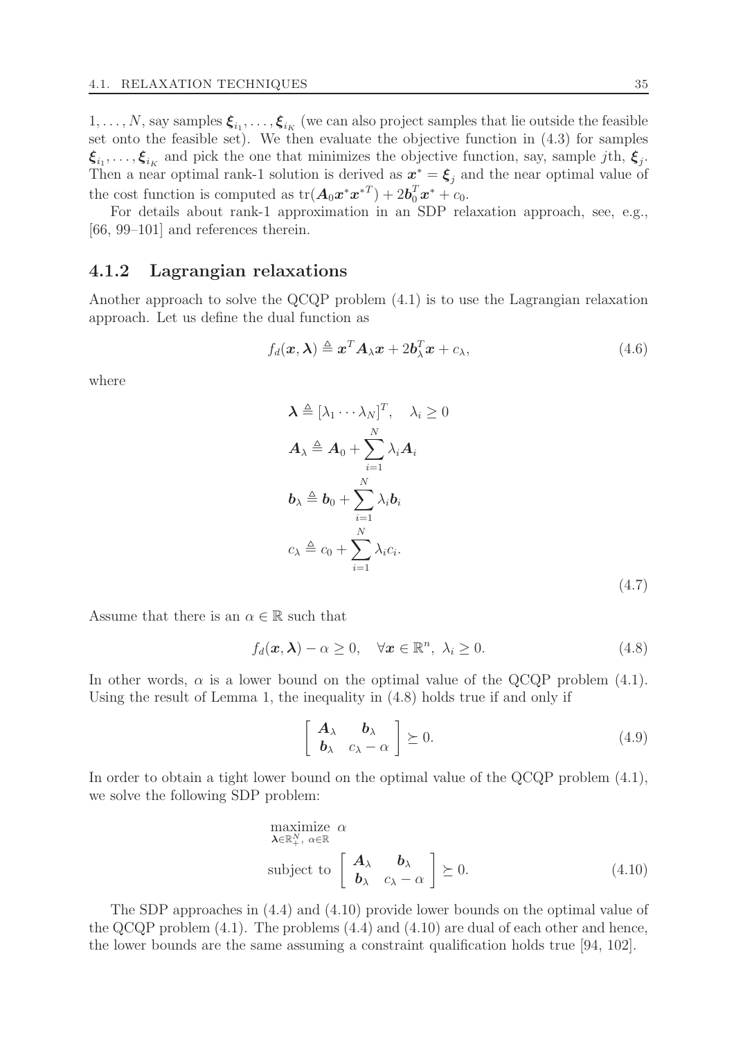$1, \ldots, N$, say samples $\boldsymbol{\xi}_{i_1}, \ldots, \boldsymbol{\xi}_{i_K}$ (we can also project samples that lie outside the feasible set onto the feasible set). We then evaluate the objective function in (4.3) for samples $\boldsymbol{\xi}_{i_1}, \ldots, \boldsymbol{\xi}_{i_K}$ and pick the one that minimizes the objective function, say, sample $j$th, $\boldsymbol{\xi}_j$. Then a near optimal rank-1 solution is derived as $\boldsymbol{x}^* = \boldsymbol{\xi}_j$ and the near optimal value of the cost function is computed as $\mathrm{tr}(\boldsymbol{A}_0 \boldsymbol{x}^* \boldsymbol{x}^{*T}) + 2\boldsymbol{b}_0^T \boldsymbol{x}^* + c_0$.

For details about rank-1 approximation in an SDP relaxation approach, see, e.g., [66, 99–101] and references therein.

### 4.1.2 Lagrangian relaxations

Another approach to solve the QCQP problem (4.1) is to use the Lagrangian relaxation approach. Let us define the dual function as

$$f_d(\boldsymbol{x}, \boldsymbol{\lambda}) \triangleq \boldsymbol{x}^T \boldsymbol{A}_\lambda \boldsymbol{x} + 2\boldsymbol{b}_\lambda^T \boldsymbol{x} + c_\lambda, \tag{4.6}$$

where

$$\begin{aligned}
\boldsymbol{\lambda} &\triangleq [\lambda_1 \cdots \lambda_N]^T, \quad \lambda_i \geq 0 \\
\boldsymbol{A}_\lambda &\triangleq \boldsymbol{A}_0 + \sum_{i=1}^{N} \lambda_i \boldsymbol{A}_i \\
\boldsymbol{b}_\lambda &\triangleq \boldsymbol{b}_0 + \sum_{i=1}^{N} \lambda_i \boldsymbol{b}_i \\
c_\lambda &\triangleq c_0 + \sum_{i=1}^{N} \lambda_i c_i.
\end{aligned} \tag{4.7}$$

Assume that there is an $\alpha \in \mathbb{R}$ such that

$$f_d(\boldsymbol{x}, \boldsymbol{\lambda}) - \alpha \geq 0, \quad \forall \boldsymbol{x} \in \mathbb{R}^n, \ \lambda_i \geq 0. \tag{4.8}$$

In other words, $\alpha$ is a lower bound on the optimal value of the QCQP problem (4.1). Using the result of Lemma 1, the inequality in (4.8) holds true if and only if

$$\begin{bmatrix} \boldsymbol{A}_\lambda & \boldsymbol{b}_\lambda \\ \boldsymbol{b}_\lambda & c_\lambda - \alpha \end{bmatrix} \succeq 0. \tag{4.9}$$

In order to obtain a tight lower bound on the optimal value of the QCQP problem (4.1), we solve the following SDP problem:

$$\begin{aligned}
&\underset{\boldsymbol{\lambda} \in \mathbb{R}_+^N, \ \alpha \in \mathbb{R}}{\text{maximize}} \ \alpha \\
&\text{subject to} \ \begin{bmatrix} \boldsymbol{A}_\lambda & \boldsymbol{b}_\lambda \\ \boldsymbol{b}_\lambda & c_\lambda - \alpha \end{bmatrix} \succeq 0.
\end{aligned} \tag{4.10}$$

The SDP approaches in (4.4) and (4.10) provide lower bounds on the optimal value of the QCQP problem (4.1). The problems (4.4) and (4.10) are dual of each other and hence, the lower bounds are the same assuming a constraint qualification holds true [94, 102].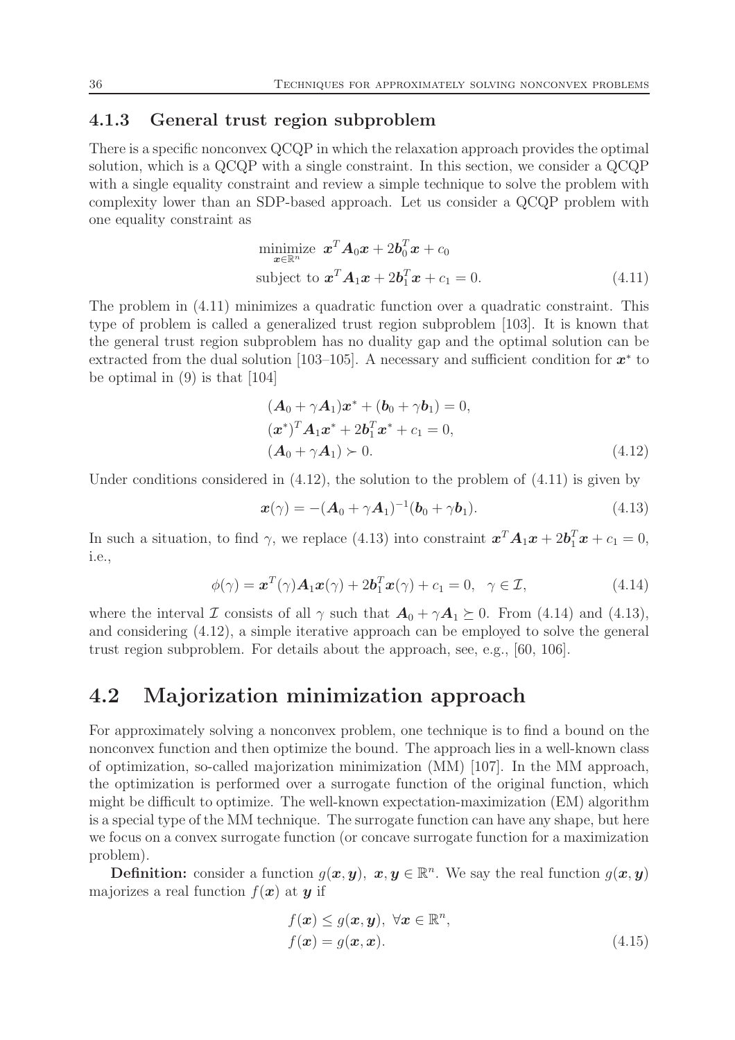### 4.1.3 General trust region subproblem

There is a specific nonconvex QCQP in which the relaxation approach provides the optimal solution, which is a QCQP with a single constraint. In this section, we consider a QCQP with a single equality constraint and review a simple technique to solve the problem with complexity lower than an SDP-based approach. Let us consider a QCQP problem with one equality constraint as

$$
\begin{aligned}
&\underset{\boldsymbol{x}\in\mathbb{R}^n}{\text{minimize}} \;\; \boldsymbol{x}^T\boldsymbol{A}_0\boldsymbol{x} + 2\boldsymbol{b}_0^T\boldsymbol{x} + c_0 \\
&\text{subject to } \boldsymbol{x}^T\boldsymbol{A}_1\boldsymbol{x} + 2\boldsymbol{b}_1^T\boldsymbol{x} + c_1 = 0.
\end{aligned} \tag{4.11}
$$

The problem in (4.11) minimizes a quadratic function over a quadratic constraint. This type of problem is called a generalized trust region subproblem [103]. It is known that the general trust region subproblem has no duality gap and the optimal solution can be extracted from the dual solution [103–105]. A necessary and sufficient condition for $\boldsymbol{x}^*$ to be optimal in (9) is that [104]

$$
\begin{aligned}
&(\boldsymbol{A}_0 + \gamma\boldsymbol{A}_1)\boldsymbol{x}^* + (\boldsymbol{b}_0 + \gamma\boldsymbol{b}_1) = 0, \\
&(\boldsymbol{x}^*)^T\boldsymbol{A}_1\boldsymbol{x}^* + 2\boldsymbol{b}_1^T\boldsymbol{x}^* + c_1 = 0, \\
&(\boldsymbol{A}_0 + \gamma\boldsymbol{A}_1) \succ 0.
\end{aligned} \tag{4.12}
$$

Under conditions considered in (4.12), the solution to the problem of (4.11) is given by

$$
\boldsymbol{x}(\gamma) = -(\boldsymbol{A}_0 + \gamma\boldsymbol{A}_1)^{-1}(\boldsymbol{b}_0 + \gamma\boldsymbol{b}_1). \tag{4.13}
$$

In such a situation, to find $\gamma$, we replace (4.13) into constraint $\boldsymbol{x}^T\boldsymbol{A}_1\boldsymbol{x} + 2\boldsymbol{b}_1^T\boldsymbol{x} + c_1 = 0$, i.e.,

$$
\phi(\gamma) = \boldsymbol{x}^T(\gamma)\boldsymbol{A}_1\boldsymbol{x}(\gamma) + 2\boldsymbol{b}_1^T\boldsymbol{x}(\gamma) + c_1 = 0, \quad \gamma \in \mathcal{I}, \tag{4.14}
$$

where the interval $\mathcal{I}$ consists of all $\gamma$ such that $\boldsymbol{A}_0 + \gamma\boldsymbol{A}_1 \succeq 0$. From (4.14) and (4.13), and considering (4.12), a simple iterative approach can be employed to solve the general trust region subproblem. For details about the approach, see, e.g., [60, 106].

## 4.2 Majorization minimization approach

For approximately solving a nonconvex problem, one technique is to find a bound on the nonconvex function and then optimize the bound. The approach lies in a well-known class of optimization, so-called majorization minimization (MM) [107]. In the MM approach, the optimization is performed over a surrogate function of the original function, which might be difficult to optimize. The well-known expectation-maximization (EM) algorithm is a special type of the MM technique. The surrogate function can have any shape, but here we focus on a convex surrogate function (or concave surrogate function for a maximization problem).

**Definition:** consider a function $g(\boldsymbol{x}, \boldsymbol{y}),\; \boldsymbol{x}, \boldsymbol{y} \in \mathbb{R}^n$. We say the real function $g(\boldsymbol{x}, \boldsymbol{y})$ majorizes a real function $f(\boldsymbol{x})$ at $\boldsymbol{y}$ if

$$
\begin{aligned}
&f(\boldsymbol{x}) \le g(\boldsymbol{x}, \boldsymbol{y}), \; \forall \boldsymbol{x} \in \mathbb{R}^n, \\
&f(\boldsymbol{x}) = g(\boldsymbol{x}, \boldsymbol{x}).
\end{aligned} \tag{4.15}
$$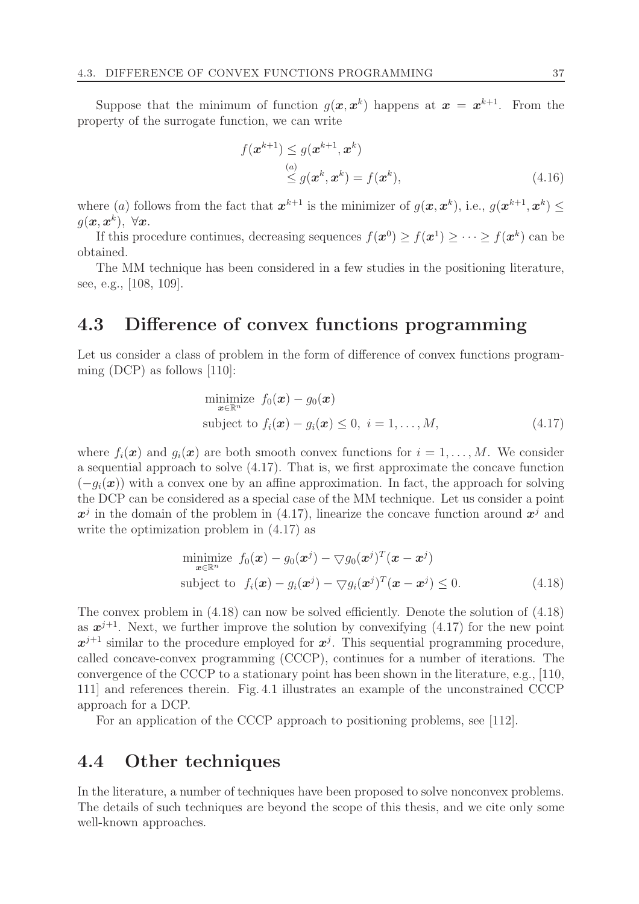Suppose that the minimum of function $g(\boldsymbol{x}, \boldsymbol{x}^k)$ happens at $\boldsymbol{x} = \boldsymbol{x}^{k+1}$. From the property of the surrogate function, we can write

$$
\begin{aligned}
f(\boldsymbol{x}^{k+1}) &\leq g(\boldsymbol{x}^{k+1}, \boldsymbol{x}^k) \\
&\overset{(a)}{\leq} g(\boldsymbol{x}^k, \boldsymbol{x}^k) = f(\boldsymbol{x}^k),
\end{aligned} \tag{4.16}
$$

where $(a)$ follows from the fact that $\boldsymbol{x}^{k+1}$ is the minimizer of $g(\boldsymbol{x}, \boldsymbol{x}^k)$, i.e., $g(\boldsymbol{x}^{k+1}, \boldsymbol{x}^k) \leq g(\boldsymbol{x}, \boldsymbol{x}^k),\ \forall \boldsymbol{x}$.

If this procedure continues, decreasing sequences $f(\boldsymbol{x}^0) \geq f(\boldsymbol{x}^1) \geq \cdots \geq f(\boldsymbol{x}^k)$ can be obtained.

The MM technique has been considered in a few studies in the positioning literature, see, e.g., [108, 109].

## 4.3 Difference of convex functions programming

Let us consider a class of problem in the form of difference of convex functions programming (DCP) as follows [110]:

$$
\begin{aligned}
&\underset{\boldsymbol{x} \in \mathbb{R}^n}{\text{minimize}}\ \ f_0(\boldsymbol{x}) - g_0(\boldsymbol{x}) \\
&\text{subject to } f_i(\boldsymbol{x}) - g_i(\boldsymbol{x}) \leq 0,\ i = 1, \ldots, M,
\end{aligned} \tag{4.17}
$$

where $f_i(\boldsymbol{x})$ and $g_i(\boldsymbol{x})$ are both smooth convex functions for $i = 1, \ldots, M$. We consider a sequential approach to solve (4.17). That is, we first approximate the concave function $(-g_i(\boldsymbol{x}))$ with a convex one by an affine approximation. In fact, the approach for solving the DCP can be considered as a special case of the MM technique. Let us consider a point $\boldsymbol{x}^j$ in the domain of the problem in (4.17), linearize the concave function around $\boldsymbol{x}^j$ and write the optimization problem in (4.17) as

$$
\begin{aligned}
&\underset{\boldsymbol{x} \in \mathbb{R}^n}{\text{minimize}}\ \ f_0(\boldsymbol{x}) - g_0(\boldsymbol{x}^j) - \bigtriangledown g_0(\boldsymbol{x}^j)^T(\boldsymbol{x} - \boldsymbol{x}^j) \\
&\text{subject to }\ f_i(\boldsymbol{x}) - g_i(\boldsymbol{x}^j) - \bigtriangledown g_i(\boldsymbol{x}^j)^T(\boldsymbol{x} - \boldsymbol{x}^j) \leq 0.
\end{aligned} \tag{4.18}
$$

The convex problem in (4.18) can now be solved efficiently. Denote the solution of (4.18) as $\boldsymbol{x}^{j+1}$. Next, we further improve the solution by convexifying (4.17) for the new point $\boldsymbol{x}^{j+1}$ similar to the procedure employed for $\boldsymbol{x}^j$. This sequential programming procedure, called concave-convex programming (CCCP), continues for a number of iterations. The convergence of the CCCP to a stationary point has been shown in the literature, e.g., [110, 111] and references therein. Fig. 4.1 illustrates an example of the unconstrained CCCP approach for a DCP.

For an application of the CCCP approach to positioning problems, see [112].

## 4.4 Other techniques

In the literature, a number of techniques have been proposed to solve nonconvex problems. The details of such techniques are beyond the scope of this thesis, and we cite only some well-known approaches.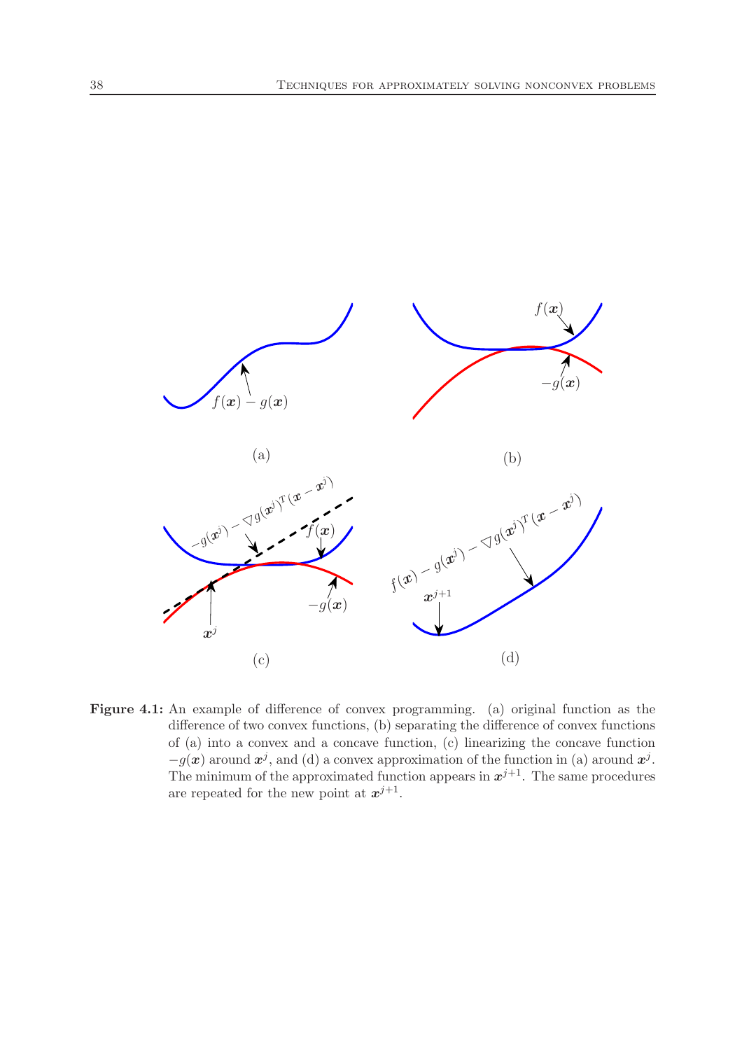**Figure 4.1:** An example of difference of convex programming. (a) original function as the difference of two convex functions, (b) separating the difference of convex functions of (a) into a convex and a concave function, (c) linearizing the concave function $-g(\boldsymbol{x})$ around $\boldsymbol{x}^j$, and (d) a convex approximation of the function in (a) around $\boldsymbol{x}^j$. The minimum of the approximated function appears in $\boldsymbol{x}^{j+1}$. The same procedures are repeated for the new point at $\boldsymbol{x}^{j+1}$.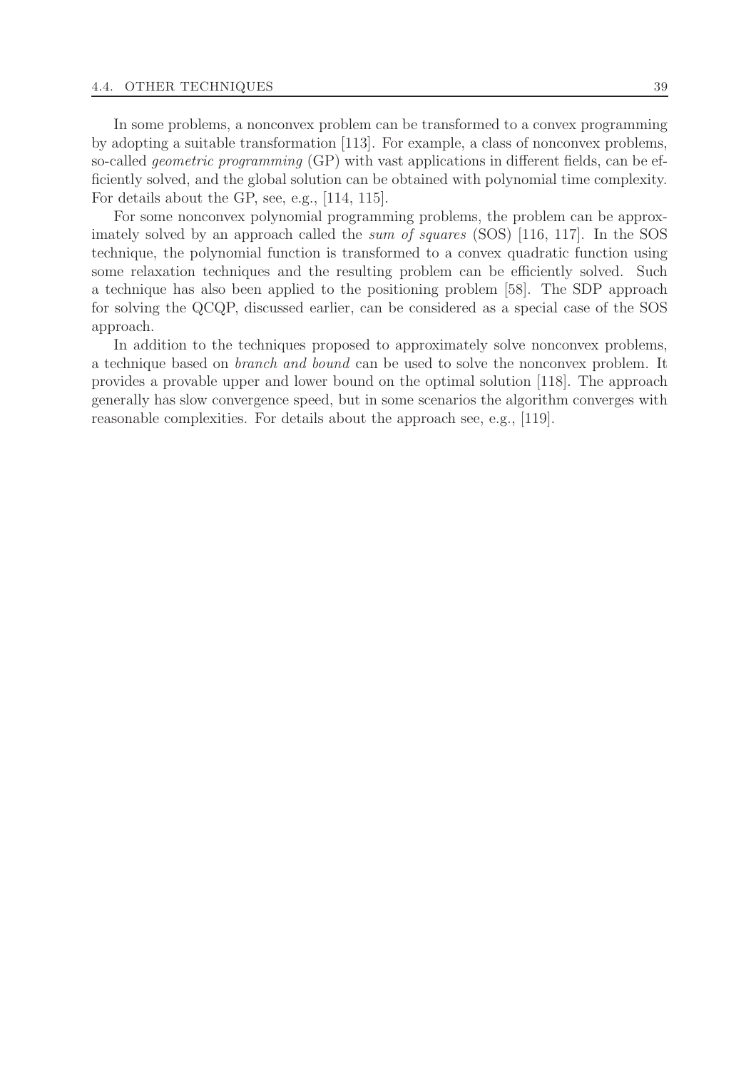In some problems, a nonconvex problem can be transformed to a convex programming by adopting a suitable transformation [113]. For example, a class of nonconvex problems, so-called *geometric programming* (GP) with vast applications in different fields, can be efficiently solved, and the global solution can be obtained with polynomial time complexity. For details about the GP, see, e.g., [114, 115].

For some nonconvex polynomial programming problems, the problem can be approximately solved by an approach called the *sum of squares* (SOS) [116, 117]. In the SOS technique, the polynomial function is transformed to a convex quadratic function using some relaxation techniques and the resulting problem can be efficiently solved. Such a technique has also been applied to the positioning problem [58]. The SDP approach for solving the QCQP, discussed earlier, can be considered as a special case of the SOS approach.

In addition to the techniques proposed to approximately solve nonconvex problems, a technique based on *branch and bound* can be used to solve the nonconvex problem. It provides a provable upper and lower bound on the optimal solution [118]. The approach generally has slow convergence speed, but in some scenarios the algorithm converges with reasonable complexities. For details about the approach see, e.g., [119].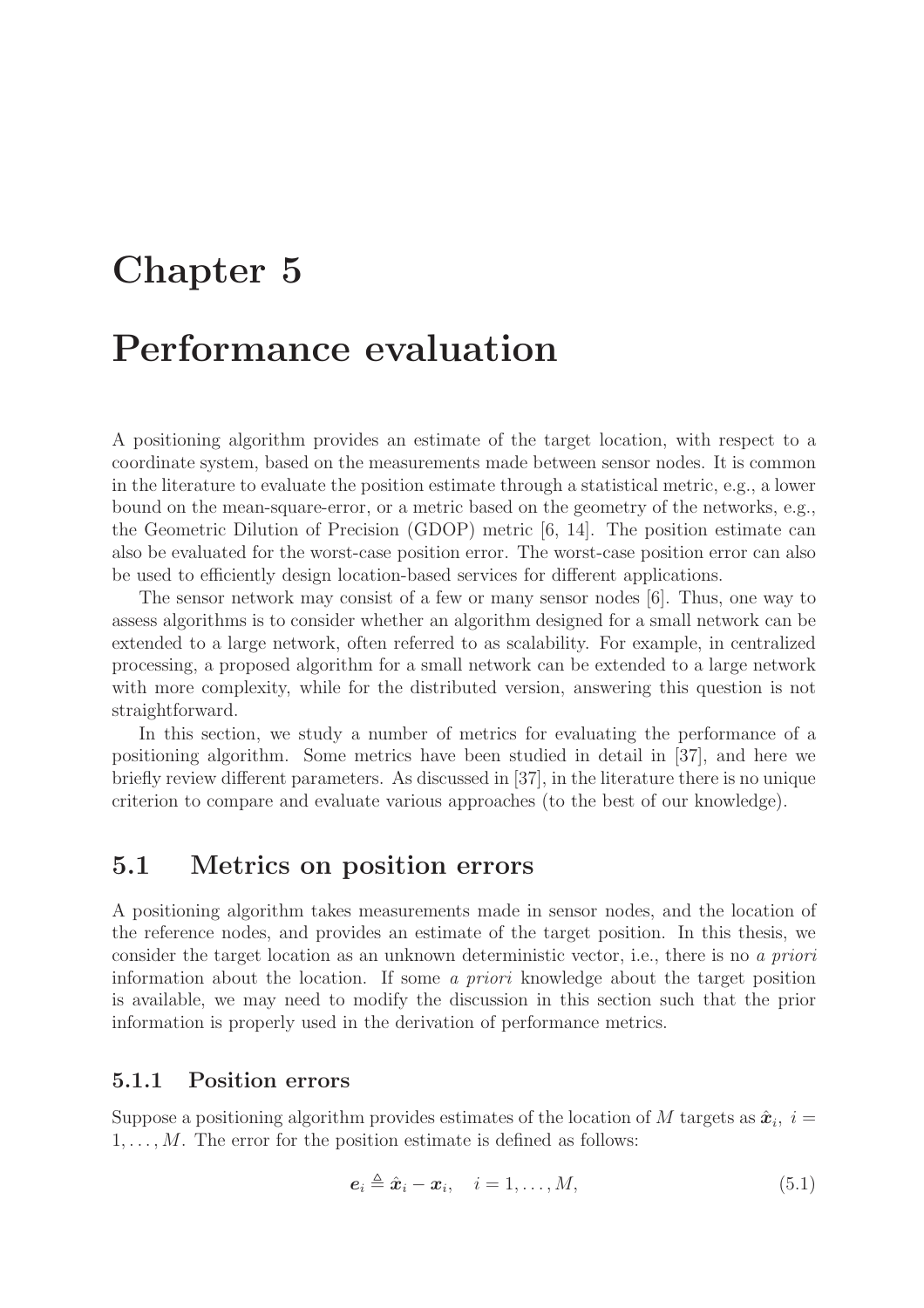# Chapter 5

# Performance evaluation

A positioning algorithm provides an estimate of the target location, with respect to a coordinate system, based on the measurements made between sensor nodes. It is common in the literature to evaluate the position estimate through a statistical metric, e.g., a lower bound on the mean-square-error, or a metric based on the geometry of the networks, e.g., the Geometric Dilution of Precision (GDOP) metric [6, 14]. The position estimate can also be evaluated for the worst-case position error. The worst-case position error can also be used to efficiently design location-based services for different applications.

The sensor network may consist of a few or many sensor nodes [6]. Thus, one way to assess algorithms is to consider whether an algorithm designed for a small network can be extended to a large network, often referred to as scalability. For example, in centralized processing, a proposed algorithm for a small network can be extended to a large network with more complexity, while for the distributed version, answering this question is not straightforward.

In this section, we study a number of metrics for evaluating the performance of a positioning algorithm. Some metrics have been studied in detail in [37], and here we briefly review different parameters. As discussed in [37], in the literature there is no unique criterion to compare and evaluate various approaches (to the best of our knowledge).

## 5.1 Metrics on position errors

A positioning algorithm takes measurements made in sensor nodes, and the location of the reference nodes, and provides an estimate of the target position. In this thesis, we consider the target location as an unknown deterministic vector, i.e., there is no *a priori* information about the location. If some *a priori* knowledge about the target position is available, we may need to modify the discussion in this section such that the prior information is properly used in the derivation of performance metrics.

### 5.1.1 Position errors

Suppose a positioning algorithm provides estimates of the location of $M$ targets as $\hat{\boldsymbol{x}}_i,\ i = 1, \ldots, M$. The error for the position estimate is defined as follows:

$$\boldsymbol{e}_i \triangleq \hat{\boldsymbol{x}}_i - \boldsymbol{x}_i, \quad i = 1, \ldots, M, \tag{5.1}$$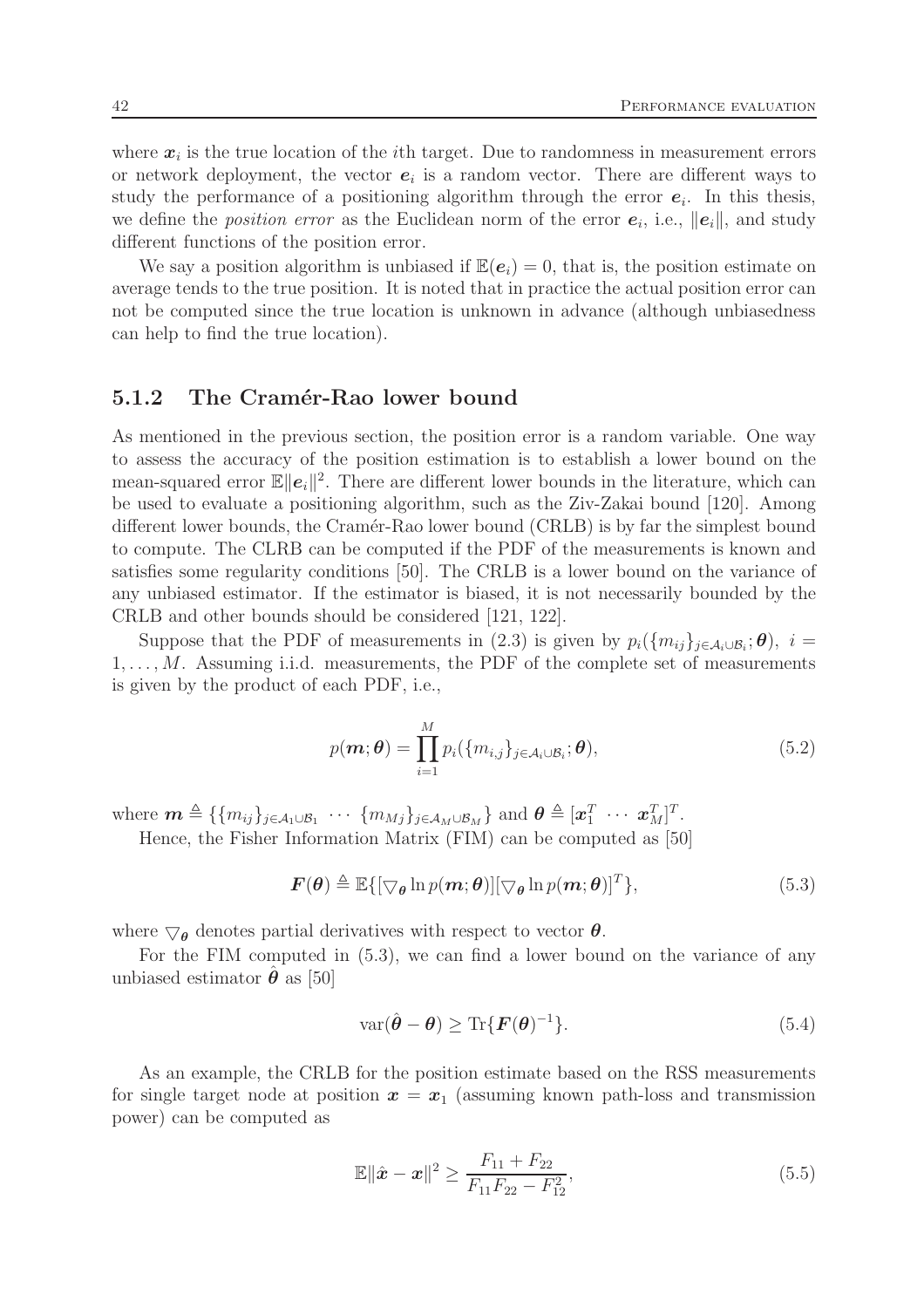where $\boldsymbol{x}_i$ is the true location of the $i$th target. Due to randomness in measurement errors or network deployment, the vector $\boldsymbol{e}_i$ is a random vector. There are different ways to study the performance of a positioning algorithm through the error $\boldsymbol{e}_i$. In this thesis, we define the *position error* as the Euclidean norm of the error $\boldsymbol{e}_i$, i.e., $\|\boldsymbol{e}_i\|$, and study different functions of the position error.

We say a position algorithm is unbiased if $\mathbb{E}(\boldsymbol{e}_i) = 0$, that is, the position estimate on average tends to the true position. It is noted that in practice the actual position error can not be computed since the true location is unknown in advance (although unbiasedness can help to find the true location).

### 5.1.2 The Cramér-Rao lower bound

As mentioned in the previous section, the position error is a random variable. One way to assess the accuracy of the position estimation is to establish a lower bound on the mean-squared error $\mathbb{E}\|\boldsymbol{e}_i\|^2$. There are different lower bounds in the literature, which can be used to evaluate a positioning algorithm, such as the Ziv-Zakai bound [120]. Among different lower bounds, the Cramér-Rao lower bound (CRLB) is by far the simplest bound to compute. The CLRB can be computed if the PDF of the measurements is known and satisfies some regularity conditions [50]. The CRLB is a lower bound on the variance of any unbiased estimator. If the estimator is biased, it is not necessarily bounded by the CRLB and other bounds should be considered [121, 122].

Suppose that the PDF of measurements in (2.3) is given by $p_i(\{m_{ij}\}_{j\in\mathcal{A}_i\cup\mathcal{B}_i};\boldsymbol{\theta}),\ i = 1,\ldots,M$. Assuming i.i.d. measurements, the PDF of the complete set of measurements is given by the product of each PDF, i.e.,

$$p(\boldsymbol{m};\boldsymbol{\theta}) = \prod_{i=1}^{M} p_i(\{m_{i,j}\}_{j\in\mathcal{A}_i\cup\mathcal{B}_i};\boldsymbol{\theta}), \tag{5.2}$$

where $\boldsymbol{m} \triangleq \{\{m_{ij}\}_{j\in\mathcal{A}_1\cup\mathcal{B}_1}\ \cdots\ \{m_{Mj}\}_{j\in\mathcal{A}_M\cup\mathcal{B}_M}\}$ and $\boldsymbol{\theta} \triangleq [\boldsymbol{x}_1^T\ \cdots\ \boldsymbol{x}_M^T]^T$.

Hence, the Fisher Information Matrix (FIM) can be computed as [50]

$$\boldsymbol{F}(\boldsymbol{\theta}) \triangleq \mathbb{E}\{[\bigtriangledown_{\boldsymbol{\theta}} \ln p(\boldsymbol{m};\boldsymbol{\theta})][\bigtriangledown_{\boldsymbol{\theta}} \ln p(\boldsymbol{m};\boldsymbol{\theta})]^T\}, \tag{5.3}$$

where $\bigtriangledown_{\boldsymbol{\theta}}$ denotes partial derivatives with respect to vector $\boldsymbol{\theta}$.

For the FIM computed in (5.3), we can find a lower bound on the variance of any unbiased estimator $\hat{\boldsymbol{\theta}}$ as [50]

$$\mathrm{var}(\hat{\boldsymbol{\theta}} - \boldsymbol{\theta}) \geq \mathrm{Tr}\{\boldsymbol{F}(\boldsymbol{\theta})^{-1}\}. \tag{5.4}$$

As an example, the CRLB for the position estimate based on the RSS measurements for single target node at position $\boldsymbol{x} = \boldsymbol{x}_1$ (assuming known path-loss and transmission power) can be computed as

$$\mathbb{E}\|\hat{\boldsymbol{x}} - \boldsymbol{x}\|^2 \geq \frac{F_{11} + F_{22}}{F_{11}F_{22} - F_{12}^2}, \tag{5.5}$$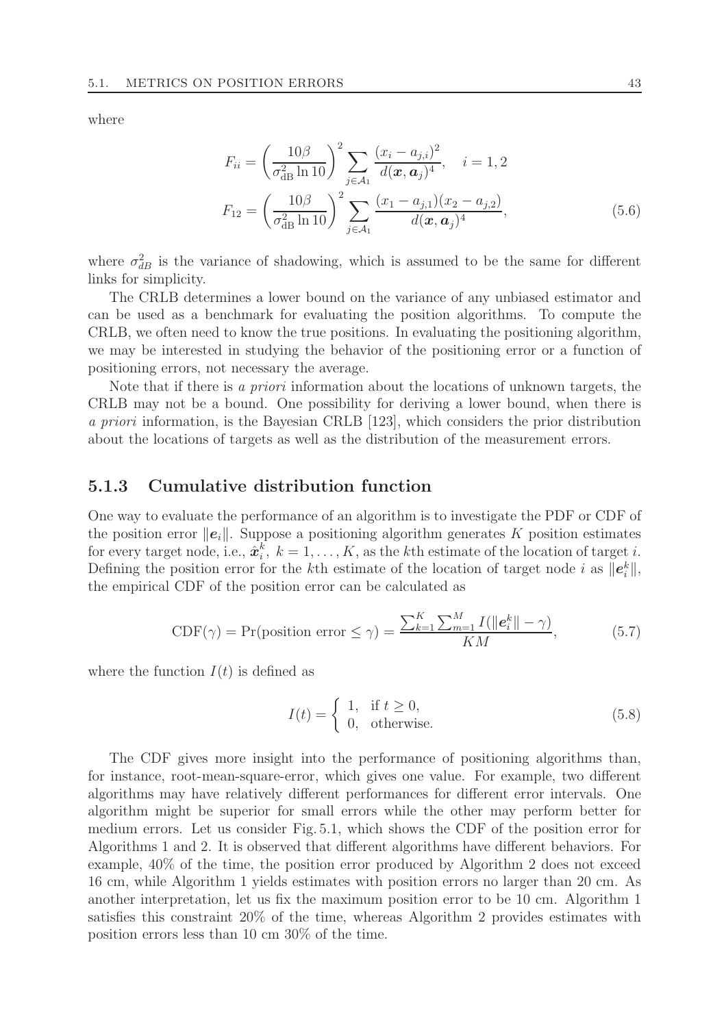where

$$
\begin{aligned}
F_{ii} &= \left(\frac{10\beta}{\sigma_{\text{dB}}^2 \ln 10}\right)^2 \sum_{j \in \mathcal{A}_1} \frac{(x_i - a_{j,i})^2}{d(\boldsymbol{x}, \boldsymbol{a}_j)^4}, \quad i = 1, 2 \\
F_{12} &= \left(\frac{10\beta}{\sigma_{\text{dB}}^2 \ln 10}\right)^2 \sum_{j \in \mathcal{A}_1} \frac{(x_1 - a_{j,1})(x_2 - a_{j,2})}{d(\boldsymbol{x}, \boldsymbol{a}_j)^4},
\end{aligned}
\tag{5.6}
$$

where $\sigma_{dB}^2$ is the variance of shadowing, which is assumed to be the same for different links for simplicity.

The CRLB determines a lower bound on the variance of any unbiased estimator and can be used as a benchmark for evaluating the position algorithms. To compute the CRLB, we often need to know the true positions. In evaluating the positioning algorithm, we may be interested in studying the behavior of the positioning error or a function of positioning errors, not necessary the average.

Note that if there is *a priori* information about the locations of unknown targets, the CRLB may not be a bound. One possibility for deriving a lower bound, when there is *a priori* information, is the Bayesian CRLB [123], which considers the prior distribution about the locations of targets as well as the distribution of the measurement errors.

### 5.1.3 Cumulative distribution function

One way to evaluate the performance of an algorithm is to investigate the PDF or CDF of the position error $\|\boldsymbol{e}_i\|$. Suppose a positioning algorithm generates $K$ position estimates for every target node, i.e., $\hat{\boldsymbol{x}}_i^k$, $k = 1, \ldots, K$, as the $k$th estimate of the location of target $i$. Defining the position error for the $k$th estimate of the location of target node $i$ as $\|\boldsymbol{e}_i^k\|$, the empirical CDF of the position error can be calculated as

$$
\text{CDF}(\gamma) = \Pr(\text{position error} \leq \gamma) = \frac{\sum_{k=1}^{K} \sum_{m=1}^{M} I(\|\boldsymbol{e}_i^k\| - \gamma)}{KM},
\tag{5.7}
$$

where the function $I(t)$ is defined as

$$
I(t) = \begin{cases} 1, & \text{if } t \geq 0, \\ 0, & \text{otherwise.} \end{cases}
\tag{5.8}
$$

The CDF gives more insight into the performance of positioning algorithms than, for instance, root-mean-square-error, which gives one value. For example, two different algorithms may have relatively different performances for different error intervals. One algorithm might be superior for small errors while the other may perform better for medium errors. Let us consider Fig. 5.1, which shows the CDF of the position error for Algorithms 1 and 2. It is observed that different algorithms have different behaviors. For example, 40% of the time, the position error produced by Algorithm 2 does not exceed 16 cm, while Algorithm 1 yields estimates with position errors no larger than 20 cm. As another interpretation, let us fix the maximum position error to be 10 cm. Algorithm 1 satisfies this constraint 20% of the time, whereas Algorithm 2 provides estimates with position errors less than 10 cm 30% of the time.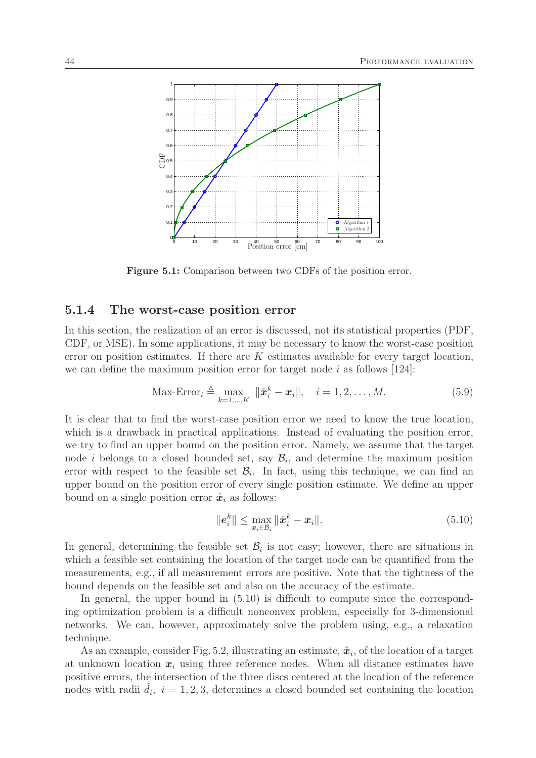**Figure 5.1:** Comparison between two CDFs of the position error.

### 5.1.4 The worst-case position error

In this section, the realization of an error is discussed, not its statistical properties (PDF, CDF, or MSE). In some applications, it may be necessary to know the worst-case position error on position estimates. If there are $K$ estimates available for every target location, we can define the maximum position error for target node $i$ as follows [124]:

$$\text{Max-Error}_i \triangleq \max_{k=1,\ldots,K} \|\hat{\boldsymbol{x}}_i^k - \boldsymbol{x}_i\|, \quad i = 1, 2, \ldots, M. \tag{5.9}$$

It is clear that to find the worst-case position error we need to know the true location, which is a drawback in practical applications. Instead of evaluating the position error, we try to find an upper bound on the position error. Namely, we assume that the target node $i$ belongs to a closed bounded set, say $\mathcal{B}_i$, and determine the maximum position error with respect to the feasible set $\mathcal{B}_i$. In fact, using this technique, we can find an upper bound on the position error of every single position estimate. We define an upper bound on a single position error $\hat{\boldsymbol{x}}_i$ as follows:

$$\|\boldsymbol{e}_i^k\| \leq \max_{\boldsymbol{x}_i \in \mathcal{B}_i} \|\hat{\boldsymbol{x}}_i^k - \boldsymbol{x}_i\|. \tag{5.10}$$

In general, determining the feasible set $\mathcal{B}_i$ is not easy; however, there are situations in which a feasible set containing the location of the target node can be quantified from the measurements, e.g., if all measurement errors are positive. Note that the tightness of the bound depends on the feasible set and also on the accuracy of the estimate.

In general, the upper bound in (5.10) is difficult to compute since the corresponding optimization problem is a difficult nonconvex problem, especially for 3-dimensional networks. We can, however, approximately solve the problem using, e.g., a relaxation technique.

As an example, consider Fig. 5.2, illustrating an estimate, $\hat{\boldsymbol{x}}_i$, of the location of a target at unknown location $\boldsymbol{x}_i$ using three reference nodes. When all distance estimates have positive errors, the intersection of the three discs centered at the location of the reference nodes with radii $\hat{d}_i, \ i = 1, 2, 3$, determines a closed bounded set containing the location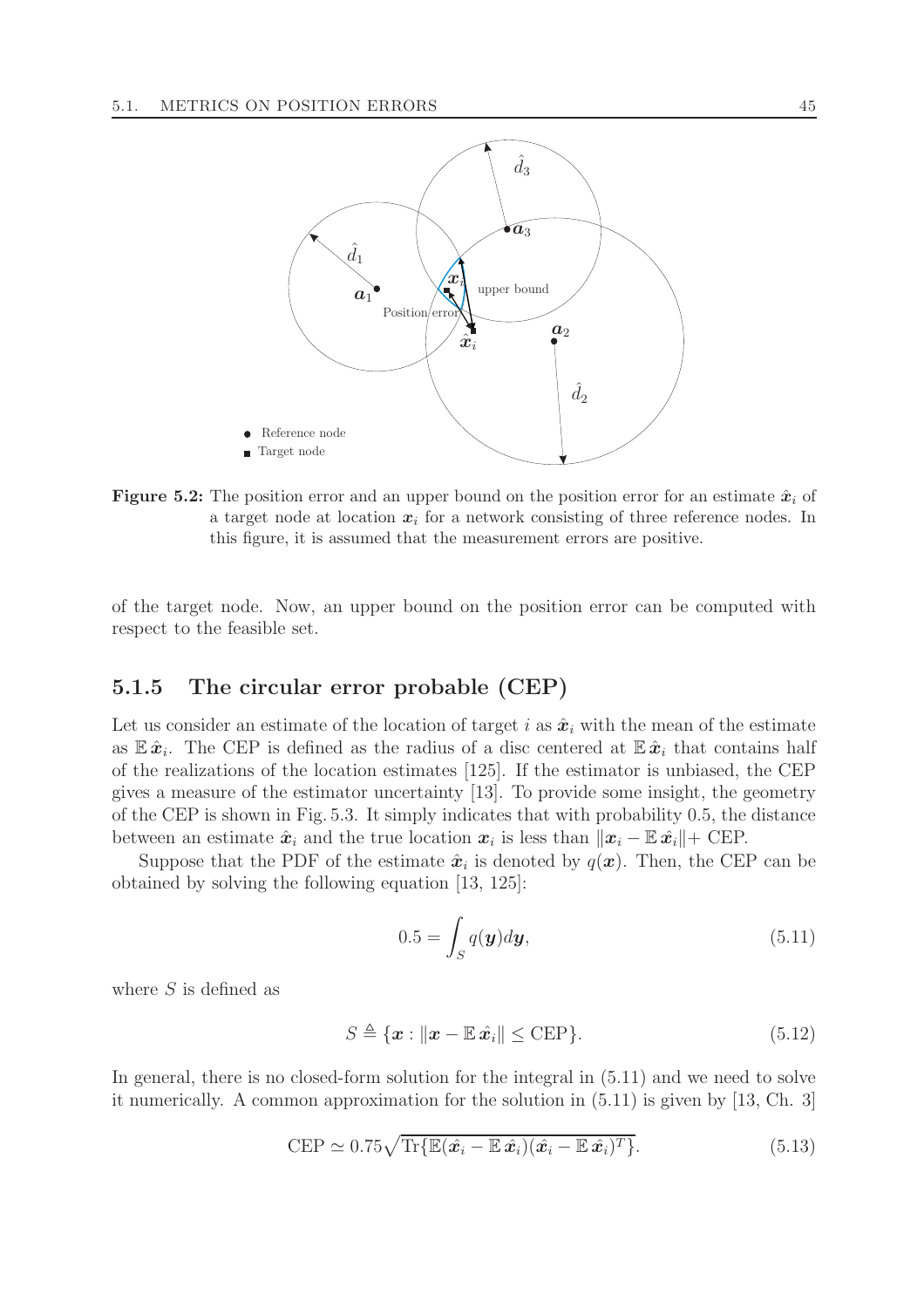**Figure 5.2:** The position error and an upper bound on the position error for an estimate $\hat{\boldsymbol{x}}_i$ of a target node at location $\boldsymbol{x}_i$ for a network consisting of three reference nodes. In this figure, it is assumed that the measurement errors are positive.

of the target node. Now, an upper bound on the position error can be computed with respect to the feasible set.

### 5.1.5 The circular error probable (CEP)

Let us consider an estimate of the location of target $i$ as $\hat{\boldsymbol{x}}_i$ with the mean of the estimate as $\mathbb{E}\,\hat{\boldsymbol{x}}_i$. The CEP is defined as the radius of a disc centered at $\mathbb{E}\,\hat{\boldsymbol{x}}_i$ that contains half of the realizations of the location estimates [125]. If the estimator is unbiased, the CEP gives a measure of the estimator uncertainty [13]. To provide some insight, the geometry of the CEP is shown in Fig. 5.3. It simply indicates that with probability 0.5, the distance between an estimate $\hat{\boldsymbol{x}}_i$ and the true location $\boldsymbol{x}_i$ is less than $\|\boldsymbol{x}_i - \mathbb{E}\,\hat{\boldsymbol{x}}_i\|+$ CEP.

Suppose that the PDF of the estimate $\hat{\boldsymbol{x}}_i$ is denoted by $q(\boldsymbol{x})$. Then, the CEP can be obtained by solving the following equation [13, 125]:

$$0.5 = \int_S q(\boldsymbol{y}) d\boldsymbol{y}, \tag{5.11}$$

where $S$ is defined as

$$S \triangleq \{\boldsymbol{x} : \|\boldsymbol{x} - \mathbb{E}\,\hat{\boldsymbol{x}}_i\| \leq \text{CEP}\}. \tag{5.12}$$

In general, there is no closed-form solution for the integral in (5.11) and we need to solve it numerically. A common approximation for the solution in (5.11) is given by [13, Ch. 3]

$$\text{CEP} \simeq 0.75\sqrt{\text{Tr}\{\mathbb{E}(\hat{\boldsymbol{x}}_i - \mathbb{E}\,\hat{\boldsymbol{x}}_i)(\hat{\boldsymbol{x}}_i - \mathbb{E}\,\hat{\boldsymbol{x}}_i)^T\}}. \tag{5.13}$$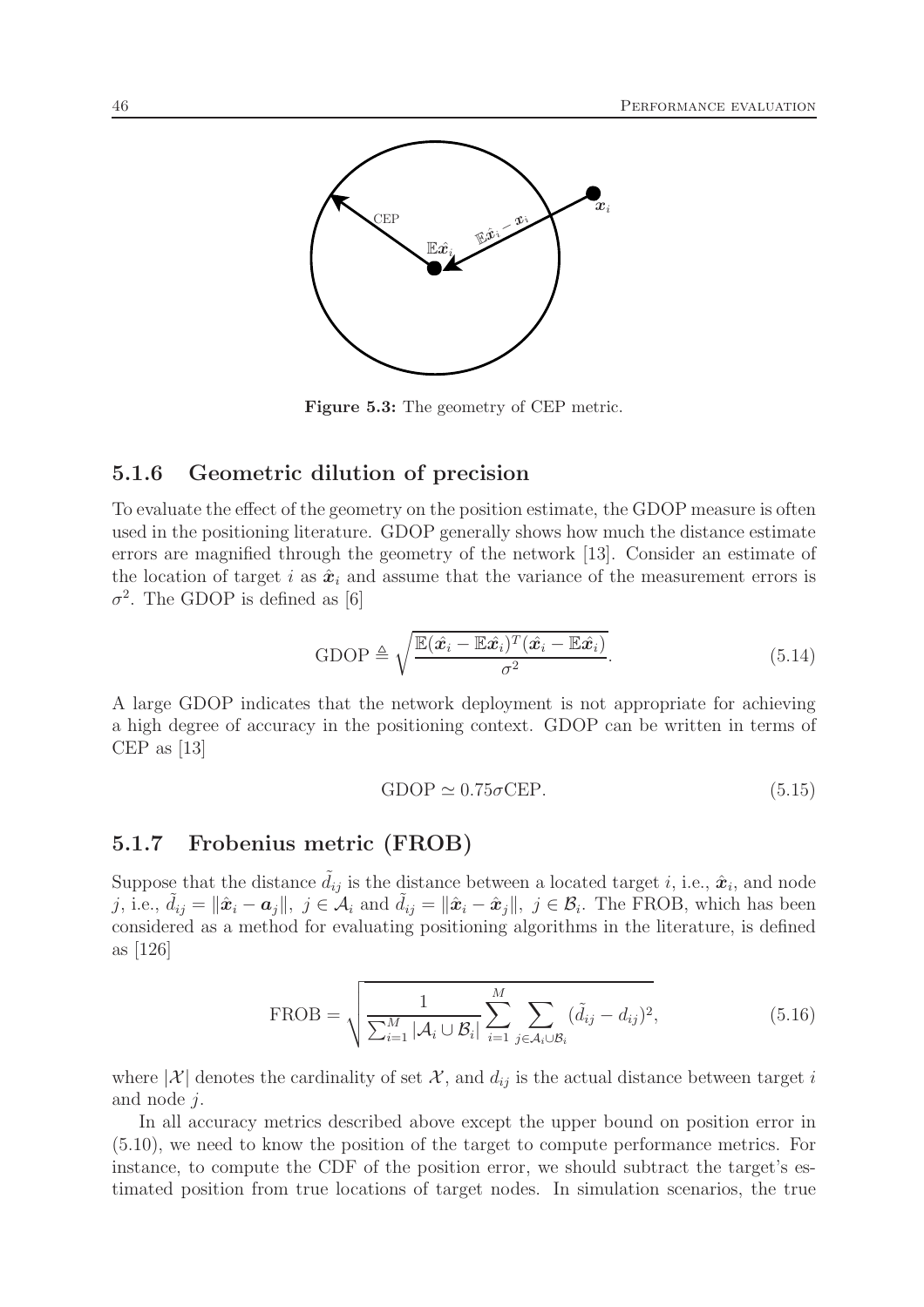Figure 5.3: The geometry of CEP metric.

### 5.1.6 Geometric dilution of precision

To evaluate the effect of the geometry on the position estimate, the GDOP measure is often used in the positioning literature. GDOP generally shows how much the distance estimate errors are magnified through the geometry of the network [13]. Consider an estimate of the location of target $i$ as $\hat{\boldsymbol{x}}_i$ and assume that the variance of the measurement errors is $\sigma^2$. The GDOP is defined as [6]

$$\text{GDOP} \triangleq \sqrt{\frac{\mathbb{E}(\hat{\boldsymbol{x}}_i - \mathbb{E}\hat{\boldsymbol{x}}_i)^T(\hat{\boldsymbol{x}}_i - \mathbb{E}\hat{\boldsymbol{x}}_i)}{\sigma^2}}. \tag{5.14}$$

A large GDOP indicates that the network deployment is not appropriate for achieving a high degree of accuracy in the positioning context. GDOP can be written in terms of CEP as [13]

$$\text{GDOP} \simeq 0.75\sigma\text{CEP}. \tag{5.15}$$

### 5.1.7 Frobenius metric (FROB)

Suppose that the distance $\tilde{d}_{ij}$ is the distance between a located target $i$, i.e., $\hat{\boldsymbol{x}}_i$, and node $j$, i.e., $\tilde{d}_{ij} = \|\hat{\boldsymbol{x}}_i - \boldsymbol{a}_j\|,\ j \in \mathcal{A}_i$ and $\tilde{d}_{ij} = \|\hat{\boldsymbol{x}}_i - \hat{\boldsymbol{x}}_j\|,\ j \in \mathcal{B}_i$. The FROB, which has been considered as a method for evaluating positioning algorithms in the literature, is defined as [126]

$$\text{FROB} = \sqrt{\frac{1}{\sum_{i=1}^{M} |\mathcal{A}_i \cup \mathcal{B}_i|} \sum_{i=1}^{M} \sum_{j \in \mathcal{A}_i \cup \mathcal{B}_i} (\tilde{d}_{ij} - d_{ij})^2}, \tag{5.16}$$

where $|\mathcal{X}|$ denotes the cardinality of set $\mathcal{X}$, and $d_{ij}$ is the actual distance between target $i$ and node $j$.

In all accuracy metrics described above except the upper bound on position error in (5.10), we need to know the position of the target to compute performance metrics. For instance, to compute the CDF of the position error, we should subtract the target's estimated position from true locations of target nodes. In simulation scenarios, the true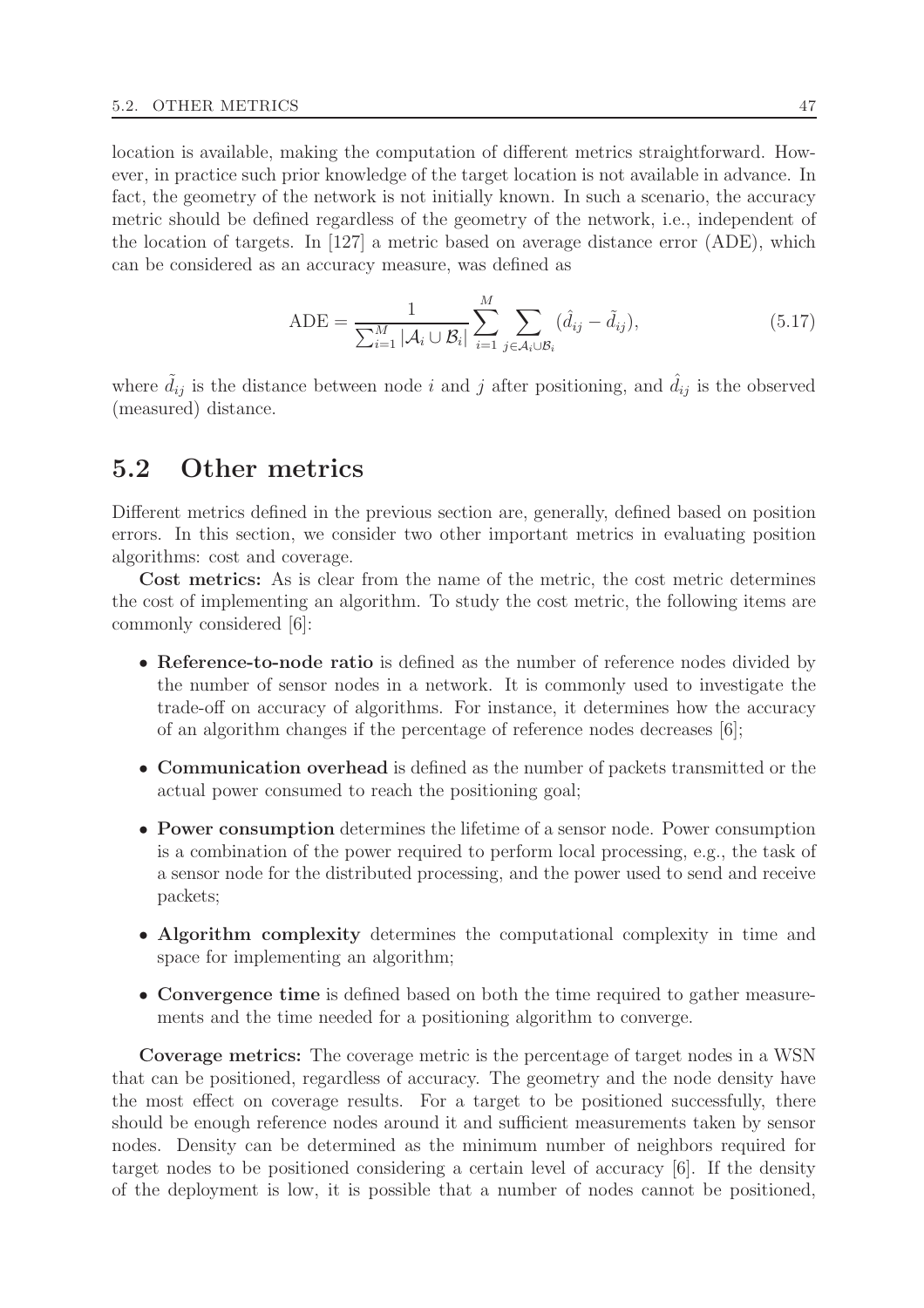location is available, making the computation of different metrics straightforward. However, in practice such prior knowledge of the target location is not available in advance. In fact, the geometry of the network is not initially known. In such a scenario, the accuracy metric should be defined regardless of the geometry of the network, i.e., independent of the location of targets. In [127] a metric based on average distance error (ADE), which can be considered as an accuracy measure, was defined as

$$\text{ADE} = \frac{1}{\sum_{i=1}^{M} |\mathcal{A}_i \cup \mathcal{B}_i|} \sum_{i=1}^{M} \sum_{j \in \mathcal{A}_i \cup \mathcal{B}_i} (\hat{d}_{ij} - \tilde{d}_{ij}), \tag{5.17}$$

where $\tilde{d}_{ij}$ is the distance between node $i$ and $j$ after positioning, and $\hat{d}_{ij}$ is the observed (measured) distance.

## 5.2 Other metrics

Different metrics defined in the previous section are, generally, defined based on position errors. In this section, we consider two other important metrics in evaluating position algorithms: cost and coverage.

**Cost metrics:** As is clear from the name of the metric, the cost metric determines the cost of implementing an algorithm. To study the cost metric, the following items are commonly considered [6]:

- **Reference-to-node ratio** is defined as the number of reference nodes divided by the number of sensor nodes in a network. It is commonly used to investigate the trade-off on accuracy of algorithms. For instance, it determines how the accuracy of an algorithm changes if the percentage of reference nodes decreases [6];
- **Communication overhead** is defined as the number of packets transmitted or the actual power consumed to reach the positioning goal;
- **Power consumption** determines the lifetime of a sensor node. Power consumption is a combination of the power required to perform local processing, e.g., the task of a sensor node for the distributed processing, and the power used to send and receive packets;
- **Algorithm complexity** determines the computational complexity in time and space for implementing an algorithm;
- **Convergence time** is defined based on both the time required to gather measurements and the time needed for a positioning algorithm to converge.

**Coverage metrics:** The coverage metric is the percentage of target nodes in a WSN that can be positioned, regardless of accuracy. The geometry and the node density have the most effect on coverage results. For a target to be positioned successfully, there should be enough reference nodes around it and sufficient measurements taken by sensor nodes. Density can be determined as the minimum number of neighbors required for target nodes to be positioned considering a certain level of accuracy [6]. If the density of the deployment is low, it is possible that a number of nodes cannot be positioned,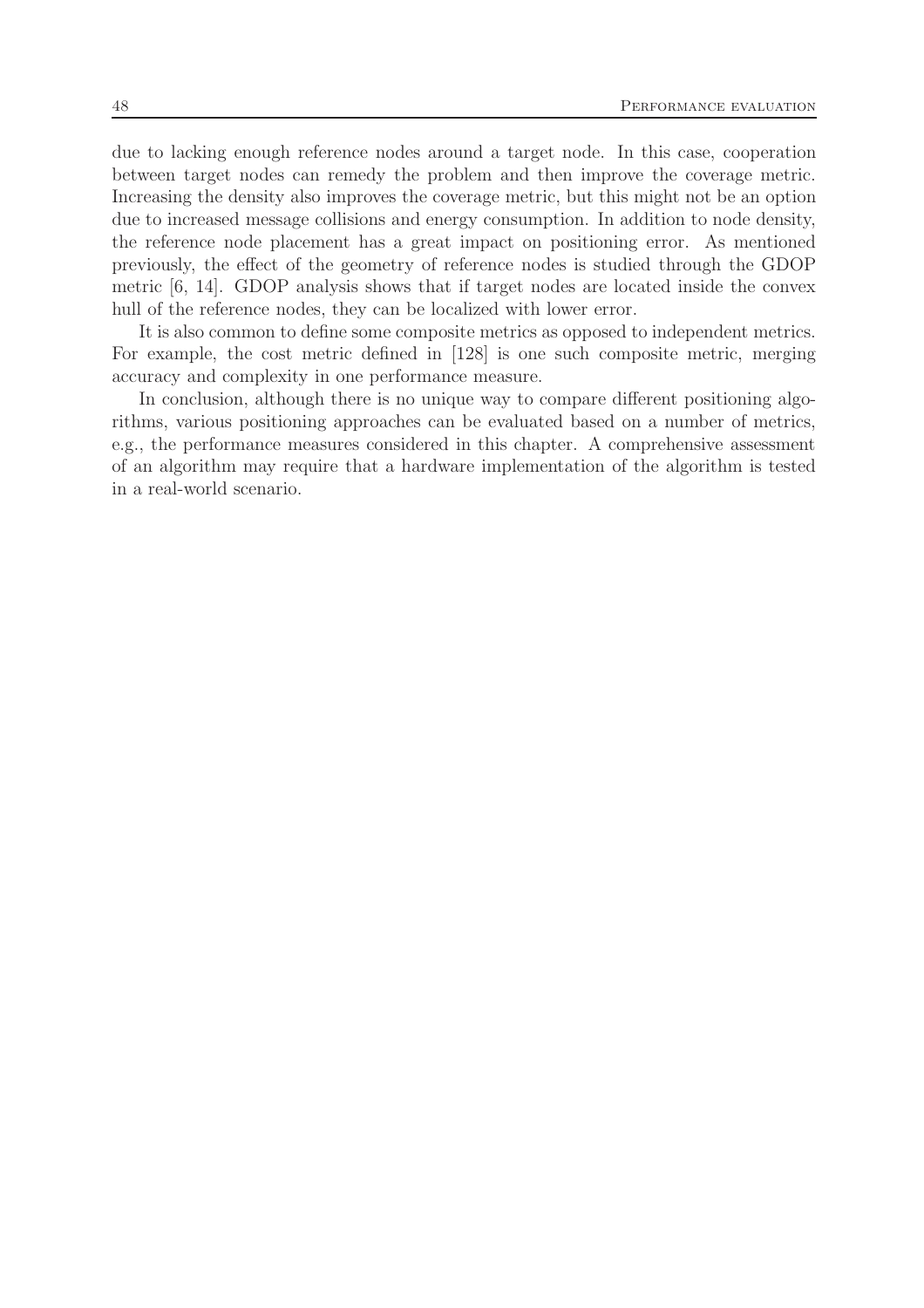due to lacking enough reference nodes around a target node. In this case, cooperation between target nodes can remedy the problem and then improve the coverage metric. Increasing the density also improves the coverage metric, but this might not be an option due to increased message collisions and energy consumption. In addition to node density, the reference node placement has a great impact on positioning error. As mentioned previously, the effect of the geometry of reference nodes is studied through the GDOP metric [6, 14]. GDOP analysis shows that if target nodes are located inside the convex hull of the reference nodes, they can be localized with lower error.

It is also common to define some composite metrics as opposed to independent metrics. For example, the cost metric defined in [128] is one such composite metric, merging accuracy and complexity in one performance measure.

In conclusion, although there is no unique way to compare different positioning algorithms, various positioning approaches can be evaluated based on a number of metrics, e.g., the performance measures considered in this chapter. A comprehensive assessment of an algorithm may require that a hardware implementation of the algorithm is tested in a real-world scenario.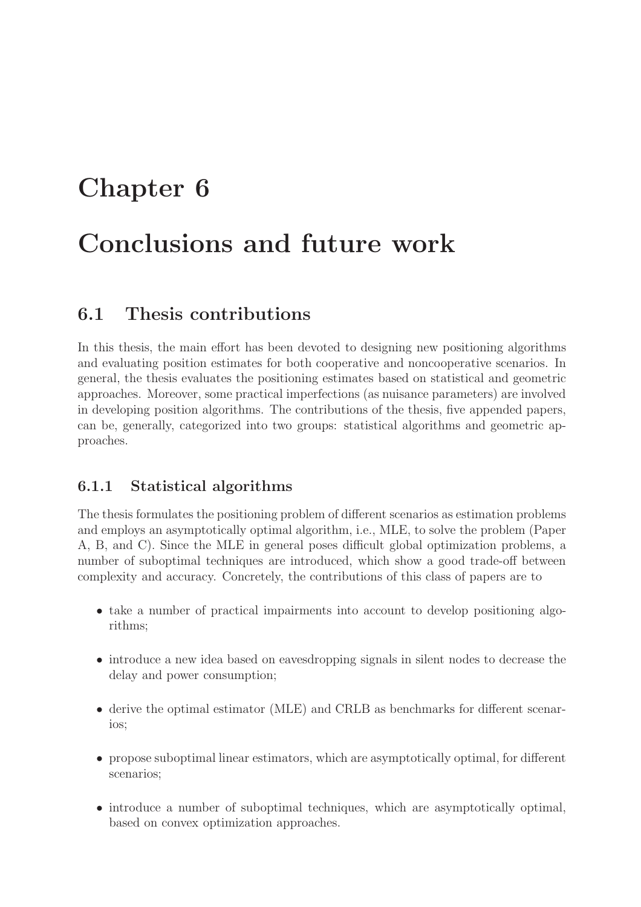# Chapter 6

# Conclusions and future work

## 6.1 Thesis contributions

In this thesis, the main effort has been devoted to designing new positioning algorithms and evaluating position estimates for both cooperative and noncooperative scenarios. In general, the thesis evaluates the positioning estimates based on statistical and geometric approaches. Moreover, some practical imperfections (as nuisance parameters) are involved in developing position algorithms. The contributions of the thesis, five appended papers, can be, generally, categorized into two groups: statistical algorithms and geometric approaches.

### 6.1.1 Statistical algorithms

The thesis formulates the positioning problem of different scenarios as estimation problems and employs an asymptotically optimal algorithm, i.e., MLE, to solve the problem (Paper A, B, and C). Since the MLE in general poses difficult global optimization problems, a number of suboptimal techniques are introduced, which show a good trade-off between complexity and accuracy. Concretely, the contributions of this class of papers are to

- take a number of practical impairments into account to develop positioning algorithms;
- introduce a new idea based on eavesdropping signals in silent nodes to decrease the delay and power consumption;
- derive the optimal estimator (MLE) and CRLB as benchmarks for different scenarios;
- propose suboptimal linear estimators, which are asymptotically optimal, for different scenarios;
- introduce a number of suboptimal techniques, which are asymptotically optimal, based on convex optimization approaches.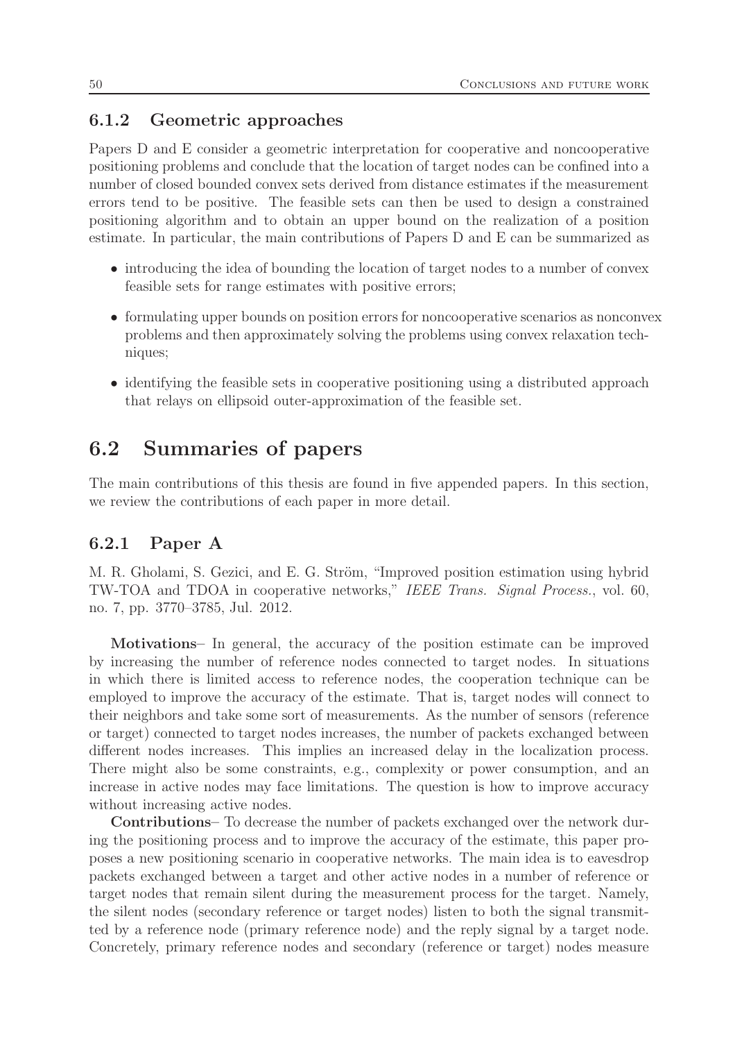### 6.1.2 Geometric approaches

Papers D and E consider a geometric interpretation for cooperative and noncooperative positioning problems and conclude that the location of target nodes can be confined into a number of closed bounded convex sets derived from distance estimates if the measurement errors tend to be positive. The feasible sets can then be used to design a constrained positioning algorithm and to obtain an upper bound on the realization of a position estimate. In particular, the main contributions of Papers D and E can be summarized as

- introducing the idea of bounding the location of target nodes to a number of convex feasible sets for range estimates with positive errors;
- formulating upper bounds on position errors for noncooperative scenarios as nonconvex problems and then approximately solving the problems using convex relaxation techniques;
- identifying the feasible sets in cooperative positioning using a distributed approach that relays on ellipsoid outer-approximation of the feasible set.

## 6.2 Summaries of papers

The main contributions of this thesis are found in five appended papers. In this section, we review the contributions of each paper in more detail.

### 6.2.1 Paper A

M. R. Gholami, S. Gezici, and E. G. Ström, "Improved position estimation using hybrid TW-TOA and TDOA in cooperative networks," *IEEE Trans. Signal Process.*, vol. 60, no. 7, pp. 3770–3785, Jul. 2012.

**Motivations**– In general, the accuracy of the position estimate can be improved by increasing the number of reference nodes connected to target nodes. In situations in which there is limited access to reference nodes, the cooperation technique can be employed to improve the accuracy of the estimate. That is, target nodes will connect to their neighbors and take some sort of measurements. As the number of sensors (reference or target) connected to target nodes increases, the number of packets exchanged between different nodes increases. This implies an increased delay in the localization process. There might also be some constraints, e.g., complexity or power consumption, and an increase in active nodes may face limitations. The question is how to improve accuracy without increasing active nodes.

**Contributions**– To decrease the number of packets exchanged over the network during the positioning process and to improve the accuracy of the estimate, this paper proposes a new positioning scenario in cooperative networks. The main idea is to eavesdrop packets exchanged between a target and other active nodes in a number of reference or target nodes that remain silent during the measurement process for the target. Namely, the silent nodes (secondary reference or target nodes) listen to both the signal transmitted by a reference node (primary reference node) and the reply signal by a target node. Concretely, primary reference nodes and secondary (reference or target) nodes measure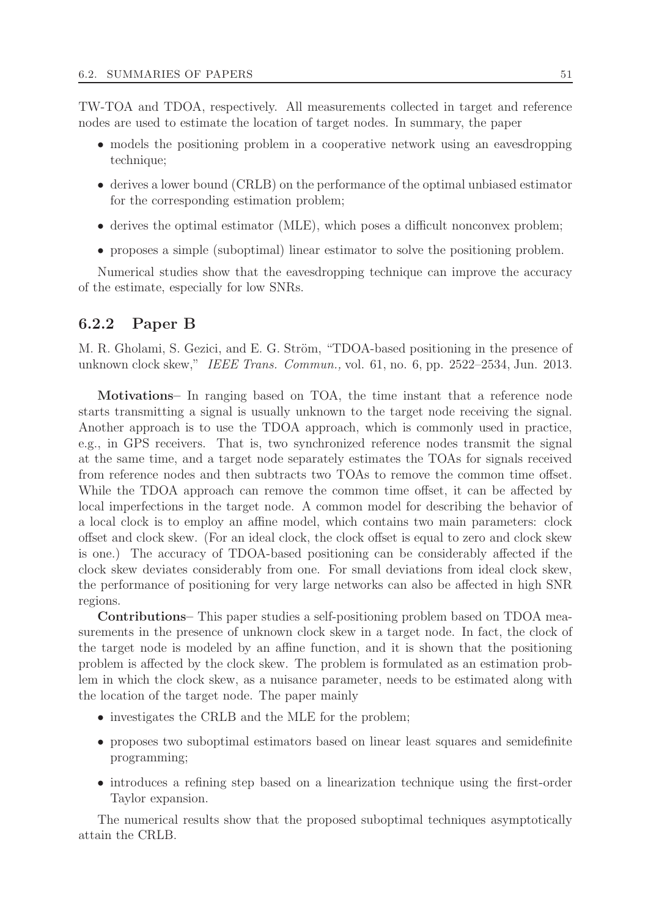TW-TOA and TDOA, respectively. All measurements collected in target and reference nodes are used to estimate the location of target nodes. In summary, the paper

- models the positioning problem in a cooperative network using an eavesdropping technique;
- derives a lower bound (CRLB) on the performance of the optimal unbiased estimator for the corresponding estimation problem;
- derives the optimal estimator (MLE), which poses a difficult nonconvex problem;
- proposes a simple (suboptimal) linear estimator to solve the positioning problem.

Numerical studies show that the eavesdropping technique can improve the accuracy of the estimate, especially for low SNRs.

### 6.2.2 Paper B

M. R. Gholami, S. Gezici, and E. G. Ström, "TDOA-based positioning in the presence of unknown clock skew," *IEEE Trans. Commun.,* vol. 61, no. 6, pp. 2522–2534, Jun. 2013.

**Motivations**– In ranging based on TOA, the time instant that a reference node starts transmitting a signal is usually unknown to the target node receiving the signal. Another approach is to use the TDOA approach, which is commonly used in practice, e.g., in GPS receivers. That is, two synchronized reference nodes transmit the signal at the same time, and a target node separately estimates the TOAs for signals received from reference nodes and then subtracts two TOAs to remove the common time offset. While the TDOA approach can remove the common time offset, it can be affected by local imperfections in the target node. A common model for describing the behavior of a local clock is to employ an affine model, which contains two main parameters: clock offset and clock skew. (For an ideal clock, the clock offset is equal to zero and clock skew is one.) The accuracy of TDOA-based positioning can be considerably affected if the clock skew deviates considerably from one. For small deviations from ideal clock skew, the performance of positioning for very large networks can also be affected in high SNR regions.

**Contributions**– This paper studies a self-positioning problem based on TDOA measurements in the presence of unknown clock skew in a target node. In fact, the clock of the target node is modeled by an affine function, and it is shown that the positioning problem is affected by the clock skew. The problem is formulated as an estimation problem in which the clock skew, as a nuisance parameter, needs to be estimated along with the location of the target node. The paper mainly

- investigates the CRLB and the MLE for the problem;
- proposes two suboptimal estimators based on linear least squares and semidefinite programming;
- introduces a refining step based on a linearization technique using the first-order Taylor expansion.

The numerical results show that the proposed suboptimal techniques asymptotically attain the CRLB.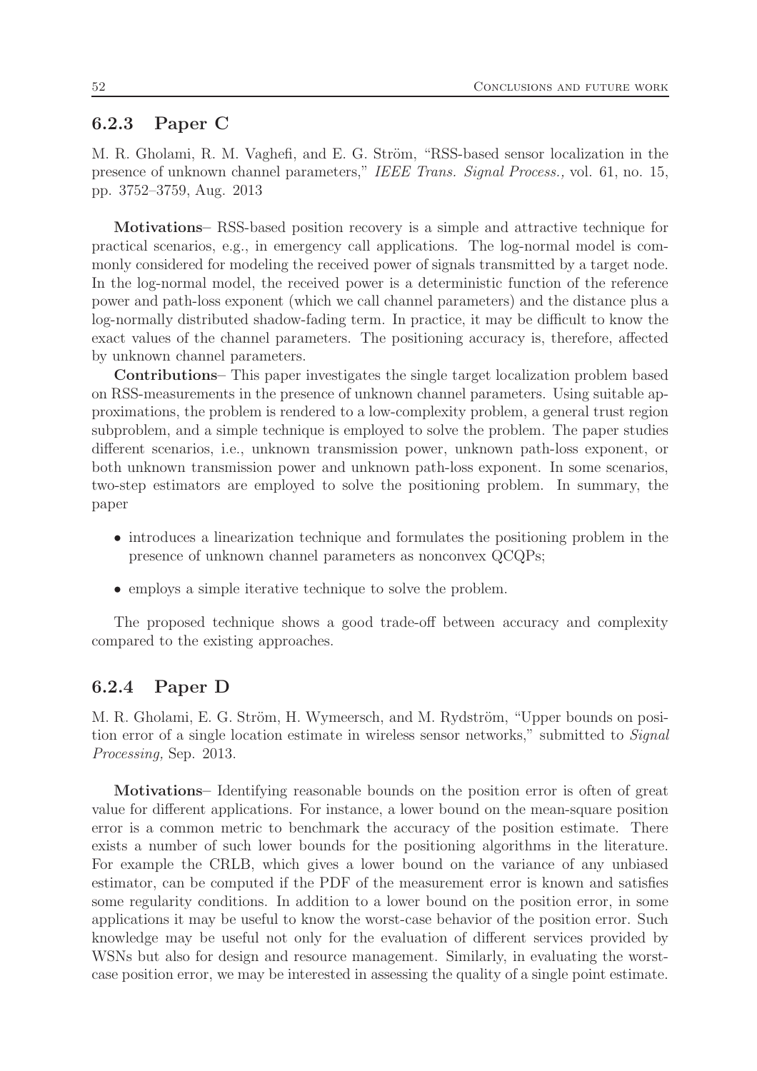### 6.2.3 Paper C

M. R. Gholami, R. M. Vaghefi, and E. G. Ström, "RSS-based sensor localization in the presence of unknown channel parameters," *IEEE Trans. Signal Process.,* vol. 61, no. 15, pp. 3752–3759, Aug. 2013

**Motivations**– RSS-based position recovery is a simple and attractive technique for practical scenarios, e.g., in emergency call applications. The log-normal model is commonly considered for modeling the received power of signals transmitted by a target node. In the log-normal model, the received power is a deterministic function of the reference power and path-loss exponent (which we call channel parameters) and the distance plus a log-normally distributed shadow-fading term. In practice, it may be difficult to know the exact values of the channel parameters. The positioning accuracy is, therefore, affected by unknown channel parameters.

**Contributions**– This paper investigates the single target localization problem based on RSS-measurements in the presence of unknown channel parameters. Using suitable approximations, the problem is rendered to a low-complexity problem, a general trust region subproblem, and a simple technique is employed to solve the problem. The paper studies different scenarios, i.e., unknown transmission power, unknown path-loss exponent, or both unknown transmission power and unknown path-loss exponent. In some scenarios, two-step estimators are employed to solve the positioning problem. In summary, the paper

- introduces a linearization technique and formulates the positioning problem in the presence of unknown channel parameters as nonconvex QCQPs;
- employs a simple iterative technique to solve the problem.

The proposed technique shows a good trade-off between accuracy and complexity compared to the existing approaches.

### 6.2.4 Paper D

M. R. Gholami, E. G. Ström, H. Wymeersch, and M. Rydström, "Upper bounds on position error of a single location estimate in wireless sensor networks," submitted to *Signal Processing,* Sep. 2013.

**Motivations**– Identifying reasonable bounds on the position error is often of great value for different applications. For instance, a lower bound on the mean-square position error is a common metric to benchmark the accuracy of the position estimate. There exists a number of such lower bounds for the positioning algorithms in the literature. For example the CRLB, which gives a lower bound on the variance of any unbiased estimator, can be computed if the PDF of the measurement error is known and satisfies some regularity conditions. In addition to a lower bound on the position error, in some applications it may be useful to know the worst-case behavior of the position error. Such knowledge may be useful not only for the evaluation of different services provided by WSNs but also for design and resource management. Similarly, in evaluating the worst-case position error, we may be interested in assessing the quality of a single point estimate.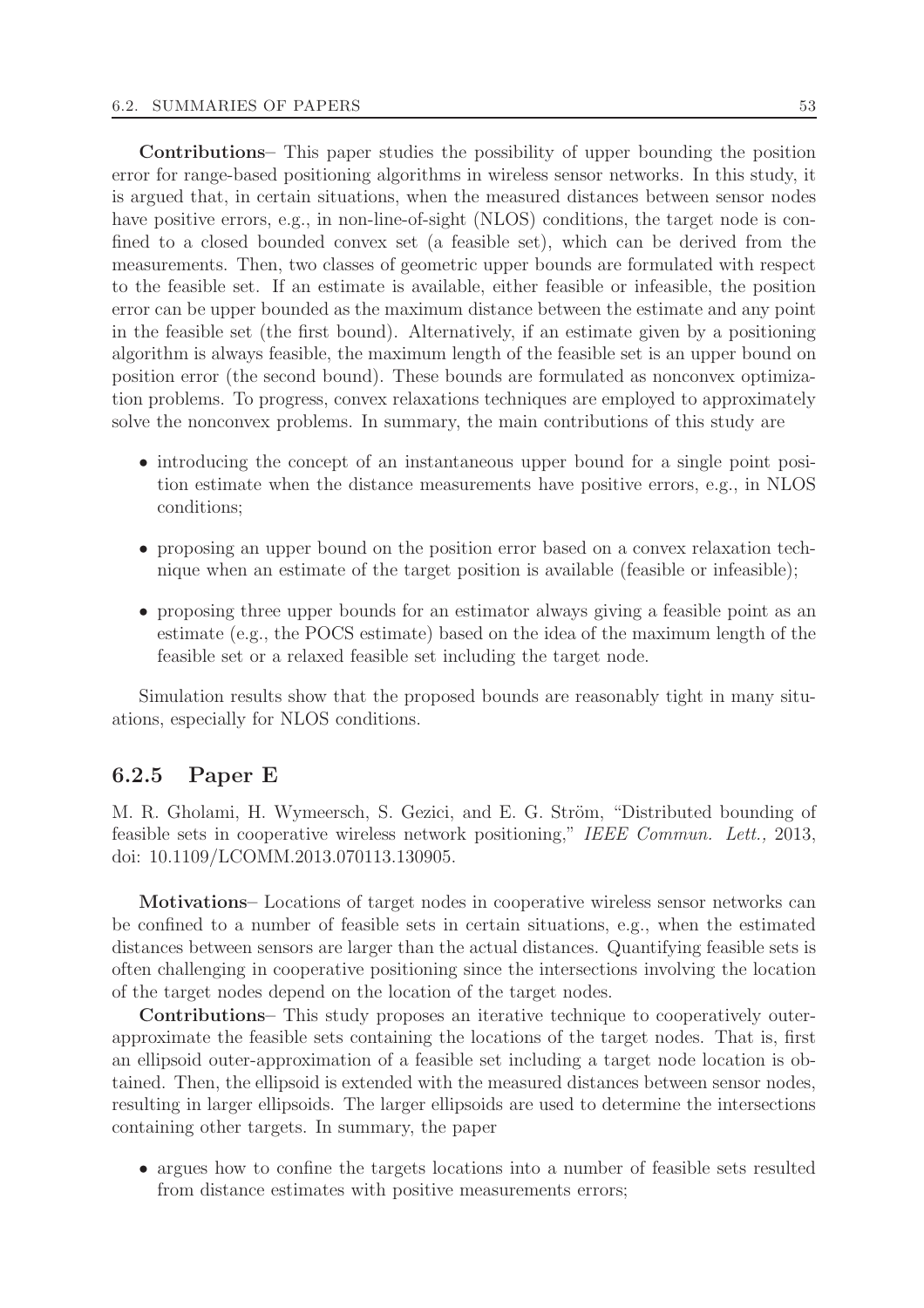**Contributions**– This paper studies the possibility of upper bounding the position error for range-based positioning algorithms in wireless sensor networks. In this study, it is argued that, in certain situations, when the measured distances between sensor nodes have positive errors, e.g., in non-line-of-sight (NLOS) conditions, the target node is confined to a closed bounded convex set (a feasible set), which can be derived from the measurements. Then, two classes of geometric upper bounds are formulated with respect to the feasible set. If an estimate is available, either feasible or infeasible, the position error can be upper bounded as the maximum distance between the estimate and any point in the feasible set (the first bound). Alternatively, if an estimate given by a positioning algorithm is always feasible, the maximum length of the feasible set is an upper bound on position error (the second bound). These bounds are formulated as nonconvex optimization problems. To progress, convex relaxations techniques are employed to approximately solve the nonconvex problems. In summary, the main contributions of this study are

- introducing the concept of an instantaneous upper bound for a single point position estimate when the distance measurements have positive errors, e.g., in NLOS conditions;
- proposing an upper bound on the position error based on a convex relaxation technique when an estimate of the target position is available (feasible or infeasible);
- proposing three upper bounds for an estimator always giving a feasible point as an estimate (e.g., the POCS estimate) based on the idea of the maximum length of the feasible set or a relaxed feasible set including the target node.

Simulation results show that the proposed bounds are reasonably tight in many situations, especially for NLOS conditions.

### 6.2.5 Paper E

M. R. Gholami, H. Wymeersch, S. Gezici, and E. G. Ström, "Distributed bounding of feasible sets in cooperative wireless network positioning," *IEEE Commun. Lett.,* 2013, doi: 10.1109/LCOMM.2013.070113.130905.

**Motivations**– Locations of target nodes in cooperative wireless sensor networks can be confined to a number of feasible sets in certain situations, e.g., when the estimated distances between sensors are larger than the actual distances. Quantifying feasible sets is often challenging in cooperative positioning since the intersections involving the location of the target nodes depend on the location of the target nodes.

**Contributions**– This study proposes an iterative technique to cooperatively outer-approximate the feasible sets containing the locations of the target nodes. That is, first an ellipsoid outer-approximation of a feasible set including a target node location is obtained. Then, the ellipsoid is extended with the measured distances between sensor nodes, resulting in larger ellipsoids. The larger ellipsoids are used to determine the intersections containing other targets. In summary, the paper

- argues how to confine the targets locations into a number of feasible sets resulted from distance estimates with positive measurements errors;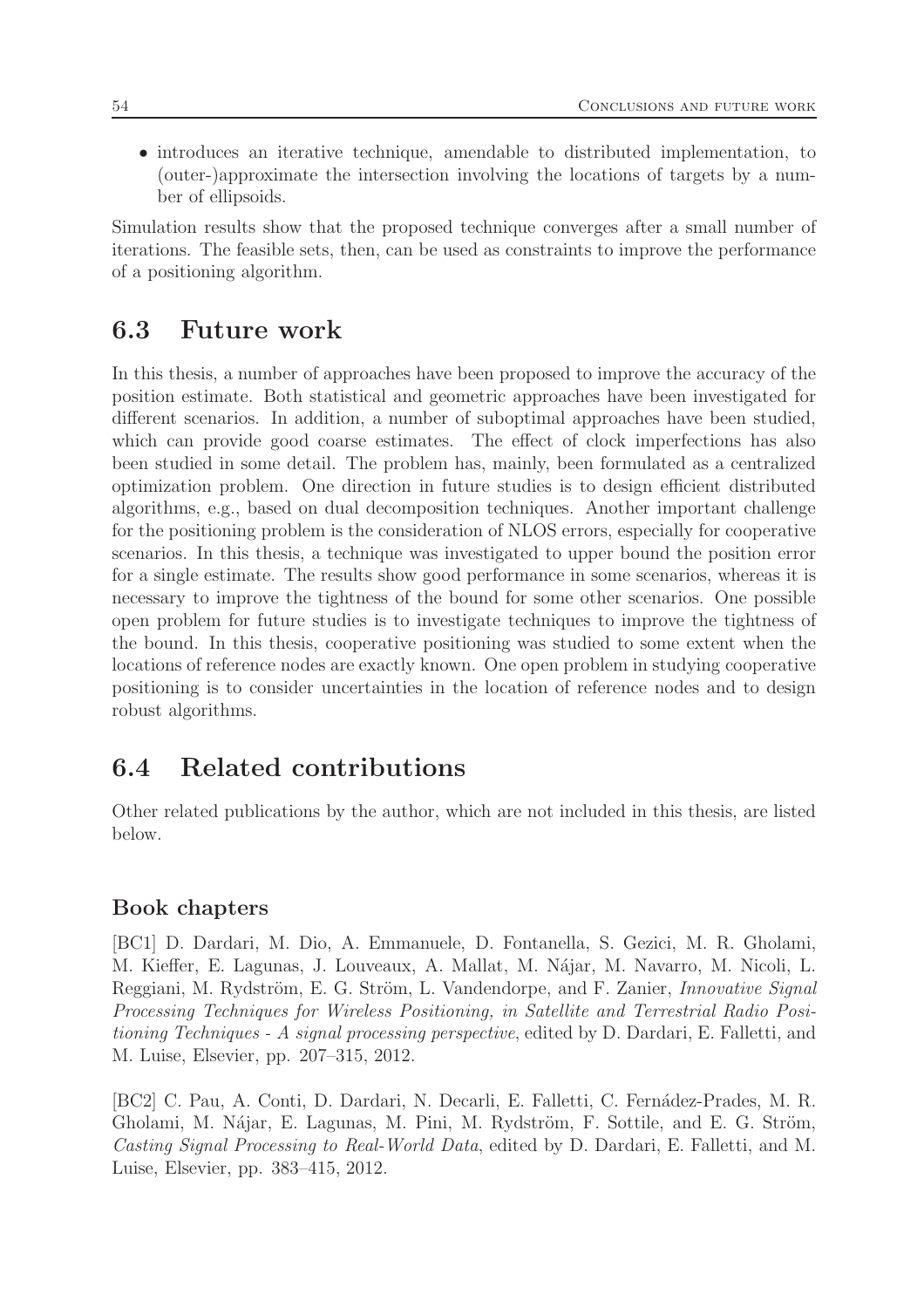- introduces an iterative technique, amendable to distributed implementation, to (outer-)approximate the intersection involving the locations of targets by a number of ellipsoids.

Simulation results show that the proposed technique converges after a small number of iterations. The feasible sets, then, can be used as constraints to improve the performance of a positioning algorithm.

## 6.3 Future work

In this thesis, a number of approaches have been proposed to improve the accuracy of the position estimate. Both statistical and geometric approaches have been investigated for different scenarios. In addition, a number of suboptimal approaches have been studied, which can provide good coarse estimates. The effect of clock imperfections has also been studied in some detail. The problem has, mainly, been formulated as a centralized optimization problem. One direction in future studies is to design efficient distributed algorithms, e.g., based on dual decomposition techniques. Another important challenge for the positioning problem is the consideration of NLOS errors, especially for cooperative scenarios. In this thesis, a technique was investigated to upper bound the position error for a single estimate. The results show good performance in some scenarios, whereas it is necessary to improve the tightness of the bound for some other scenarios. One possible open problem for future studies is to investigate techniques to improve the tightness of the bound. In this thesis, cooperative positioning was studied to some extent when the locations of reference nodes are exactly known. One open problem in studying cooperative positioning is to consider uncertainties in the location of reference nodes and to design robust algorithms.

## 6.4 Related contributions

Other related publications by the author, which are not included in this thesis, are listed below.

### Book chapters

[BC1] D. Dardari, M. Dio, A. Emmanuele, D. Fontanella, S. Gezici, M. R. Gholami, M. Kieffer, E. Lagunas, J. Louveaux, A. Mallat, M. Nájar, M. Navarro, M. Nicoli, L. Reggiani, M. Rydström, E. G. Ström, L. Vandendorpe, and F. Zanier, *Innovative Signal Processing Techniques for Wireless Positioning, in Satellite and Terrestrial Radio Positioning Techniques - A signal processing perspective*, edited by D. Dardari, E. Falletti, and M. Luise, Elsevier, pp. 207–315, 2012.

[BC2] C. Pau, A. Conti, D. Dardari, N. Decarli, E. Falletti, C. Fernádez-Prades, M. R. Gholami, M. Nájar, E. Lagunas, M. Pini, M. Rydström, F. Sottile, and E. G. Ström, *Casting Signal Processing to Real-World Data*, edited by D. Dardari, E. Falletti, and M. Luise, Elsevier, pp. 383–415, 2012.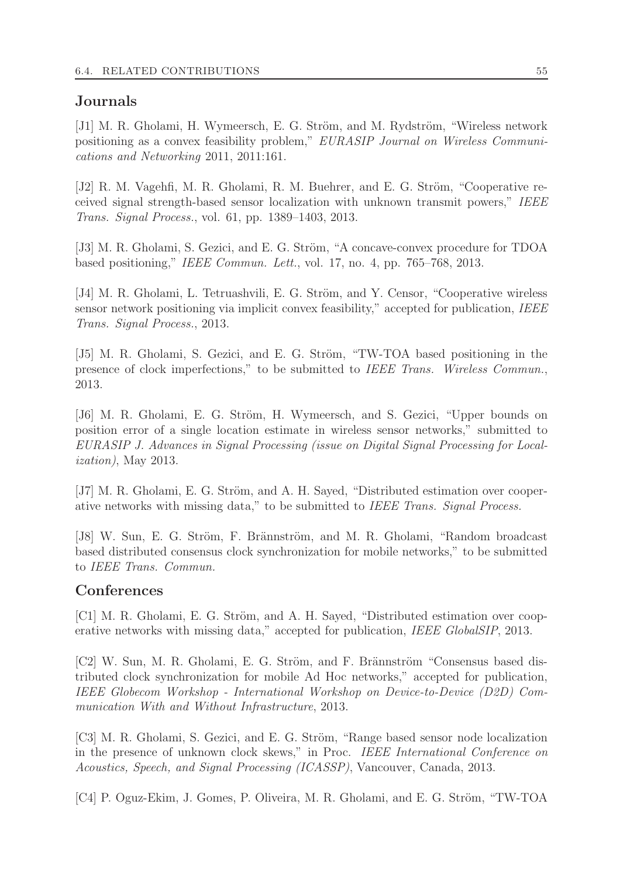## Journals

[J1] M. R. Gholami, H. Wymeersch, E. G. Ström, and M. Rydström, "Wireless network positioning as a convex feasibility problem," *EURASIP Journal on Wireless Communications and Networking* 2011, 2011:161.

[J2] R. M. Vagehfi, M. R. Gholami, R. M. Buehrer, and E. G. Ström, "Cooperative received signal strength-based sensor localization with unknown transmit powers," *IEEE Trans. Signal Process.*, vol. 61, pp. 1389–1403, 2013.

[J3] M. R. Gholami, S. Gezici, and E. G. Ström, "A concave-convex procedure for TDOA based positioning," *IEEE Commun. Lett.*, vol. 17, no. 4, pp. 765–768, 2013.

[J4] M. R. Gholami, L. Tetruashvili, E. G. Ström, and Y. Censor, "Cooperative wireless sensor network positioning via implicit convex feasibility," accepted for publication, *IEEE Trans. Signal Process.*, 2013.

[J5] M. R. Gholami, S. Gezici, and E. G. Ström, "TW-TOA based positioning in the presence of clock imperfections," to be submitted to *IEEE Trans. Wireless Commun.*, 2013.

[J6] M. R. Gholami, E. G. Ström, H. Wymeersch, and S. Gezici, "Upper bounds on position error of a single location estimate in wireless sensor networks," submitted to *EURASIP J. Advances in Signal Processing (issue on Digital Signal Processing for Localization)*, May 2013.

[J7] M. R. Gholami, E. G. Ström, and A. H. Sayed, "Distributed estimation over cooperative networks with missing data," to be submitted to *IEEE Trans. Signal Process.*

[J8] W. Sun, E. G. Ström, F. Brännström, and M. R. Gholami, "Random broadcast based distributed consensus clock synchronization for mobile networks," to be submitted to *IEEE Trans. Commun.*

## Conferences

[C1] M. R. Gholami, E. G. Ström, and A. H. Sayed, "Distributed estimation over cooperative networks with missing data," accepted for publication, *IEEE GlobalSIP*, 2013.

[C2] W. Sun, M. R. Gholami, E. G. Ström, and F. Brännström "Consensus based distributed clock synchronization for mobile Ad Hoc networks," accepted for publication, *IEEE Globecom Workshop - International Workshop on Device-to-Device (D2D) Communication With and Without Infrastructure*, 2013.

[C3] M. R. Gholami, S. Gezici, and E. G. Ström, "Range based sensor node localization in the presence of unknown clock skews," in Proc. *IEEE International Conference on Acoustics, Speech, and Signal Processing (ICASSP)*, Vancouver, Canada, 2013.

[C4] P. Oguz-Ekim, J. Gomes, P. Oliveira, M. R. Gholami, and E. G. Ström, "TW-TOA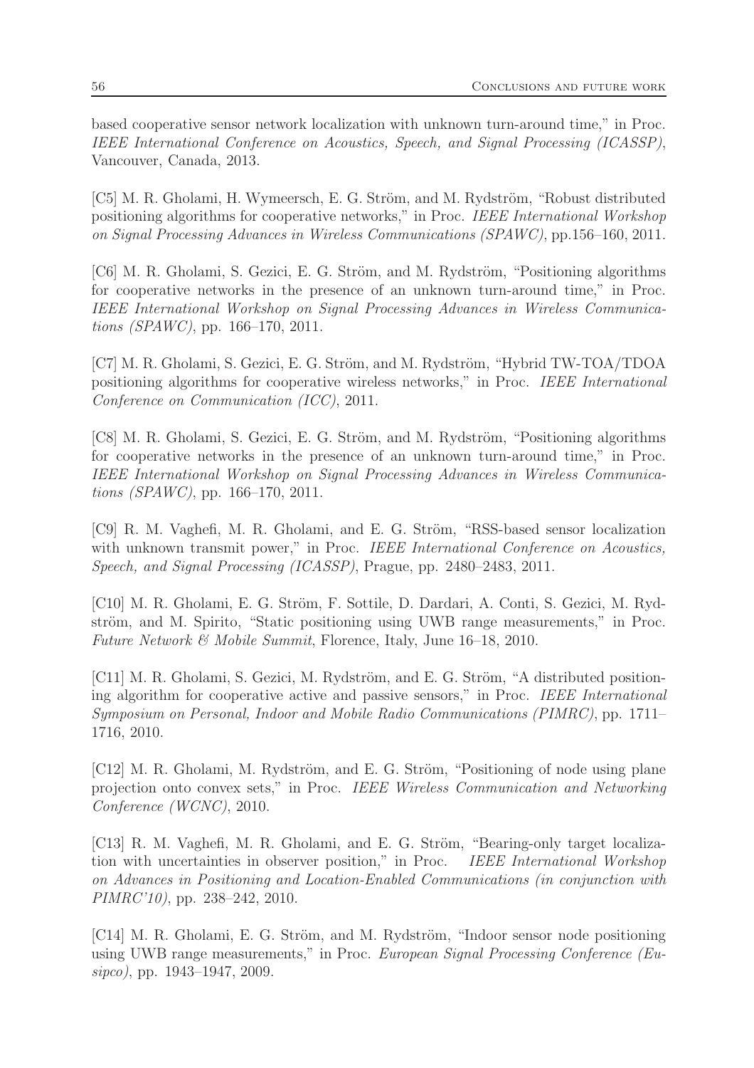based cooperative sensor network localization with unknown turn-around time," in Proc. *IEEE International Conference on Acoustics, Speech, and Signal Processing (ICASSP)*, Vancouver, Canada, 2013.

[C5] M. R. Gholami, H. Wymeersch, E. G. Ström, and M. Rydström, "Robust distributed positioning algorithms for cooperative networks," in Proc. *IEEE International Workshop on Signal Processing Advances in Wireless Communications (SPAWC)*, pp.156–160, 2011.

[C6] M. R. Gholami, S. Gezici, E. G. Ström, and M. Rydström, "Positioning algorithms for cooperative networks in the presence of an unknown turn-around time," in Proc. *IEEE International Workshop on Signal Processing Advances in Wireless Communications (SPAWC)*, pp. 166–170, 2011.

[C7] M. R. Gholami, S. Gezici, E. G. Ström, and M. Rydström, "Hybrid TW-TOA/TDOA positioning algorithms for cooperative wireless networks," in Proc. *IEEE International Conference on Communication (ICC)*, 2011.

[C8] M. R. Gholami, S. Gezici, E. G. Ström, and M. Rydström, "Positioning algorithms for cooperative networks in the presence of an unknown turn-around time," in Proc. *IEEE International Workshop on Signal Processing Advances in Wireless Communications (SPAWC)*, pp. 166–170, 2011.

[C9] R. M. Vaghefi, M. R. Gholami, and E. G. Ström, "RSS-based sensor localization with unknown transmit power," in Proc. *IEEE International Conference on Acoustics, Speech, and Signal Processing (ICASSP)*, Prague, pp. 2480–2483, 2011.

[C10] M. R. Gholami, E. G. Ström, F. Sottile, D. Dardari, A. Conti, S. Gezici, M. Rydström, and M. Spirito, "Static positioning using UWB range measurements," in Proc. *Future Network & Mobile Summit*, Florence, Italy, June 16–18, 2010.

[C11] M. R. Gholami, S. Gezici, M. Rydström, and E. G. Ström, "A distributed positioning algorithm for cooperative active and passive sensors," in Proc. *IEEE International Symposium on Personal, Indoor and Mobile Radio Communications (PIMRC)*, pp. 1711–1716, 2010.

[C12] M. R. Gholami, M. Rydström, and E. G. Ström, "Positioning of node using plane projection onto convex sets," in Proc. *IEEE Wireless Communication and Networking Conference (WCNC)*, 2010.

[C13] R. M. Vaghefi, M. R. Gholami, and E. G. Ström, "Bearing-only target localization with uncertainties in observer position," in Proc. *IEEE International Workshop on Advances in Positioning and Location-Enabled Communications (in conjunction with PIMRC'10)*, pp. 238–242, 2010.

[C14] M. R. Gholami, E. G. Ström, and M. Rydström, "Indoor sensor node positioning using UWB range measurements," in Proc. *European Signal Processing Conference (Eusipco)*, pp. 1943–1947, 2009.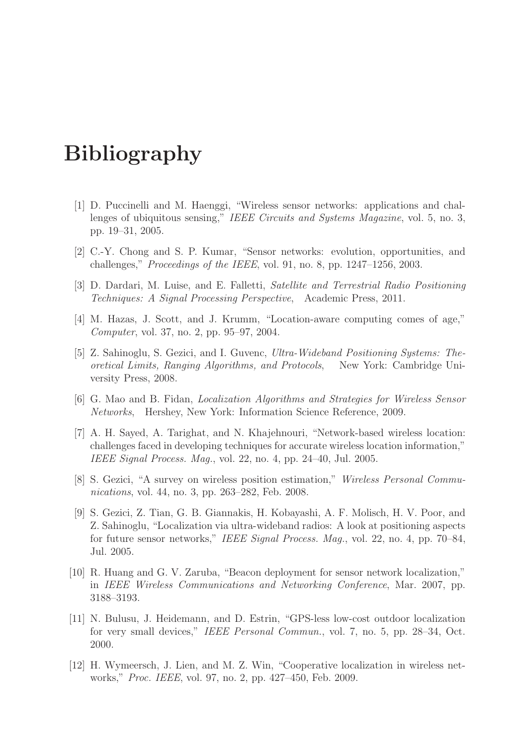# Bibliography

[1] D. Puccinelli and M. Haenggi, "Wireless sensor networks: applications and challenges of ubiquitous sensing," *IEEE Circuits and Systems Magazine*, vol. 5, no. 3, pp. 19–31, 2005.

[2] C.-Y. Chong and S. P. Kumar, "Sensor networks: evolution, opportunities, and challenges," *Proceedings of the IEEE*, vol. 91, no. 8, pp. 1247–1256, 2003.

[3] D. Dardari, M. Luise, and E. Falletti, *Satellite and Terrestrial Radio Positioning Techniques: A Signal Processing Perspective*, Academic Press, 2011.

[4] M. Hazas, J. Scott, and J. Krumm, "Location-aware computing comes of age," *Computer*, vol. 37, no. 2, pp. 95–97, 2004.

[5] Z. Sahinoglu, S. Gezici, and I. Guvenc, *Ultra-Wideband Positioning Systems: Theoretical Limits, Ranging Algorithms, and Protocols*, New York: Cambridge University Press, 2008.

[6] G. Mao and B. Fidan, *Localization Algorithms and Strategies for Wireless Sensor Networks*, Hershey, New York: Information Science Reference, 2009.

[7] A. H. Sayed, A. Tarighat, and N. Khajehnouri, "Network-based wireless location: challenges faced in developing techniques for accurate wireless location information," *IEEE Signal Process. Mag.*, vol. 22, no. 4, pp. 24–40, Jul. 2005.

[8] S. Gezici, "A survey on wireless position estimation," *Wireless Personal Communications*, vol. 44, no. 3, pp. 263–282, Feb. 2008.

[9] S. Gezici, Z. Tian, G. B. Giannakis, H. Kobayashi, A. F. Molisch, H. V. Poor, and Z. Sahinoglu, "Localization via ultra-wideband radios: A look at positioning aspects for future sensor networks," *IEEE Signal Process. Mag.*, vol. 22, no. 4, pp. 70–84, Jul. 2005.

[10] R. Huang and G. V. Zaruba, "Beacon deployment for sensor network localization," in *IEEE Wireless Communications and Networking Conference*, Mar. 2007, pp. 3188–3193.

[11] N. Bulusu, J. Heidemann, and D. Estrin, "GPS-less low-cost outdoor localization for very small devices," *IEEE Personal Commun.*, vol. 7, no. 5, pp. 28–34, Oct. 2000.

[12] H. Wymeersch, J. Lien, and M. Z. Win, "Cooperative localization in wireless networks," *Proc. IEEE*, vol. 97, no. 2, pp. 427–450, Feb. 2009.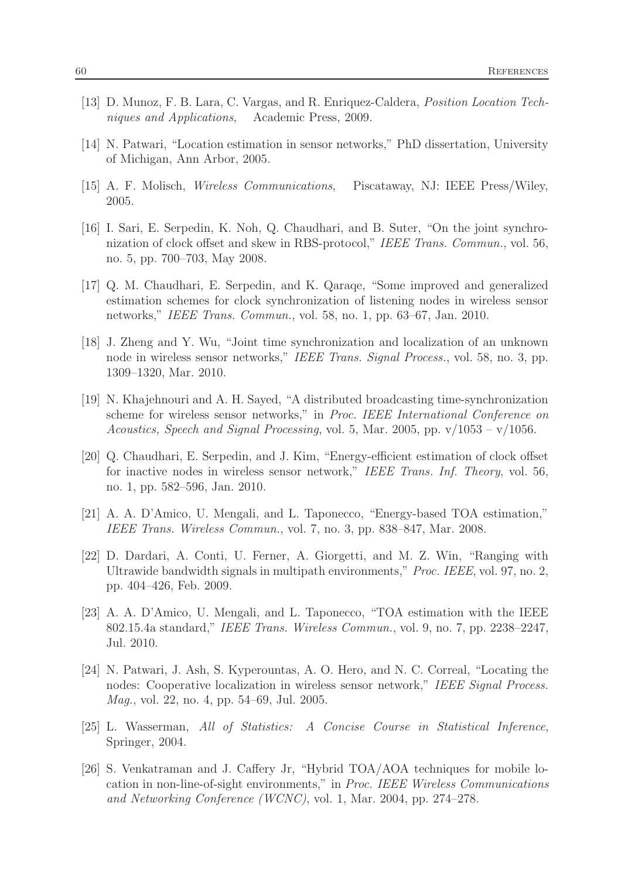[13] D. Munoz, F. B. Lara, C. Vargas, and R. Enriquez-Caldera, *Position Location Techniques and Applications*, Academic Press, 2009.

[14] N. Patwari, "Location estimation in sensor networks," PhD dissertation, University of Michigan, Ann Arbor, 2005.

[15] A. F. Molisch, *Wireless Communications*, Piscataway, NJ: IEEE Press/Wiley, 2005.

[16] I. Sari, E. Serpedin, K. Noh, Q. Chaudhari, and B. Suter, "On the joint synchronization of clock offset and skew in RBS-protocol," *IEEE Trans. Commun.*, vol. 56, no. 5, pp. 700–703, May 2008.

[17] Q. M. Chaudhari, E. Serpedin, and K. Qaraqe, "Some improved and generalized estimation schemes for clock synchronization of listening nodes in wireless sensor networks," *IEEE Trans. Commun.*, vol. 58, no. 1, pp. 63–67, Jan. 2010.

[18] J. Zheng and Y. Wu, "Joint time synchronization and localization of an unknown node in wireless sensor networks," *IEEE Trans. Signal Process.*, vol. 58, no. 3, pp. 1309–1320, Mar. 2010.

[19] N. Khajehnouri and A. H. Sayed, "A distributed broadcasting time-synchronization scheme for wireless sensor networks," in *Proc. IEEE International Conference on Acoustics, Speech and Signal Processing*, vol. 5, Mar. 2005, pp. v/1053 – v/1056.

[20] Q. Chaudhari, E. Serpedin, and J. Kim, "Energy-efficient estimation of clock offset for inactive nodes in wireless sensor network," *IEEE Trans. Inf. Theory*, vol. 56, no. 1, pp. 582–596, Jan. 2010.

[21] A. A. D'Amico, U. Mengali, and L. Taponecco, "Energy-based TOA estimation," *IEEE Trans. Wireless Commun.*, vol. 7, no. 3, pp. 838–847, Mar. 2008.

[22] D. Dardari, A. Conti, U. Ferner, A. Giorgetti, and M. Z. Win, "Ranging with Ultrawide bandwidth signals in multipath environments," *Proc. IEEE*, vol. 97, no. 2, pp. 404–426, Feb. 2009.

[23] A. A. D'Amico, U. Mengali, and L. Taponecco, "TOA estimation with the IEEE 802.15.4a standard," *IEEE Trans. Wireless Commun.*, vol. 9, no. 7, pp. 2238–2247, Jul. 2010.

[24] N. Patwari, J. Ash, S. Kyperountas, A. O. Hero, and N. C. Correal, "Locating the nodes: Cooperative localization in wireless sensor network," *IEEE Signal Process. Mag.*, vol. 22, no. 4, pp. 54–69, Jul. 2005.

[25] L. Wasserman, *All of Statistics: A Concise Course in Statistical Inference*, Springer, 2004.

[26] S. Venkatraman and J. Caffery Jr, "Hybrid TOA/AOA techniques for mobile location in non-line-of-sight environments," in *Proc. IEEE Wireless Communications and Networking Conference (WCNC)*, vol. 1, Mar. 2004, pp. 274–278.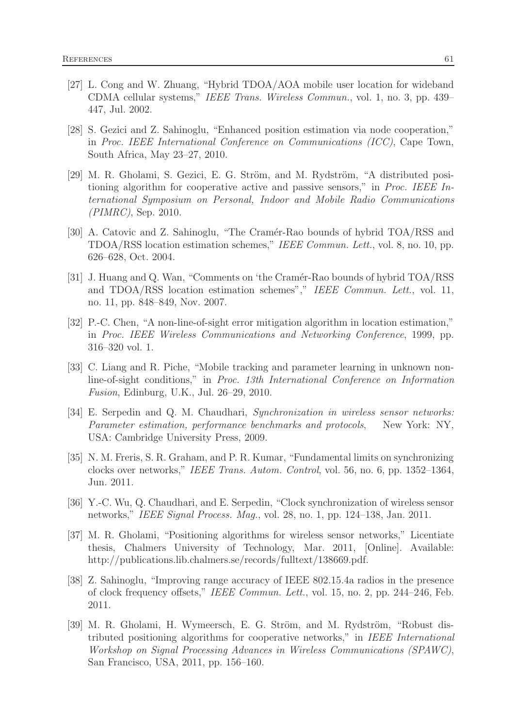[27] L. Cong and W. Zhuang, "Hybrid TDOA/AOA mobile user location for wideband CDMA cellular systems," *IEEE Trans. Wireless Commun.*, vol. 1, no. 3, pp. 439–447, Jul. 2002.

[28] S. Gezici and Z. Sahinoglu, "Enhanced position estimation via node cooperation," in *Proc. IEEE International Conference on Communications (ICC)*, Cape Town, South Africa, May 23–27, 2010.

[29] M. R. Gholami, S. Gezici, E. G. Ström, and M. Rydström, "A distributed positioning algorithm for cooperative active and passive sensors," in *Proc. IEEE International Symposium on Personal, Indoor and Mobile Radio Communications (PIMRC)*, Sep. 2010.

[30] A. Catovic and Z. Sahinoglu, "The Cramér-Rao bounds of hybrid TOA/RSS and TDOA/RSS location estimation schemes," *IEEE Commun. Lett.*, vol. 8, no. 10, pp. 626–628, Oct. 2004.

[31] J. Huang and Q. Wan, "Comments on 'the Cramér-Rao bounds of hybrid TOA/RSS and TDOA/RSS location estimation schemes"," *IEEE Commun. Lett.*, vol. 11, no. 11, pp. 848–849, Nov. 2007.

[32] P.-C. Chen, "A non-line-of-sight error mitigation algorithm in location estimation," in *Proc. IEEE Wireless Communications and Networking Conference*, 1999, pp. 316–320 vol. 1.

[33] C. Liang and R. Piche, "Mobile tracking and parameter learning in unknown non-line-of-sight conditions," in *Proc. 13th International Conference on Information Fusion*, Edinburg, U.K., Jul. 26–29, 2010.

[34] E. Serpedin and Q. M. Chaudhari, *Synchronization in wireless sensor networks: Parameter estimation, performance benchmarks and protocols*, New York: NY, USA: Cambridge University Press, 2009.

[35] N. M. Freris, S. R. Graham, and P. R. Kumar, "Fundamental limits on synchronizing clocks over networks," *IEEE Trans. Autom. Control*, vol. 56, no. 6, pp. 1352–1364, Jun. 2011.

[36] Y.-C. Wu, Q. Chaudhari, and E. Serpedin, "Clock synchronization of wireless sensor networks," *IEEE Signal Process. Mag.*, vol. 28, no. 1, pp. 124–138, Jan. 2011.

[37] M. R. Gholami, "Positioning algorithms for wireless sensor networks," Licentiate thesis, Chalmers University of Technology, Mar. 2011, [Online]. Available: http://publications.lib.chalmers.se/records/fulltext/138669.pdf.

[38] Z. Sahinoglu, "Improving range accuracy of IEEE 802.15.4a radios in the presence of clock frequency offsets," *IEEE Commun. Lett.*, vol. 15, no. 2, pp. 244–246, Feb. 2011.

[39] M. R. Gholami, H. Wymeersch, E. G. Ström, and M. Rydström, "Robust distributed positioning algorithms for cooperative networks," in *IEEE International Workshop on Signal Processing Advances in Wireless Communications (SPAWC)*, San Francisco, USA, 2011, pp. 156–160.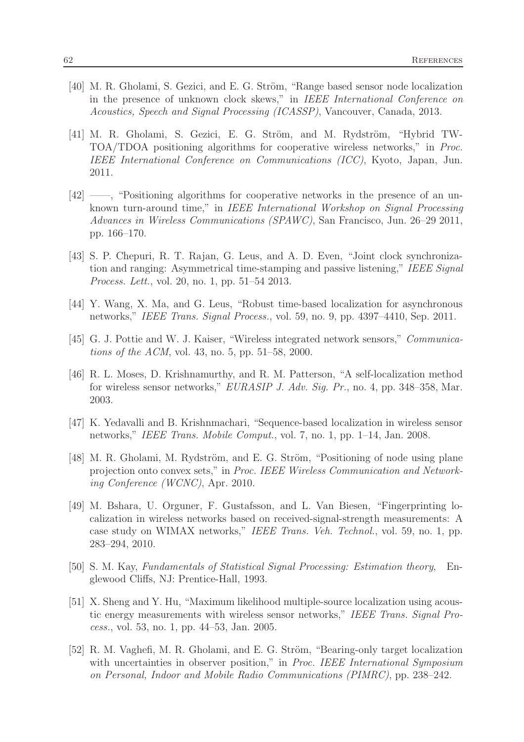[40] M. R. Gholami, S. Gezici, and E. G. Ström, "Range based sensor node localization in the presence of unknown clock skews," in *IEEE International Conference on Acoustics, Speech and Signal Processing (ICASSP)*, Vancouver, Canada, 2013.

[41] M. R. Gholami, S. Gezici, E. G. Ström, and M. Rydström, "Hybrid TW-TOA/TDOA positioning algorithms for cooperative wireless networks," in *Proc. IEEE International Conference on Communications (ICC)*, Kyoto, Japan, Jun. 2011.

[42] ——, "Positioning algorithms for cooperative networks in the presence of an unknown turn-around time," in *IEEE International Workshop on Signal Processing Advances in Wireless Communications (SPAWC)*, San Francisco, Jun. 26–29 2011, pp. 166–170.

[43] S. P. Chepuri, R. T. Rajan, G. Leus, and A. D. Even, "Joint clock synchronization and ranging: Asymmetrical time-stamping and passive listening," *IEEE Signal Process. Lett.*, vol. 20, no. 1, pp. 51–54 2013.

[44] Y. Wang, X. Ma, and G. Leus, "Robust time-based localization for asynchronous networks," *IEEE Trans. Signal Process.*, vol. 59, no. 9, pp. 4397–4410, Sep. 2011.

[45] G. J. Pottie and W. J. Kaiser, "Wireless integrated network sensors," *Communications of the ACM*, vol. 43, no. 5, pp. 51–58, 2000.

[46] R. L. Moses, D. Krishnamurthy, and R. M. Patterson, "A self-localization method for wireless sensor networks," *EURASIP J. Adv. Sig. Pr.*, no. 4, pp. 348–358, Mar. 2003.

[47] K. Yedavalli and B. Krishnmachari, "Sequence-based localization in wireless sensor networks," *IEEE Trans. Mobile Comput.*, vol. 7, no. 1, pp. 1–14, Jan. 2008.

[48] M. R. Gholami, M. Rydström, and E. G. Ström, "Positioning of node using plane projection onto convex sets," in *Proc. IEEE Wireless Communication and Networking Conference (WCNC)*, Apr. 2010.

[49] M. Bshara, U. Orguner, F. Gustafsson, and L. Van Biesen, "Fingerprinting localization in wireless networks based on received-signal-strength measurements: A case study on WIMAX networks," *IEEE Trans. Veh. Technol.*, vol. 59, no. 1, pp. 283–294, 2010.

[50] S. M. Kay, *Fundamentals of Statistical Signal Processing: Estimation theory*, Englewood Cliffs, NJ: Prentice-Hall, 1993.

[51] X. Sheng and Y. Hu, "Maximum likelihood multiple-source localization using acoustic energy measurements with wireless sensor networks," *IEEE Trans. Signal Process.*, vol. 53, no. 1, pp. 44–53, Jan. 2005.

[52] R. M. Vaghefi, M. R. Gholami, and E. G. Ström, "Bearing-only target localization with uncertainties in observer position," in *Proc. IEEE International Symposium on Personal, Indoor and Mobile Radio Communications (PIMRC)*, pp. 238–242.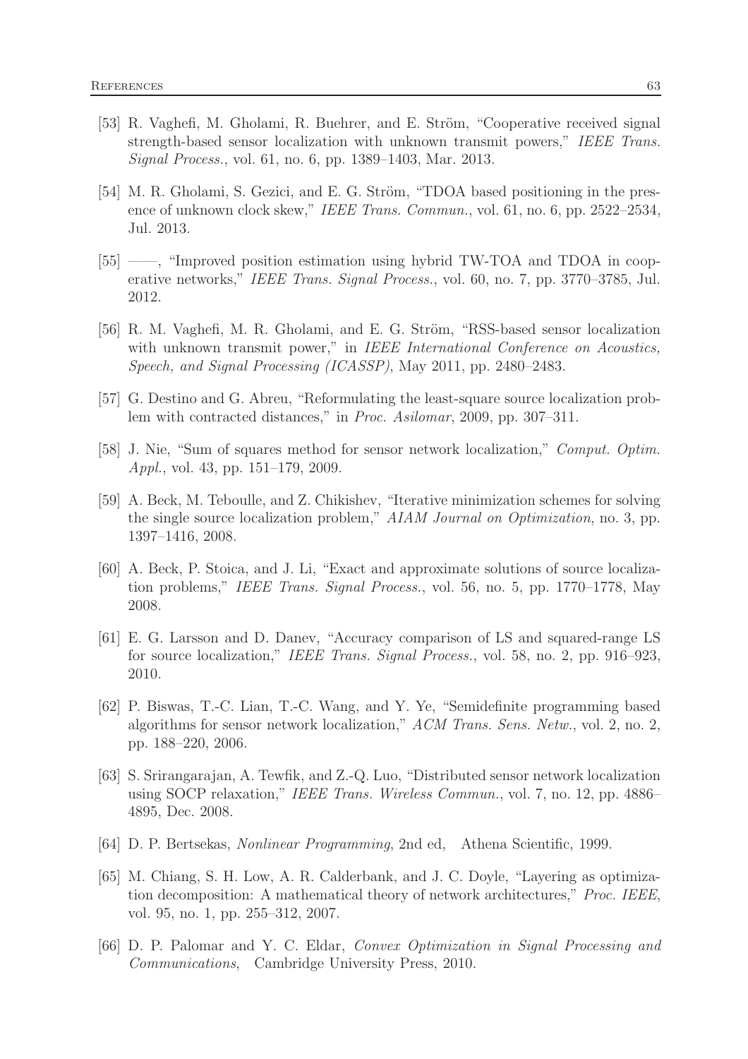[53] R. Vaghefi, M. Gholami, R. Buehrer, and E. Ström, "Cooperative received signal strength-based sensor localization with unknown transmit powers," *IEEE Trans. Signal Process.*, vol. 61, no. 6, pp. 1389–1403, Mar. 2013.

[54] M. R. Gholami, S. Gezici, and E. G. Ström, "TDOA based positioning in the presence of unknown clock skew," *IEEE Trans. Commun.*, vol. 61, no. 6, pp. 2522–2534, Jul. 2013.

[55] ——, "Improved position estimation using hybrid TW-TOA and TDOA in cooperative networks," *IEEE Trans. Signal Process.*, vol. 60, no. 7, pp. 3770–3785, Jul. 2012.

[56] R. M. Vaghefi, M. R. Gholami, and E. G. Ström, "RSS-based sensor localization with unknown transmit power," in *IEEE International Conference on Acoustics, Speech, and Signal Processing (ICASSP)*, May 2011, pp. 2480–2483.

[57] G. Destino and G. Abreu, "Reformulating the least-square source localization problem with contracted distances," in *Proc. Asilomar*, 2009, pp. 307–311.

[58] J. Nie, "Sum of squares method for sensor network localization," *Comput. Optim. Appl.*, vol. 43, pp. 151–179, 2009.

[59] A. Beck, M. Teboulle, and Z. Chikishev, "Iterative minimization schemes for solving the single source localization problem," *AIAM Journal on Optimization*, no. 3, pp. 1397–1416, 2008.

[60] A. Beck, P. Stoica, and J. Li, "Exact and approximate solutions of source localization problems," *IEEE Trans. Signal Process.*, vol. 56, no. 5, pp. 1770–1778, May 2008.

[61] E. G. Larsson and D. Danev, "Accuracy comparison of LS and squared-range LS for source localization," *IEEE Trans. Signal Process.*, vol. 58, no. 2, pp. 916–923, 2010.

[62] P. Biswas, T.-C. Lian, T.-C. Wang, and Y. Ye, "Semidefinite programming based algorithms for sensor network localization," *ACM Trans. Sens. Netw.*, vol. 2, no. 2, pp. 188–220, 2006.

[63] S. Srirangarajan, A. Tewfik, and Z.-Q. Luo, "Distributed sensor network localization using SOCP relaxation," *IEEE Trans. Wireless Commun.*, vol. 7, no. 12, pp. 4886–4895, Dec. 2008.

[64] D. P. Bertsekas, *Nonlinear Programming*, 2nd ed, Athena Scientific, 1999.

[65] M. Chiang, S. H. Low, A. R. Calderbank, and J. C. Doyle, "Layering as optimization decomposition: A mathematical theory of network architectures," *Proc. IEEE*, vol. 95, no. 1, pp. 255–312, 2007.

[66] D. P. Palomar and Y. C. Eldar, *Convex Optimization in Signal Processing and Communications*, Cambridge University Press, 2010.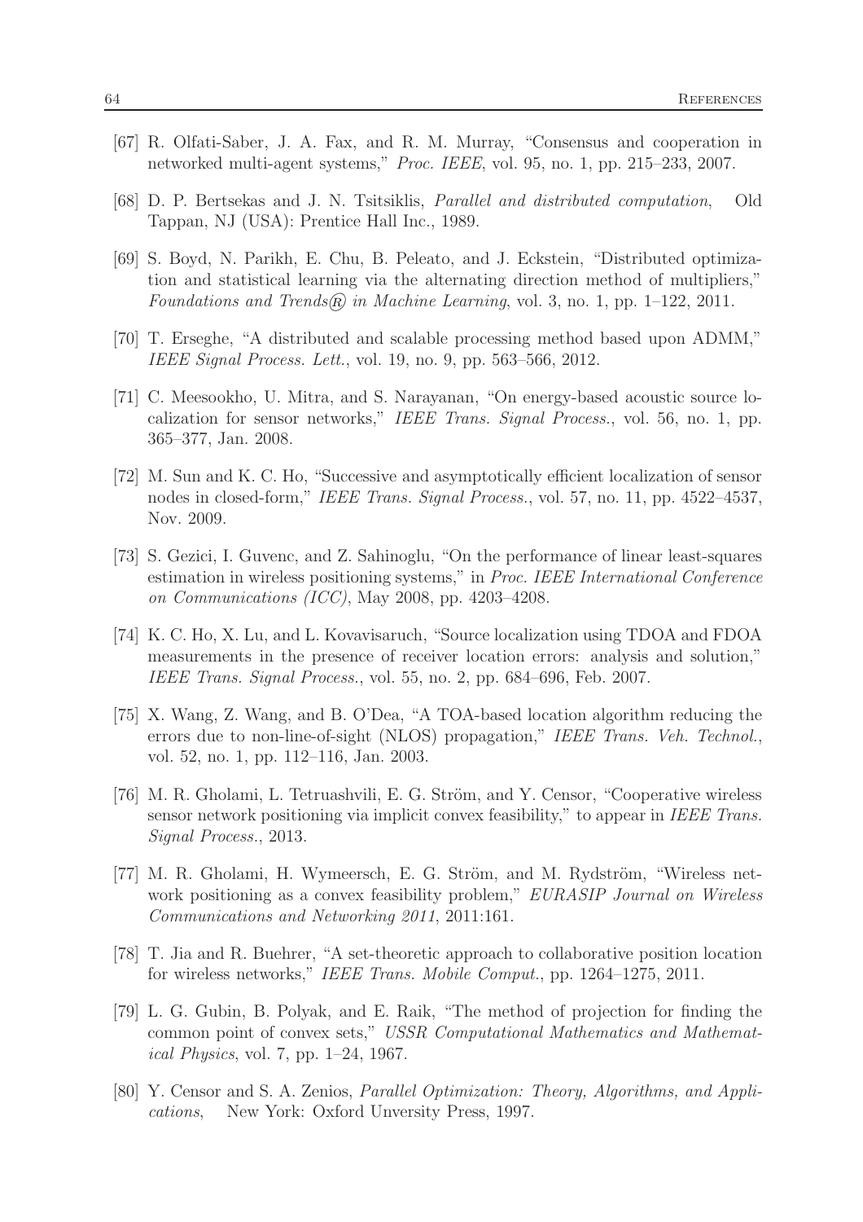[67] R. Olfati-Saber, J. A. Fax, and R. M. Murray, "Consensus and cooperation in networked multi-agent systems," *Proc. IEEE*, vol. 95, no. 1, pp. 215–233, 2007.

[68] D. P. Bertsekas and J. N. Tsitsiklis, *Parallel and distributed computation*, Old Tappan, NJ (USA): Prentice Hall Inc., 1989.

[69] S. Boyd, N. Parikh, E. Chu, B. Peleato, and J. Eckstein, "Distributed optimization and statistical learning via the alternating direction method of multipliers," *Foundations and Trends® in Machine Learning*, vol. 3, no. 1, pp. 1–122, 2011.

[70] T. Erseghe, "A distributed and scalable processing method based upon ADMM," *IEEE Signal Process. Lett.*, vol. 19, no. 9, pp. 563–566, 2012.

[71] C. Meesookho, U. Mitra, and S. Narayanan, "On energy-based acoustic source localization for sensor networks," *IEEE Trans. Signal Process.*, vol. 56, no. 1, pp. 365–377, Jan. 2008.

[72] M. Sun and K. C. Ho, "Successive and asymptotically efficient localization of sensor nodes in closed-form," *IEEE Trans. Signal Process.*, vol. 57, no. 11, pp. 4522–4537, Nov. 2009.

[73] S. Gezici, I. Guvenc, and Z. Sahinoglu, "On the performance of linear least-squares estimation in wireless positioning systems," in *Proc. IEEE International Conference on Communications (ICC)*, May 2008, pp. 4203–4208.

[74] K. C. Ho, X. Lu, and L. Kovavisaruch, "Source localization using TDOA and FDOA measurements in the presence of receiver location errors: analysis and solution," *IEEE Trans. Signal Process.*, vol. 55, no. 2, pp. 684–696, Feb. 2007.

[75] X. Wang, Z. Wang, and B. O'Dea, "A TOA-based location algorithm reducing the errors due to non-line-of-sight (NLOS) propagation," *IEEE Trans. Veh. Technol.*, vol. 52, no. 1, pp. 112–116, Jan. 2003.

[76] M. R. Gholami, L. Tetruashvili, E. G. Ström, and Y. Censor, "Cooperative wireless sensor network positioning via implicit convex feasibility," to appear in *IEEE Trans. Signal Process.*, 2013.

[77] M. R. Gholami, H. Wymeersch, E. G. Ström, and M. Rydström, "Wireless network positioning as a convex feasibility problem," *EURASIP Journal on Wireless Communications and Networking 2011*, 2011:161.

[78] T. Jia and R. Buehrer, "A set-theoretic approach to collaborative position location for wireless networks," *IEEE Trans. Mobile Comput.*, pp. 1264–1275, 2011.

[79] L. G. Gubin, B. Polyak, and E. Raik, "The method of projection for finding the common point of convex sets," *USSR Computational Mathematics and Mathematical Physics*, vol. 7, pp. 1–24, 1967.

[80] Y. Censor and S. A. Zenios, *Parallel Optimization: Theory, Algorithms, and Applications*, New York: Oxford Unversity Press, 1997.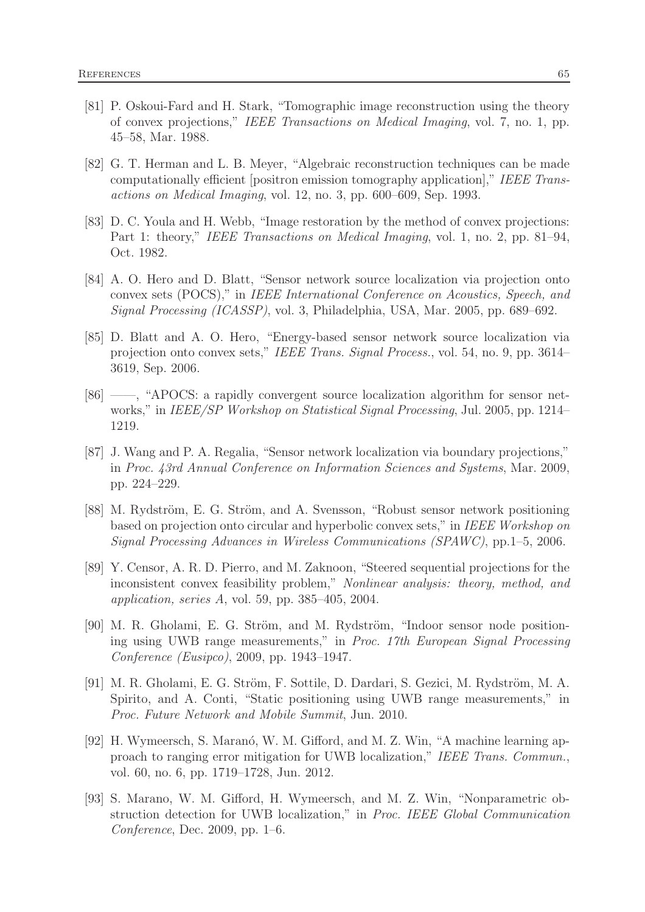- [81] P. Oskoui-Fard and H. Stark, "Tomographic image reconstruction using the theory of convex projections," *IEEE Transactions on Medical Imaging*, vol. 7, no. 1, pp. 45–58, Mar. 1988.
- [82] G. T. Herman and L. B. Meyer, "Algebraic reconstruction techniques can be made computationally efficient [positron emission tomography application]," *IEEE Transactions on Medical Imaging*, vol. 12, no. 3, pp. 600–609, Sep. 1993.
- [83] D. C. Youla and H. Webb, "Image restoration by the method of convex projections: Part 1: theory," *IEEE Transactions on Medical Imaging*, vol. 1, no. 2, pp. 81–94, Oct. 1982.
- [84] A. O. Hero and D. Blatt, "Sensor network source localization via projection onto convex sets (POCS)," in *IEEE International Conference on Acoustics, Speech, and Signal Processing (ICASSP)*, vol. 3, Philadelphia, USA, Mar. 2005, pp. 689–692.
- [85] D. Blatt and A. O. Hero, "Energy-based sensor network source localization via projection onto convex sets," *IEEE Trans. Signal Process.*, vol. 54, no. 9, pp. 3614–3619, Sep. 2006.
- [86] ——, "APOCS: a rapidly convergent source localization algorithm for sensor networks," in *IEEE/SP Workshop on Statistical Signal Processing*, Jul. 2005, pp. 1214–1219.
- [87] J. Wang and P. A. Regalia, "Sensor network localization via boundary projections," in *Proc. 43rd Annual Conference on Information Sciences and Systems*, Mar. 2009, pp. 224–229.
- [88] M. Rydström, E. G. Ström, and A. Svensson, "Robust sensor network positioning based on projection onto circular and hyperbolic convex sets," in *IEEE Workshop on Signal Processing Advances in Wireless Communications (SPAWC)*, pp.1–5, 2006.
- [89] Y. Censor, A. R. D. Pierro, and M. Zaknoon, "Steered sequential projections for the inconsistent convex feasibility problem," *Nonlinear analysis: theory, method, and application, series A*, vol. 59, pp. 385–405, 2004.
- [90] M. R. Gholami, E. G. Ström, and M. Rydström, "Indoor sensor node positioning using UWB range measurements," in *Proc. 17th European Signal Processing Conference (Eusipco)*, 2009, pp. 1943–1947.
- [91] M. R. Gholami, E. G. Ström, F. Sottile, D. Dardari, S. Gezici, M. Rydström, M. A. Spirito, and A. Conti, "Static positioning using UWB range measurements," in *Proc. Future Network and Mobile Summit*, Jun. 2010.
- [92] H. Wymeersch, S. Maranó, W. M. Gifford, and M. Z. Win, "A machine learning approach to ranging error mitigation for UWB localization," *IEEE Trans. Commun.*, vol. 60, no. 6, pp. 1719–1728, Jun. 2012.
- [93] S. Marano, W. M. Gifford, H. Wymeersch, and M. Z. Win, "Nonparametric obstruction detection for UWB localization," in *Proc. IEEE Global Communication Conference*, Dec. 2009, pp. 1–6.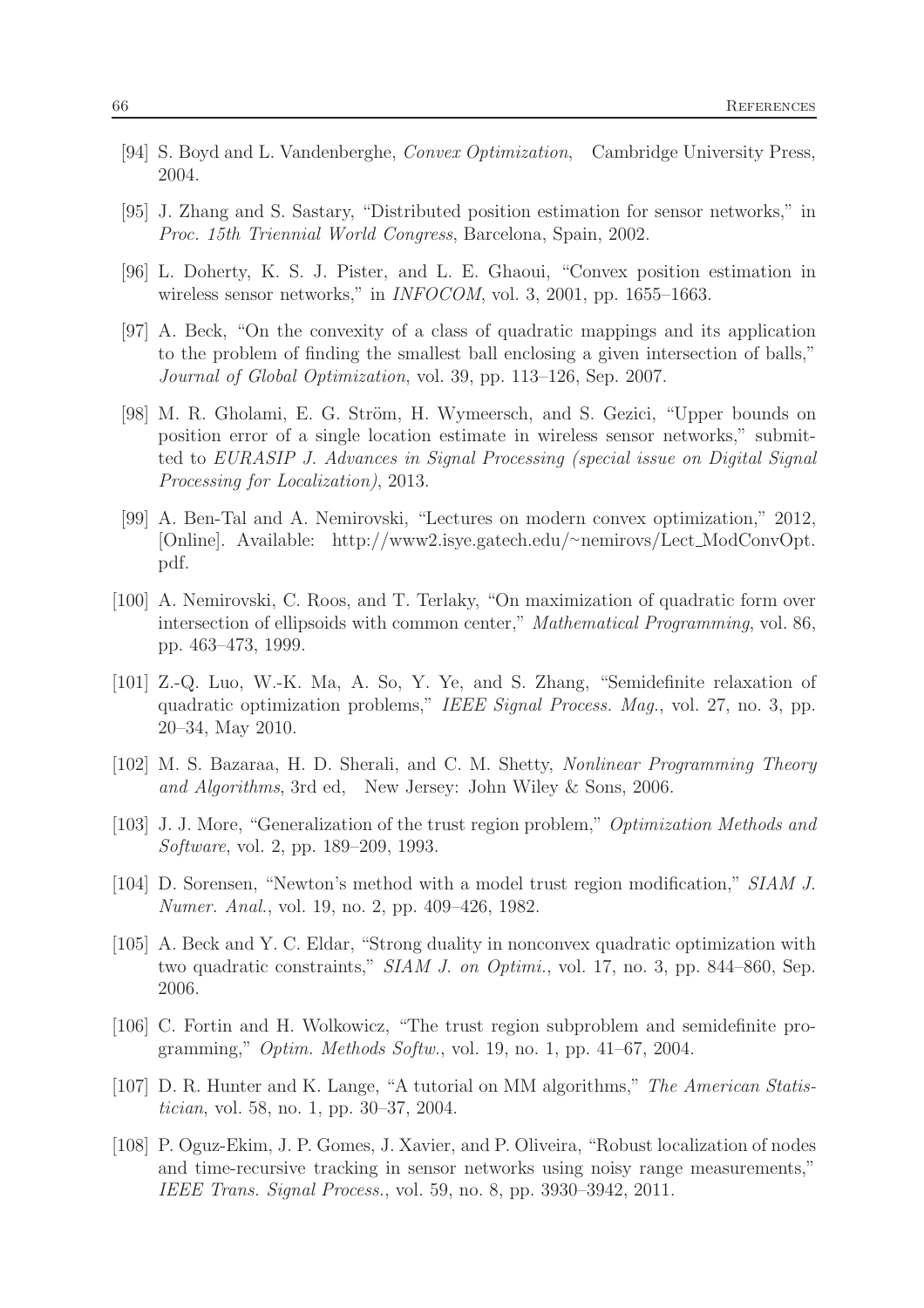[94] S. Boyd and L. Vandenberghe, *Convex Optimization*, Cambridge University Press, 2004.

[95] J. Zhang and S. Sastary, "Distributed position estimation for sensor networks," in *Proc. 15th Triennial World Congress*, Barcelona, Spain, 2002.

[96] L. Doherty, K. S. J. Pister, and L. E. Ghaoui, "Convex position estimation in wireless sensor networks," in *INFOCOM*, vol. 3, 2001, pp. 1655–1663.

[97] A. Beck, "On the convexity of a class of quadratic mappings and its application to the problem of finding the smallest ball enclosing a given intersection of balls," *Journal of Global Optimization*, vol. 39, pp. 113–126, Sep. 2007.

[98] M. R. Gholami, E. G. Ström, H. Wymeersch, and S. Gezici, "Upper bounds on position error of a single location estimate in wireless sensor networks," submitted to *EURASIP J. Advances in Signal Processing (special issue on Digital Signal Processing for Localization)*, 2013.

[99] A. Ben-Tal and A. Nemirovski, "Lectures on modern convex optimization," 2012, [Online]. Available: http://www2.isye.gatech.edu/~nemirovs/Lect_ModConvOpt.pdf.

[100] A. Nemirovski, C. Roos, and T. Terlaky, "On maximization of quadratic form over intersection of ellipsoids with common center," *Mathematical Programming*, vol. 86, pp. 463–473, 1999.

[101] Z.-Q. Luo, W.-K. Ma, A. So, Y. Ye, and S. Zhang, "Semidefinite relaxation of quadratic optimization problems," *IEEE Signal Process. Mag.*, vol. 27, no. 3, pp. 20–34, May 2010.

[102] M. S. Bazaraa, H. D. Sherali, and C. M. Shetty, *Nonlinear Programming Theory and Algorithms*, 3rd ed, New Jersey: John Wiley & Sons, 2006.

[103] J. J. More, "Generalization of the trust region problem," *Optimization Methods and Software*, vol. 2, pp. 189–209, 1993.

[104] D. Sorensen, "Newton's method with a model trust region modification," *SIAM J. Numer. Anal.*, vol. 19, no. 2, pp. 409–426, 1982.

[105] A. Beck and Y. C. Eldar, "Strong duality in nonconvex quadratic optimization with two quadratic constraints," *SIAM J. on Optimi.*, vol. 17, no. 3, pp. 844–860, Sep. 2006.

[106] C. Fortin and H. Wolkowicz, "The trust region subproblem and semidefinite programming," *Optim. Methods Softw.*, vol. 19, no. 1, pp. 41–67, 2004.

[107] D. R. Hunter and K. Lange, "A tutorial on MM algorithms," *The American Statistician*, vol. 58, no. 1, pp. 30–37, 2004.

[108] P. Oguz-Ekim, J. P. Gomes, J. Xavier, and P. Oliveira, "Robust localization of nodes and time-recursive tracking in sensor networks using noisy range measurements," *IEEE Trans. Signal Process.*, vol. 59, no. 8, pp. 3930–3942, 2011.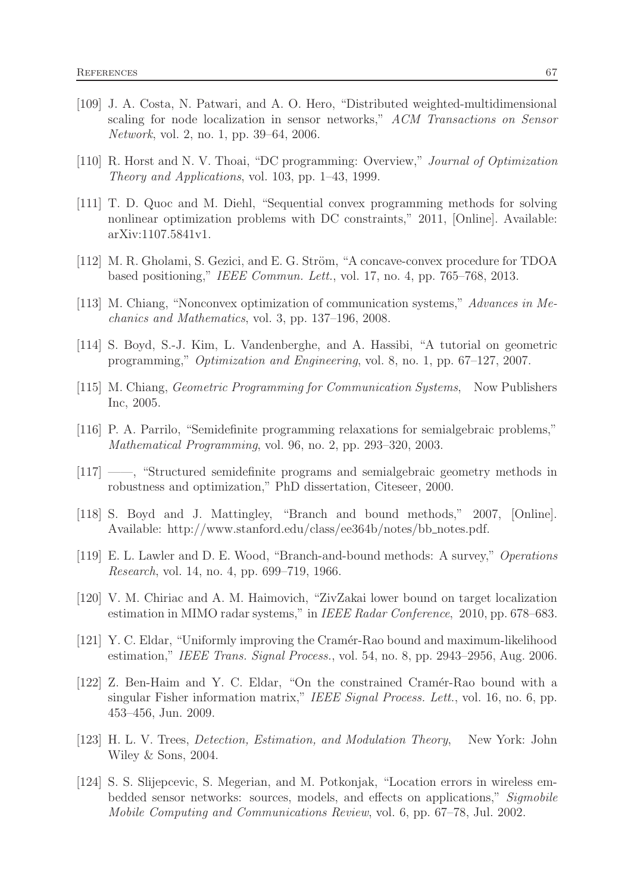[109] J. A. Costa, N. Patwari, and A. O. Hero, "Distributed weighted-multidimensional scaling for node localization in sensor networks," *ACM Transactions on Sensor Network*, vol. 2, no. 1, pp. 39–64, 2006.

[110] R. Horst and N. V. Thoai, "DC programming: Overview," *Journal of Optimization Theory and Applications*, vol. 103, pp. 1–43, 1999.

[111] T. D. Quoc and M. Diehl, "Sequential convex programming methods for solving nonlinear optimization problems with DC constraints," 2011, [Online]. Available: arXiv:1107.5841v1.

[112] M. R. Gholami, S. Gezici, and E. G. Ström, "A concave-convex procedure for TDOA based positioning," *IEEE Commun. Lett.*, vol. 17, no. 4, pp. 765–768, 2013.

[113] M. Chiang, "Nonconvex optimization of communication systems," *Advances in Mechanics and Mathematics*, vol. 3, pp. 137–196, 2008.

[114] S. Boyd, S.-J. Kim, L. Vandenberghe, and A. Hassibi, "A tutorial on geometric programming," *Optimization and Engineering*, vol. 8, no. 1, pp. 67–127, 2007.

[115] M. Chiang, *Geometric Programming for Communication Systems*, Now Publishers Inc, 2005.

[116] P. A. Parrilo, "Semidefinite programming relaxations for semialgebraic problems," *Mathematical Programming*, vol. 96, no. 2, pp. 293–320, 2003.

[117] ——, "Structured semidefinite programs and semialgebraic geometry methods in robustness and optimization," PhD dissertation, Citeseer, 2000.

[118] S. Boyd and J. Mattingley, "Branch and bound methods," 2007, [Online]. Available: http://www.stanford.edu/class/ee364b/notes/bb_notes.pdf.

[119] E. L. Lawler and D. E. Wood, "Branch-and-bound methods: A survey," *Operations Research*, vol. 14, no. 4, pp. 699–719, 1966.

[120] V. M. Chiriac and A. M. Haimovich, "ZivZakai lower bound on target localization estimation in MIMO radar systems," in *IEEE Radar Conference*, 2010, pp. 678–683.

[121] Y. C. Eldar, "Uniformly improving the Cramér-Rao bound and maximum-likelihood estimation," *IEEE Trans. Signal Process.*, vol. 54, no. 8, pp. 2943–2956, Aug. 2006.

[122] Z. Ben-Haim and Y. C. Eldar, "On the constrained Cramér-Rao bound with a singular Fisher information matrix," *IEEE Signal Process. Lett.*, vol. 16, no. 6, pp. 453–456, Jun. 2009.

[123] H. L. V. Trees, *Detection, Estimation, and Modulation Theory*, New York: John Wiley & Sons, 2004.

[124] S. S. Slijepcevic, S. Megerian, and M. Potkonjak, "Location errors in wireless embedded sensor networks: sources, models, and effects on applications," *Sigmobile Mobile Computing and Communications Review*, vol. 6, pp. 67–78, Jul. 2002.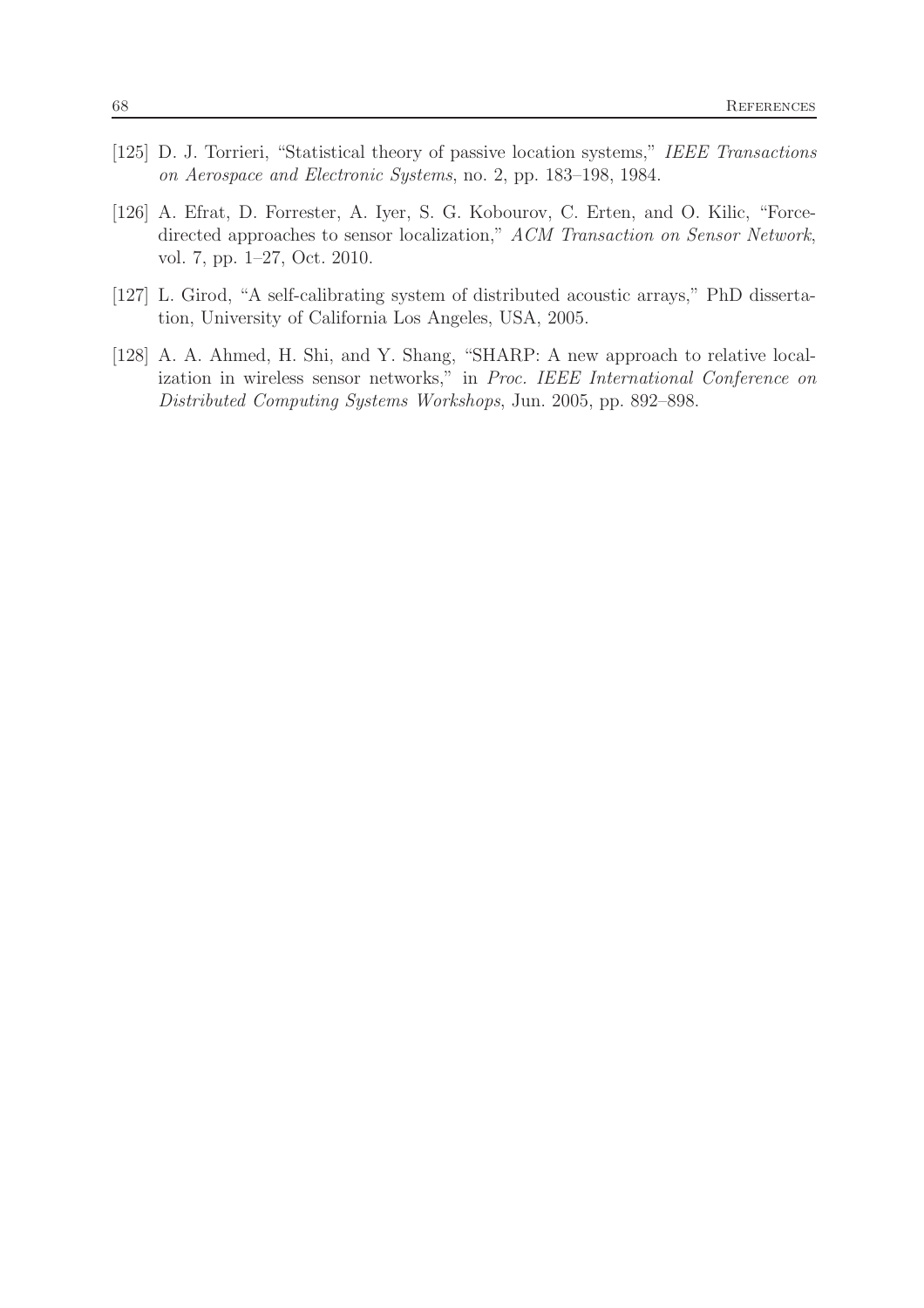[125] D. J. Torrieri, "Statistical theory of passive location systems," *IEEE Transactions on Aerospace and Electronic Systems*, no. 2, pp. 183–198, 1984.

[126] A. Efrat, D. Forrester, A. Iyer, S. G. Kobourov, C. Erten, and O. Kilic, "Force-directed approaches to sensor localization," *ACM Transaction on Sensor Network*, vol. 7, pp. 1–27, Oct. 2010.

[127] L. Girod, "A self-calibrating system of distributed acoustic arrays," PhD dissertation, University of California Los Angeles, USA, 2005.

[128] A. A. Ahmed, H. Shi, and Y. Shang, "SHARP: A new approach to relative localization in wireless sensor networks," in *Proc. IEEE International Conference on Distributed Computing Systems Workshops*, Jun. 2005, pp. 892–898.